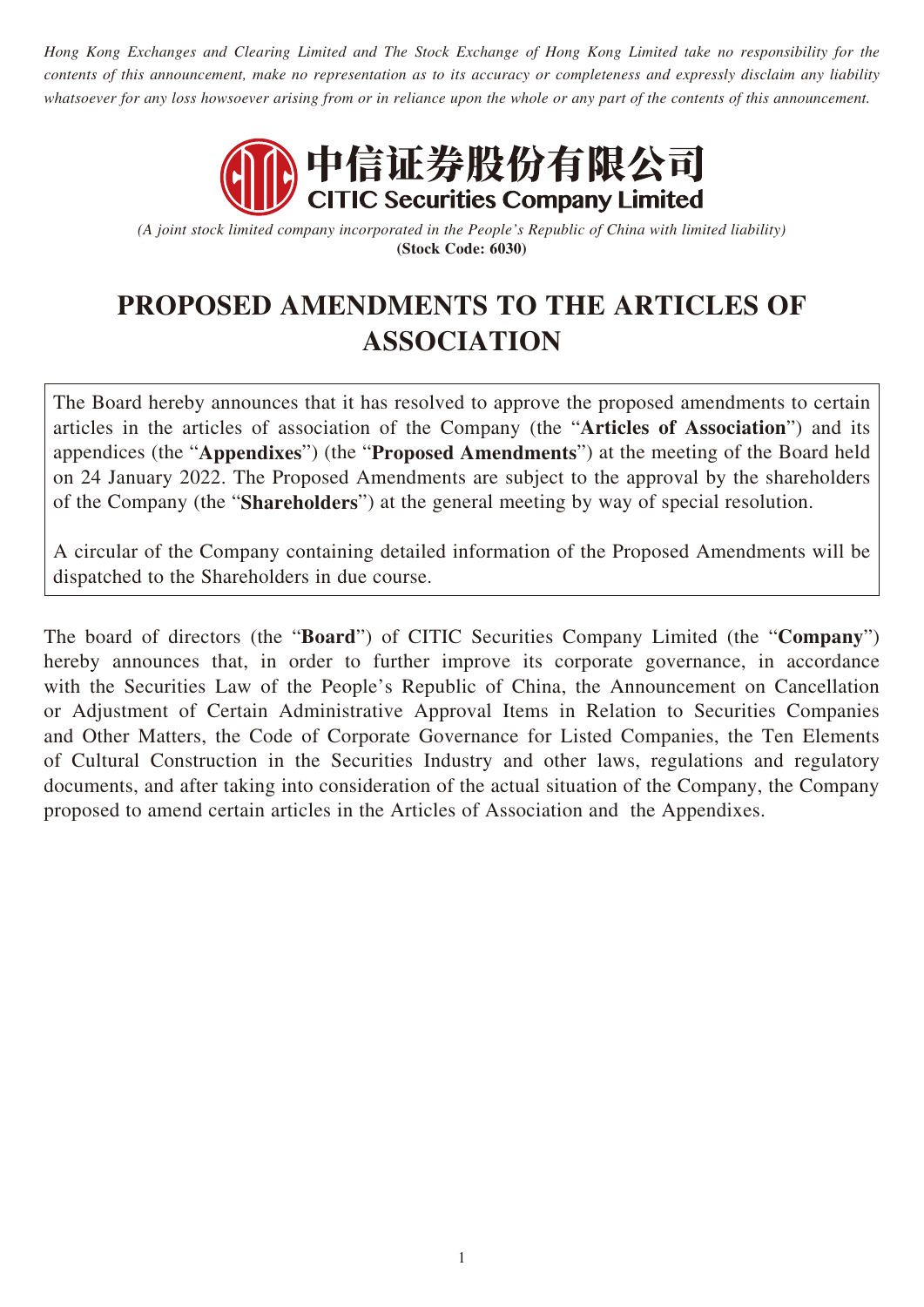*Hong Kong Exchanges and Clearing Limited and The Stock Exchange of Hong Kong Limited take no responsibility for the contents of this announcement, make no representation as to its accuracy or completeness and expressly disclaim any liability whatsoever for any loss howsoever arising from or in reliance upon the whole or any part of the contents of this announcement.*

**中信证券股份有限公司**
**CITIC Securities Company Limited**

*(A joint stock limited company incorporated in the People's Republic of China with limited liability)*
**(Stock Code: 6030)**

# PROPOSED AMENDMENTS TO THE ARTICLES OF ASSOCIATION

The Board hereby announces that it has resolved to approve the proposed amendments to certain articles in the articles of association of the Company (the "**Articles of Association**") and its appendices (the "**Appendixes**") (the "**Proposed Amendments**") at the meeting of the Board held on 24 January 2022. The Proposed Amendments are subject to the approval by the shareholders of the Company (the "**Shareholders**") at the general meeting by way of special resolution.

A circular of the Company containing detailed information of the Proposed Amendments will be dispatched to the Shareholders in due course.

The board of directors (the "**Board**") of CITIC Securities Company Limited (the "**Company**") hereby announces that, in order to further improve its corporate governance, in accordance with the Securities Law of the People's Republic of China, the Announcement on Cancellation or Adjustment of Certain Administrative Approval Items in Relation to Securities Companies and Other Matters, the Code of Corporate Governance for Listed Companies, the Ten Elements of Cultural Construction in the Securities Industry and other laws, regulations and regulatory documents, and after taking into consideration of the actual situation of the Company, the Company proposed to amend certain articles in the Articles of Association and the Appendixes.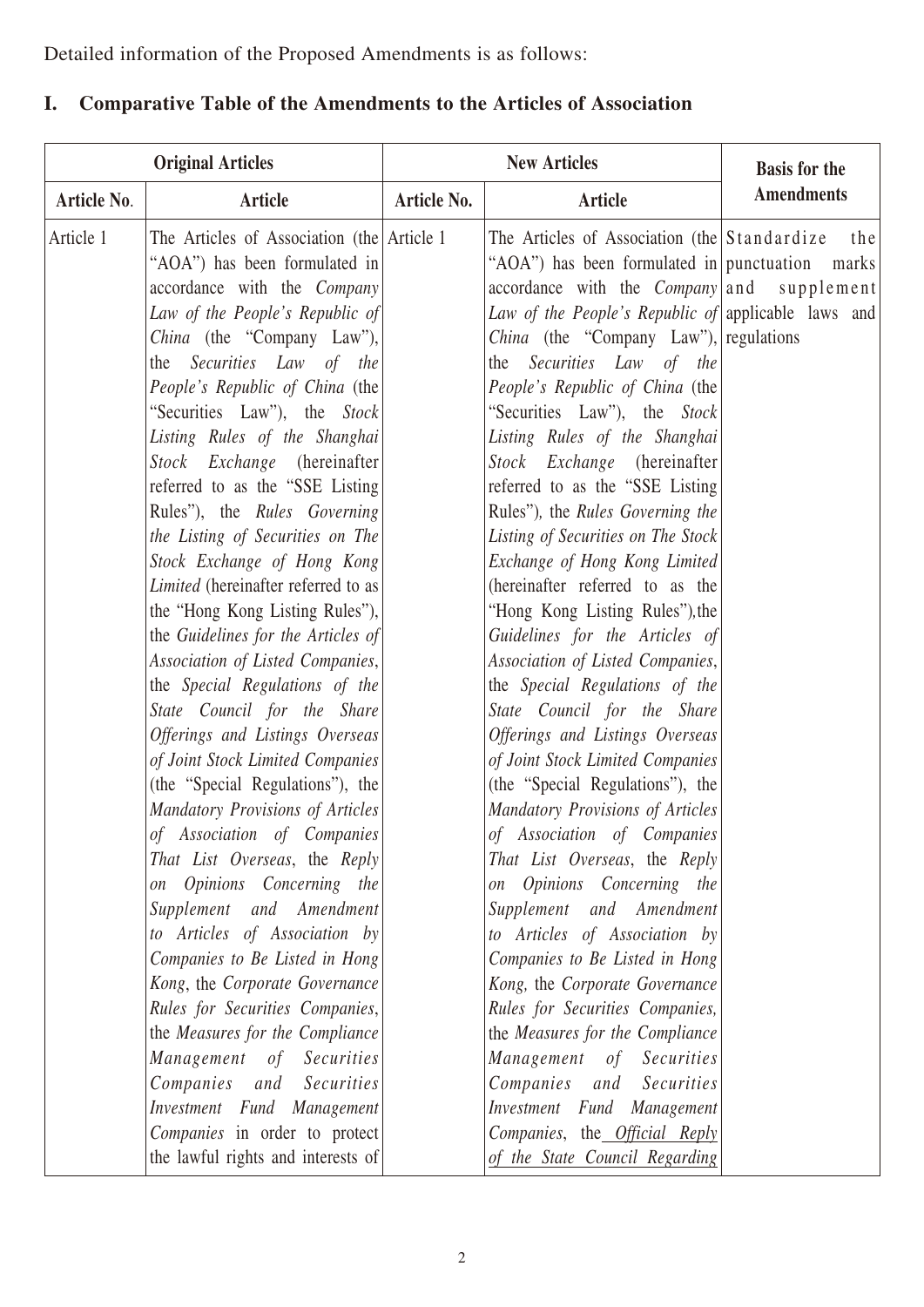Detailed information of the Proposed Amendments is as follows:

## I. Comparative Table of the Amendments to the Articles of Association

| Original Articles | | New Articles | | Basis for the Amendments |
|---|---|---|---|---|
| **Article No.** | **Article** | **Article No.** | **Article** | |
| Article 1 | The Articles of Association (the "AOA") has been formulated in accordance with the *Company Law of the People's Republic of China* (the "Company Law"), the *Securities Law of the People's Republic of China* (the "Securities Law"), the *Stock Listing Rules of the Shanghai Stock Exchange* (hereinafter referred to as the "SSE Listing Rules"), the *Rules Governing the Listing of Securities on The Stock Exchange of Hong Kong Limited* (hereinafter referred to as the "Hong Kong Listing Rules"), the *Guidelines for the Articles of Association of Listed Companies*, the *Special Regulations of the State Council for the Share Offerings and Listings Overseas of Joint Stock Limited Companies* (the "Special Regulations"), the *Mandatory Provisions of Articles of Association of Companies That List Overseas*, the *Reply on Opinions Concerning the Supplement and Amendment to Articles of Association by Companies to Be Listed in Hong Kong*, the *Corporate Governance Rules for Securities Companies*, the *Measures for the Compliance Management of Securities Companies and Securities Investment Fund Management Companies* in order to protect the lawful rights and interests of | Article 1 | The Articles of Association (the "AOA") has been formulated in accordance with the *Company Law of the People's Republic of China* (the "Company Law"), the *Securities Law of the People's Republic of China* (the "Securities Law"), the *Stock Listing Rules of the Shanghai Stock Exchange* (hereinafter referred to as the "SSE Listing Rules")*,* the *Rules Governing the Listing of Securities on The Stock Exchange of Hong Kong Limited* (hereinafter referred to as the "Hong Kong Listing Rules")*,*the *Guidelines for the Articles of Association of Listed Companies*, the *Special Regulations of the State Council for the Share Offerings and Listings Overseas of Joint Stock Limited Companies* (the "Special Regulations"), the *Mandatory Provisions of Articles of Association of Companies That List Overseas*, the *Reply on Opinions Concerning the Supplement and Amendment to Articles of Association by Companies to Be Listed in Hong Kong,* the *Corporate Governance Rules for Securities Companies,* the *Measures for the Compliance Management of Securities Companies and Securities Investment Fund Management Companies*, the *Official Reply of the State Council Regarding* | Standardize the punctuation marks and supplement applicable laws and regulations |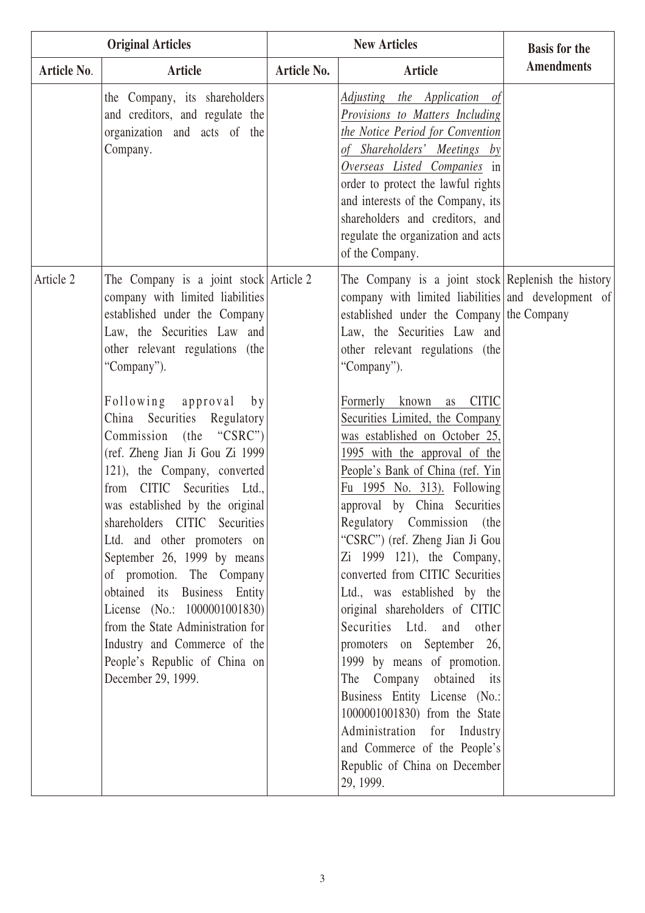| Original Articles | | New Articles | | Basis for the Amendments |
|---|---|---|---|---|
| Article No. | Article | Article No. | Article | |
| | the Company, its shareholders and creditors, and regulate the organization and acts of the Company. | | *Adjusting the Application of Provisions to Matters Including the Notice Period for Convention of Shareholders' Meetings by Overseas Listed Companies* in order to protect the lawful rights and interests of the Company, its shareholders and creditors, and regulate the organization and acts of the Company. | |
| Article 2 | The Company is a joint stock company with limited liabilities established under the Company Law, the Securities Law and other relevant regulations (the "Company").<br><br>Following approval by China Securities Regulatory Commission (the "CSRC") (ref. Zheng Jian Ji Gou Zi 1999 121), the Company, converted from CITIC Securities Ltd., was established by the original shareholders CITIC Securities Ltd. and other promoters on September 26, 1999 by means of promotion. The Company obtained its Business Entity License (No.: 1000001001830) from the State Administration for Industry and Commerce of the People's Republic of China on December 29, 1999. | Article 2 | The Company is a joint stock company with limited liabilities established under the Company Law, the Securities Law and other relevant regulations (the "Company").<br><br>Formerly known as CITIC Securities Limited, the Company was established on October 25, 1995 with the approval of the People's Bank of China (ref. Yin Fu 1995 No. 313). Following approval by China Securities Regulatory Commission (the "CSRC") (ref. Zheng Jian Ji Gou Zi 1999 121), the Company, converted from CITIC Securities Ltd., was established by the original shareholders of CITIC Securities Ltd. and other promoters on September 26, 1999 by means of promotion. The Company obtained its Business Entity License (No.: 1000001001830) from the State Administration for Industry and Commerce of the People's Republic of China on December 29, 1999. | Replenish the history and development of the Company |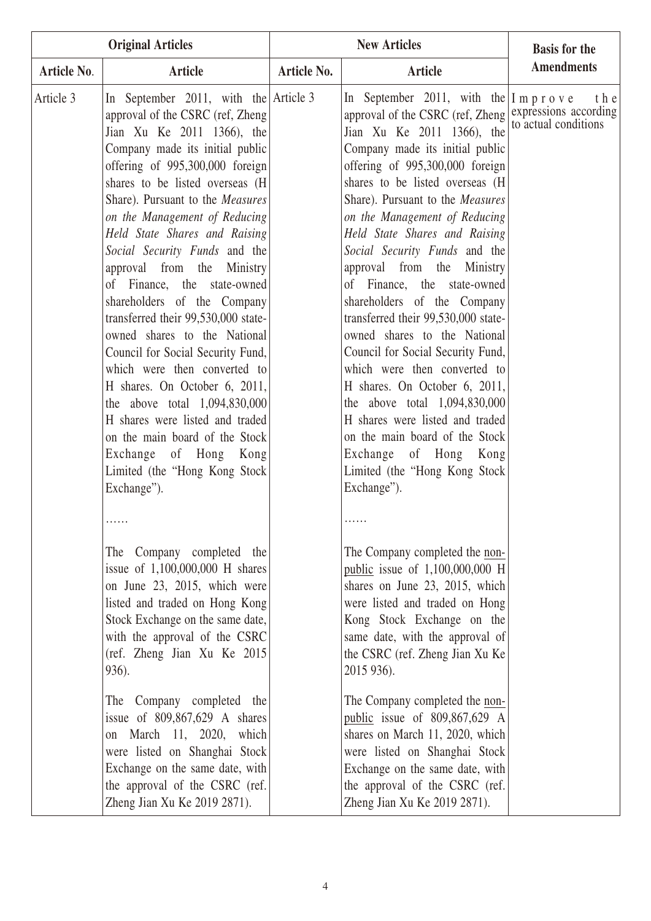| Original Articles | | New Articles | | Basis for the Amendments |
|---|---|---|---|---|
| **Article No.** | **Article** | **Article No.** | **Article** | |
| Article 3 | In September 2011, with the approval of the CSRC (ref, Zheng Jian Xu Ke 2011 1366), the Company made its initial public offering of 995,300,000 foreign shares to be listed overseas (H Share). Pursuant to the *Measures on the Management of Reducing Held State Shares and Raising Social Security Funds* and the approval from the Ministry of Finance, the state-owned shareholders of the Company transferred their 99,530,000 state-owned shares to the National Council for Social Security Fund, which were then converted to H shares. On October 6, 2011, the above total 1,094,830,000 H shares were listed and traded on the main board of the Stock Exchange of Hong Kong Limited (the "Hong Kong Stock Exchange").<br><br>……<br><br>The Company completed the issue of 1,100,000,000 H shares on June 23, 2015, which were listed and traded on Hong Kong Stock Exchange on the same date, with the approval of the CSRC (ref. Zheng Jian Xu Ke 2015 936).<br><br>The Company completed the issue of 809,867,629 A shares on March 11, 2020, which were listed on Shanghai Stock Exchange on the same date, with the approval of the CSRC (ref. Zheng Jian Xu Ke 2019 2871). | Article 3 | In September 2011, with the approval of the CSRC (ref, Zheng Jian Xu Ke 2011 1366), the Company made its initial public offering of 995,300,000 foreign shares to be listed overseas (H Share). Pursuant to the *Measures on the Management of Reducing Held State Shares and Raising Social Security Funds* and the approval from the Ministry of Finance, the state-owned shareholders of the Company transferred their 99,530,000 state-owned shares to the National Council for Social Security Fund, which were then converted to H shares. On October 6, 2011, the above total 1,094,830,000 H shares were listed and traded on the main board of the Stock Exchange of Hong Kong Limited (the "Hong Kong Stock Exchange").<br><br>……<br><br>The Company completed the non-public issue of 1,100,000,000 H shares on June 23, 2015, which were listed and traded on Hong Kong Stock Exchange on the same date, with the approval of the CSRC (ref. Zheng Jian Xu Ke 2015 936).<br><br>The Company completed the non-public issue of 809,867,629 A shares on March 11, 2020, which were listed on Shanghai Stock Exchange on the same date, with the approval of the CSRC (ref. Zheng Jian Xu Ke 2019 2871). | Improve the expressions according to actual conditions |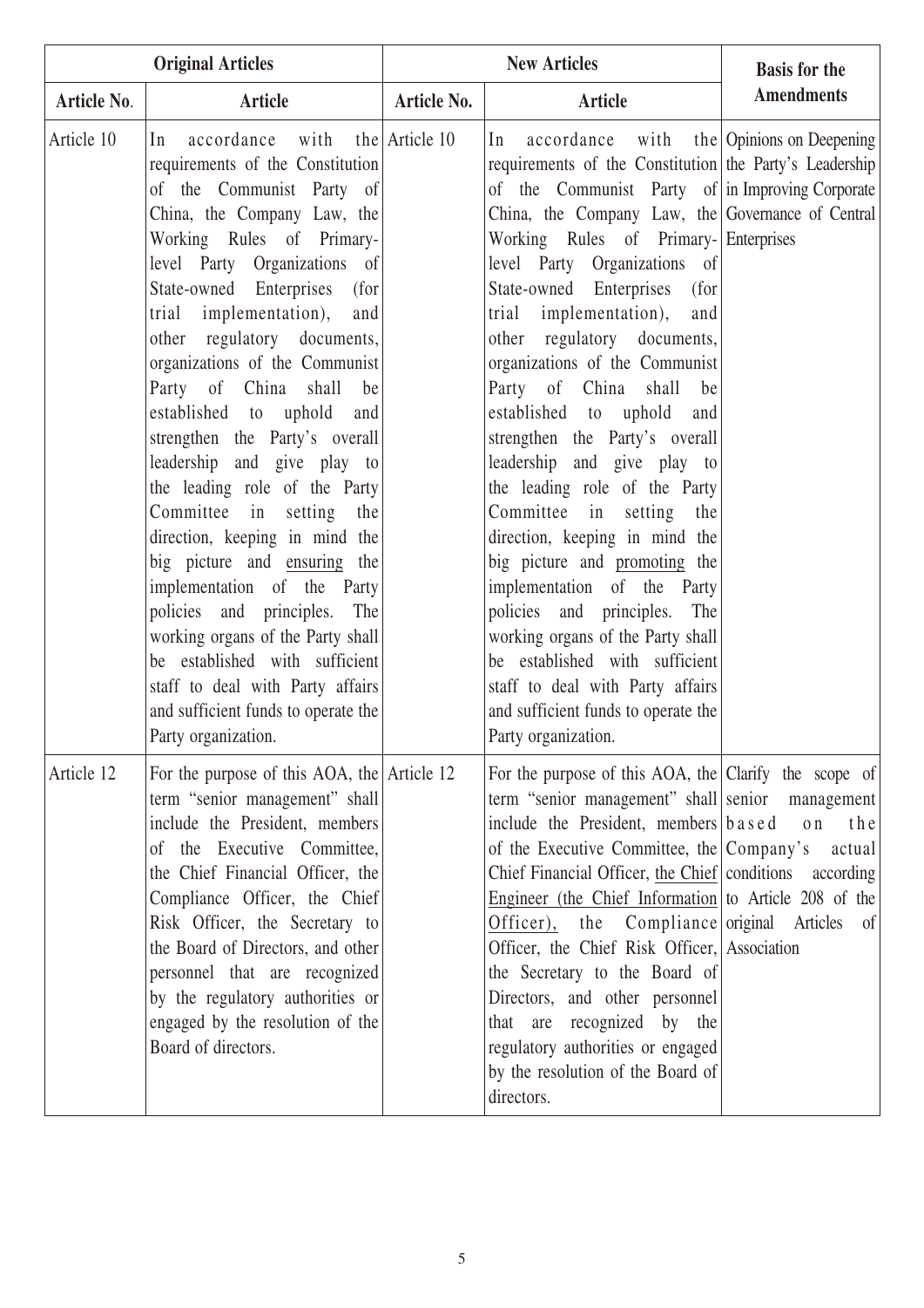| Original Articles | | New Articles | | Basis for the Amendments |
|---|---|---|---|---|
| **Article No.** | **Article** | **Article No.** | **Article** | |
| Article 10 | In accordance with the requirements of the Constitution of the Communist Party of China, the Company Law, the Working Rules of Primary-level Party Organizations of State-owned Enterprises (for trial implementation), and other regulatory documents, organizations of the Communist Party of China shall be established to uphold and strengthen the Party's overall leadership and give play to the leading role of the Party Committee in setting the direction, keeping in mind the big picture and ensuring the implementation of the Party policies and principles. The working organs of the Party shall be established with sufficient staff to deal with Party affairs and sufficient funds to operate the Party organization. | Article 10 | In accordance with the requirements of the Constitution of the Communist Party of China, the Company Law, the Working Rules of Primary-level Party Organizations of State-owned Enterprises (for trial implementation), and other regulatory documents, organizations of the Communist Party of China shall be established to uphold and strengthen the Party's overall leadership and give play to the leading role of the Party Committee in setting the direction, keeping in mind the big picture and promoting the implementation of the Party policies and principles. The working organs of the Party shall be established with sufficient staff to deal with Party affairs and sufficient funds to operate the Party organization. | Opinions on Deepening the Party's Leadership in Improving Corporate Governance of Central Enterprises |
| Article 12 | For the purpose of this AOA, the term "senior management" shall include the President, members of the Executive Committee, the Chief Financial Officer, the Compliance Officer, the Chief Risk Officer, the Secretary to the Board of Directors, and other personnel that are recognized by the regulatory authorities or engaged by the resolution of the Board of directors. | Article 12 | For the purpose of this AOA, the term "senior management" shall include the President, members of the Executive Committee, the Chief Financial Officer, the Chief Engineer (the Chief Information Officer), the Compliance Officer, the Chief Risk Officer, the Secretary to the Board of Directors, and other personnel that are recognized by the regulatory authorities or engaged by the resolution of the Board of directors. | Clarify the scope of senior management based on the Company's actual conditions according to Article 208 of the original Articles of Association |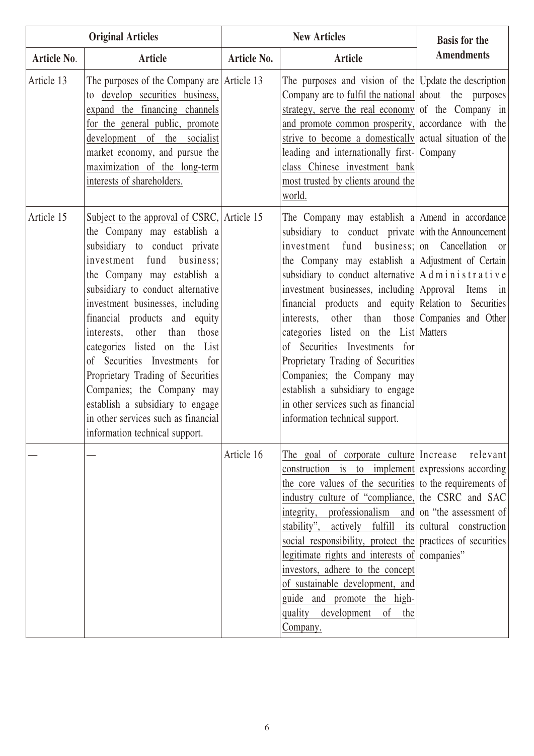| Original Articles | | New Articles | | Basis for the Amendments |
|---|---|---|---|---|
| Article No. | Article | Article No. | Article | |
| Article 13 | The purposes of the Company are to develop securities business, expand the financing channels for the general public, promote development of the socialist market economy, and pursue the maximization of the long-term interests of shareholders. | Article 13 | The purposes and vision of the Company are to fulfil the national strategy, serve the real economy and promote common prosperity, strive to become a domestically leading and internationally first-class Chinese investment bank most trusted by clients around the world. | Update the description about the purposes of the Company in accordance with the actual situation of the Company |
| Article 15 | Subject to the approval of CSRC, the Company may establish a subsidiary to conduct private investment fund business; the Company may establish a subsidiary to conduct alternative investment businesses, including financial products and equity interests, other than those categories listed on the List of Securities Investments for Proprietary Trading of Securities Companies; the Company may establish a subsidiary to engage in other services such as financial information technical support. | Article 15 | The Company may establish a subsidiary to conduct private investment fund business; the Company may establish a subsidiary to conduct alternative investment businesses, including financial products and equity interests, other than those categories listed on the List of Securities Investments for Proprietary Trading of Securities Companies; the Company may establish a subsidiary to engage in other services such as financial information technical support. | Amend in accordance with the Announcement on Cancellation or Adjustment of Certain Administrative Approval Items in Relation to Securities Companies and Other Matters |
| — | — | Article 16 | The goal of corporate culture construction is to implement the core values of the securities industry culture of "compliance, integrity, professionalism and stability", actively fulfill its social responsibility, protect the legitimate rights and interests of investors, adhere to the concept of sustainable development, and guide and promote the high-quality development of the Company. | Increase relevant expressions according to the requirements of the CSRC and SAC on "the assessment of cultural construction practices of securities companies" |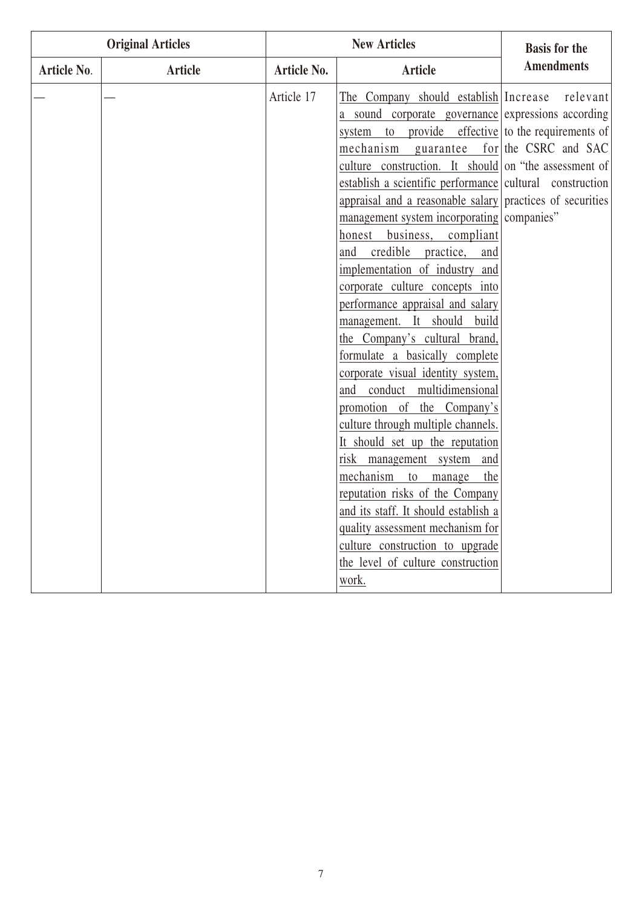| Original Articles | | New Articles | | Basis for the Amendments |
|---|---|---|---|---|
| Article No. | Article | Article No. | Article | |
| — | — | Article 17 | The Company should establish a sound corporate governance system to provide effective mechanism guarantee for culture construction. It should establish a scientific performance appraisal and a reasonable salary management system incorporating honest business, compliant and credible practice, and implementation of industry and corporate culture concepts into performance appraisal and salary management. It should build the Company's cultural brand, formulate a basically complete corporate visual identity system, and conduct multidimensional promotion of the Company's culture through multiple channels. It should set up the reputation risk management system and mechanism to manage the reputation risks of the Company and its staff. It should establish a quality assessment mechanism for culture construction to upgrade the level of culture construction work. | Increase relevant expressions according to the requirements of the CSRC and SAC on "the assessment of cultural construction practices of securities companies" |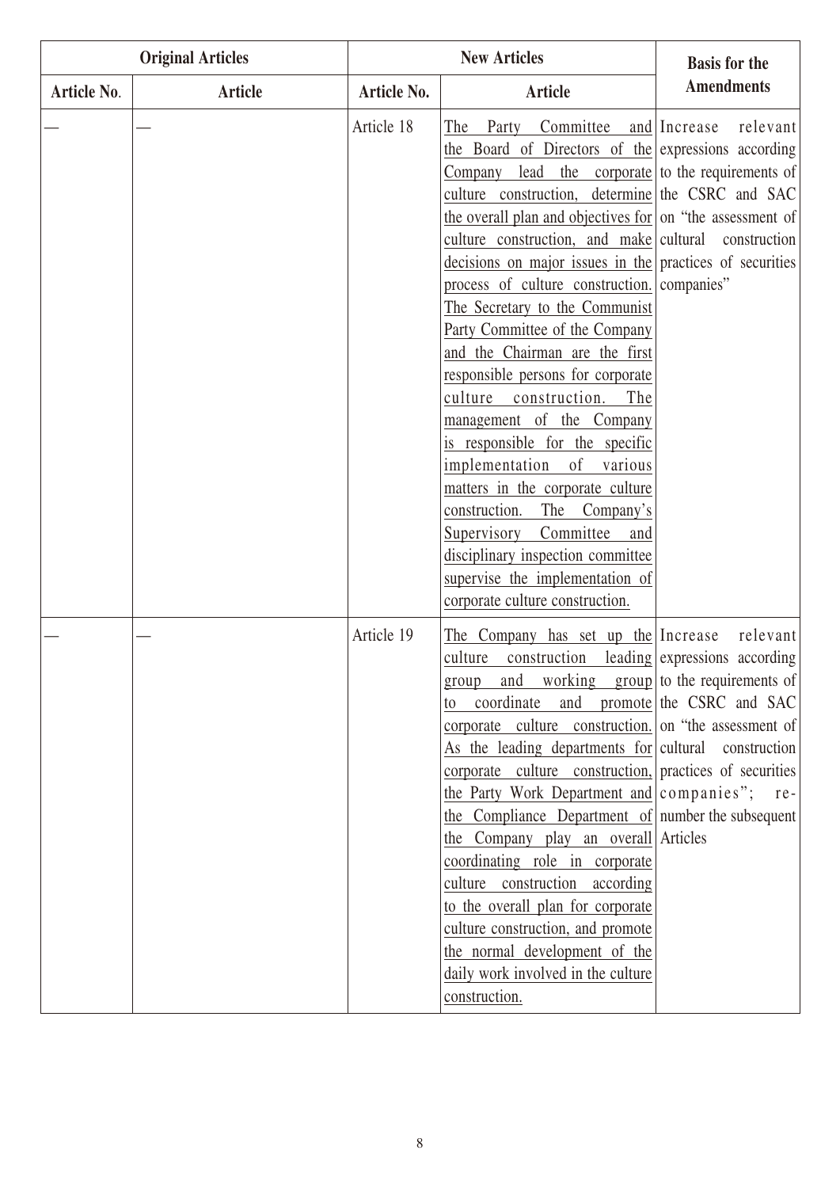| Original Articles | | New Articles | | Basis for the Amendments |
|---|---|---|---|---|
| Article No. | Article | Article No. | Article | |
| — | — | Article 18 | The Party Committee and the Board of Directors of the Company lead the corporate culture construction, determine the overall plan and objectives for culture construction, and make decisions on major issues in the process of culture construction. The Secretary to the Communist Party Committee of the Company and the Chairman are the first responsible persons for corporate culture construction. The management of the Company is responsible for the specific implementation of various matters in the corporate culture construction. The Company's Supervisory Committee and disciplinary inspection committee supervise the implementation of corporate culture construction. | Increase relevant expressions according to the requirements of the CSRC and SAC on "the assessment of cultural construction practices of securities companies" |
| — | — | Article 19 | The Company has set up the culture construction leading group and working group to coordinate and promote corporate culture construction. As the leading departments for corporate culture construction, the Party Work Department and the Compliance Department of the Company play an overall coordinating role in corporate culture construction according to the overall plan for corporate culture construction, and promote the normal development of the daily work involved in the culture construction. | Increase relevant expressions according to the requirements of the CSRC and SAC on "the assessment of cultural construction practices of securities companies"; re-number the subsequent Articles |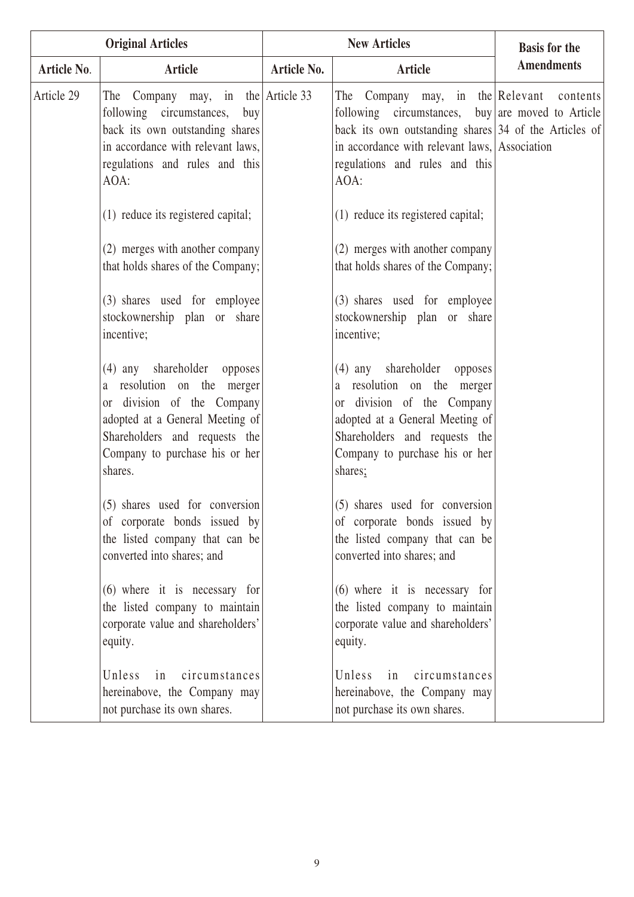| Original Articles | | New Articles | | Basis for the Amendments |
|---|---|---|---|---|
| Article No. | Article | Article No. | Article | |
| Article 29 | The Company may, in the following circumstances, buy back its own outstanding shares in accordance with relevant laws, regulations and rules and this AOA:<br><br>(1) reduce its registered capital;<br><br>(2) merges with another company that holds shares of the Company;<br><br>(3) shares used for employee stockownership plan or share incentive;<br><br>(4) any shareholder opposes a resolution on the merger or division of the Company adopted at a General Meeting of Shareholders and requests the Company to purchase his or her shares.<br><br>(5) shares used for conversion of corporate bonds issued by the listed company that can be converted into shares; and<br><br>(6) where it is necessary for the listed company to maintain corporate value and shareholders' equity.<br><br>Unless in circumstances hereinabove, the Company may not purchase its own shares. | Article 33 | The Company may, in the following circumstances, buy back its own outstanding shares in accordance with relevant laws, regulations and rules and this AOA:<br><br>(1) reduce its registered capital;<br><br>(2) merges with another company that holds shares of the Company;<br><br>(3) shares used for employee stockownership plan or share incentive;<br><br>(4) any shareholder opposes a resolution on the merger or division of the Company adopted at a General Meeting of Shareholders and requests the Company to purchase his or her shares;<br><br>(5) shares used for conversion of corporate bonds issued by the listed company that can be converted into shares; and<br><br>(6) where it is necessary for the listed company to maintain corporate value and shareholders' equity.<br><br>Unless in circumstances hereinabove, the Company may not purchase its own shares. | Relevant contents are moved to Article 34 of the Articles of Association |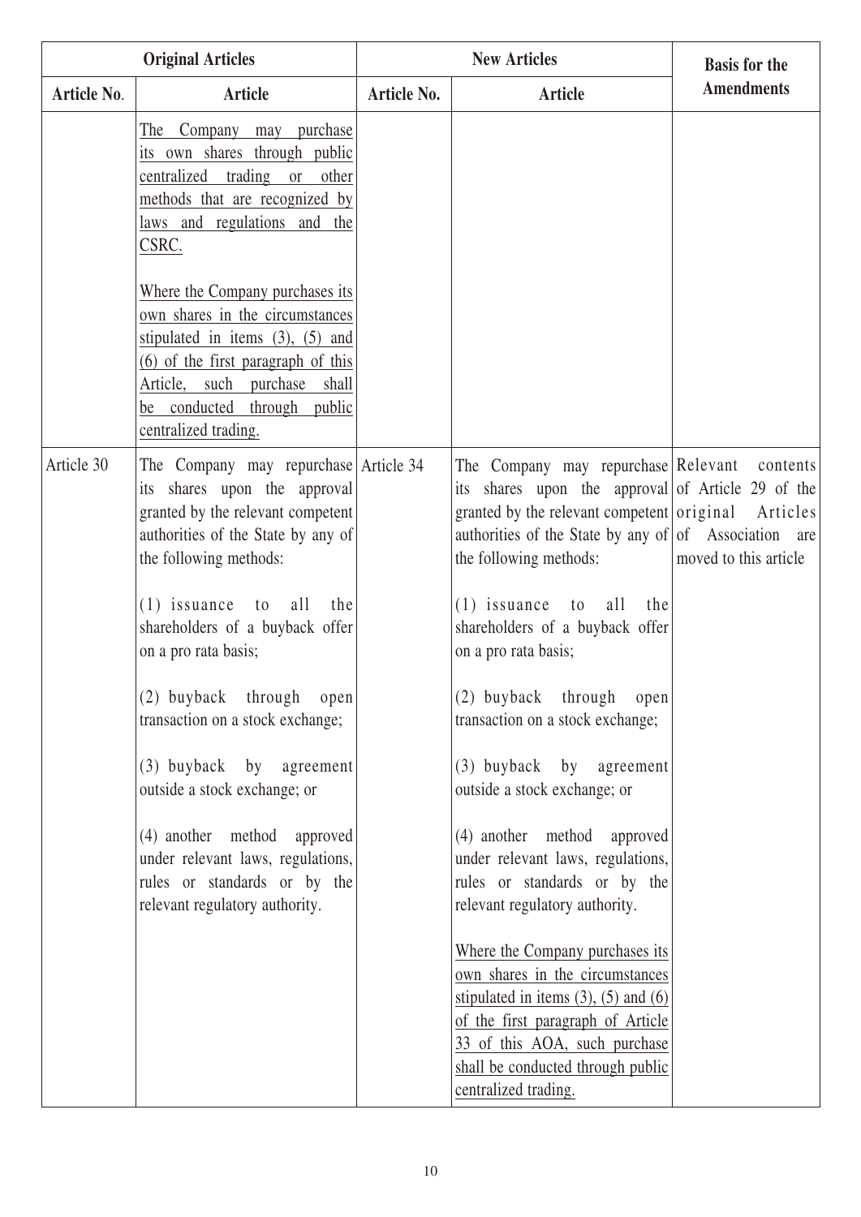| Original Articles | | New Articles | | Basis for the Amendments |
|---|---|---|---|---|
| Article No. | Article | Article No. | Article | |
| | The Company may purchase its own shares through public centralized trading or other methods that are recognized by laws and regulations and the CSRC.<br><br>Where the Company purchases its own shares in the circumstances stipulated in items (3), (5) and (6) of the first paragraph of this Article, such purchase shall be conducted through public centralized trading. | | | |
| Article 30 | The Company may repurchase its shares upon the approval granted by the relevant competent authorities of the State by any of the following methods:<br><br>(1) issuance to all the shareholders of a buyback offer on a pro rata basis;<br><br>(2) buyback through open transaction on a stock exchange;<br><br>(3) buyback by agreement outside a stock exchange; or<br><br>(4) another method approved under relevant laws, regulations, rules or standards or by the relevant regulatory authority. | Article 34 | The Company may repurchase its shares upon the approval granted by the relevant competent authorities of the State by any of the following methods:<br><br>(1) issuance to all the shareholders of a buyback offer on a pro rata basis;<br><br>(2) buyback through open transaction on a stock exchange;<br><br>(3) buyback by agreement outside a stock exchange; or<br><br>(4) another method approved under relevant laws, regulations, rules or standards or by the relevant regulatory authority.<br><br>Where the Company purchases its own shares in the circumstances stipulated in items (3), (5) and (6) of the first paragraph of Article 33 of this AOA, such purchase shall be conducted through public centralized trading. | Relevant contents of Article 29 of the original Articles of Association are moved to this article |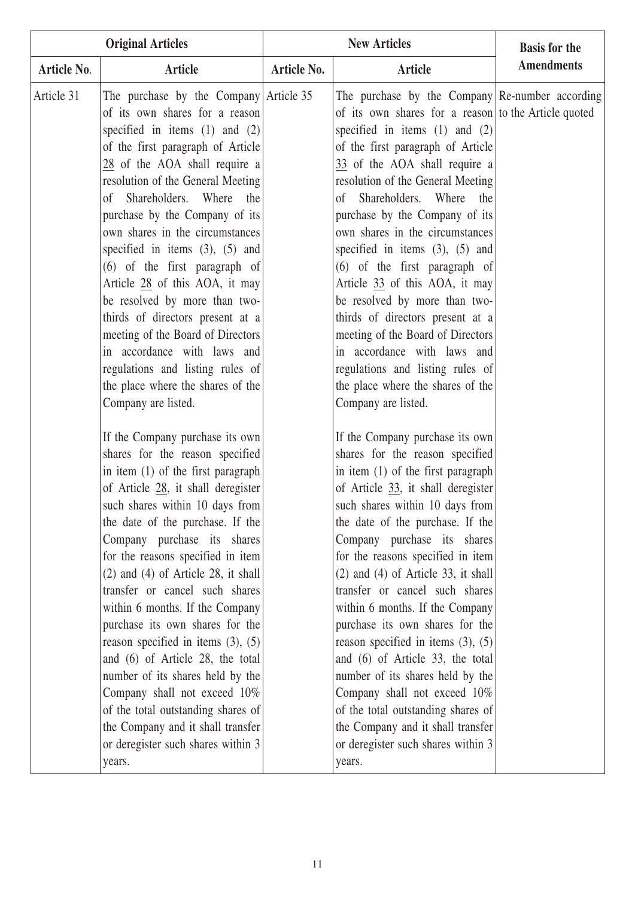| Original Articles | | New Articles | | Basis for the Amendments |
|---|---|---|---|---|
| Article No. | Article | Article No. | Article | |
| Article 31 | The purchase by the Company of its own shares for a reason specified in items (1) and (2) of the first paragraph of Article 28 of the AOA shall require a resolution of the General Meeting of Shareholders. Where the purchase by the Company of its own shares in the circumstances specified in items (3), (5) and (6) of the first paragraph of Article 28 of this AOA, it may be resolved by more than two-thirds of directors present at a meeting of the Board of Directors in accordance with laws and regulations and listing rules of the place where the shares of the Company are listed.<br><br>If the Company purchase its own shares for the reason specified in item (1) of the first paragraph of Article 28, it shall deregister such shares within 10 days from the date of the purchase. If the Company purchase its shares for the reasons specified in item (2) and (4) of Article 28, it shall transfer or cancel such shares within 6 months. If the Company purchase its own shares for the reason specified in items (3), (5) and (6) of Article 28, the total number of its shares held by the Company shall not exceed 10% of the total outstanding shares of the Company and it shall transfer or deregister such shares within 3 years. | Article 35 | The purchase by the Company of its own shares for a reason specified in items (1) and (2) of the first paragraph of Article 33 of the AOA shall require a resolution of the General Meeting of Shareholders. Where the purchase by the Company of its own shares in the circumstances specified in items (3), (5) and (6) of the first paragraph of Article 33 of this AOA, it may be resolved by more than two-thirds of directors present at a meeting of the Board of Directors in accordance with laws and regulations and listing rules of the place where the shares of the Company are listed.<br><br>If the Company purchase its own shares for the reason specified in item (1) of the first paragraph of Article 33, it shall deregister such shares within 10 days from the date of the purchase. If the Company purchase its shares for the reasons specified in item (2) and (4) of Article 33, it shall transfer or cancel such shares within 6 months. If the Company purchase its own shares for the reason specified in items (3), (5) and (6) of Article 33, the total number of its shares held by the Company shall not exceed 10% of the total outstanding shares of the Company and it shall transfer or deregister such shares within 3 years. | Re-number according to the Article quoted |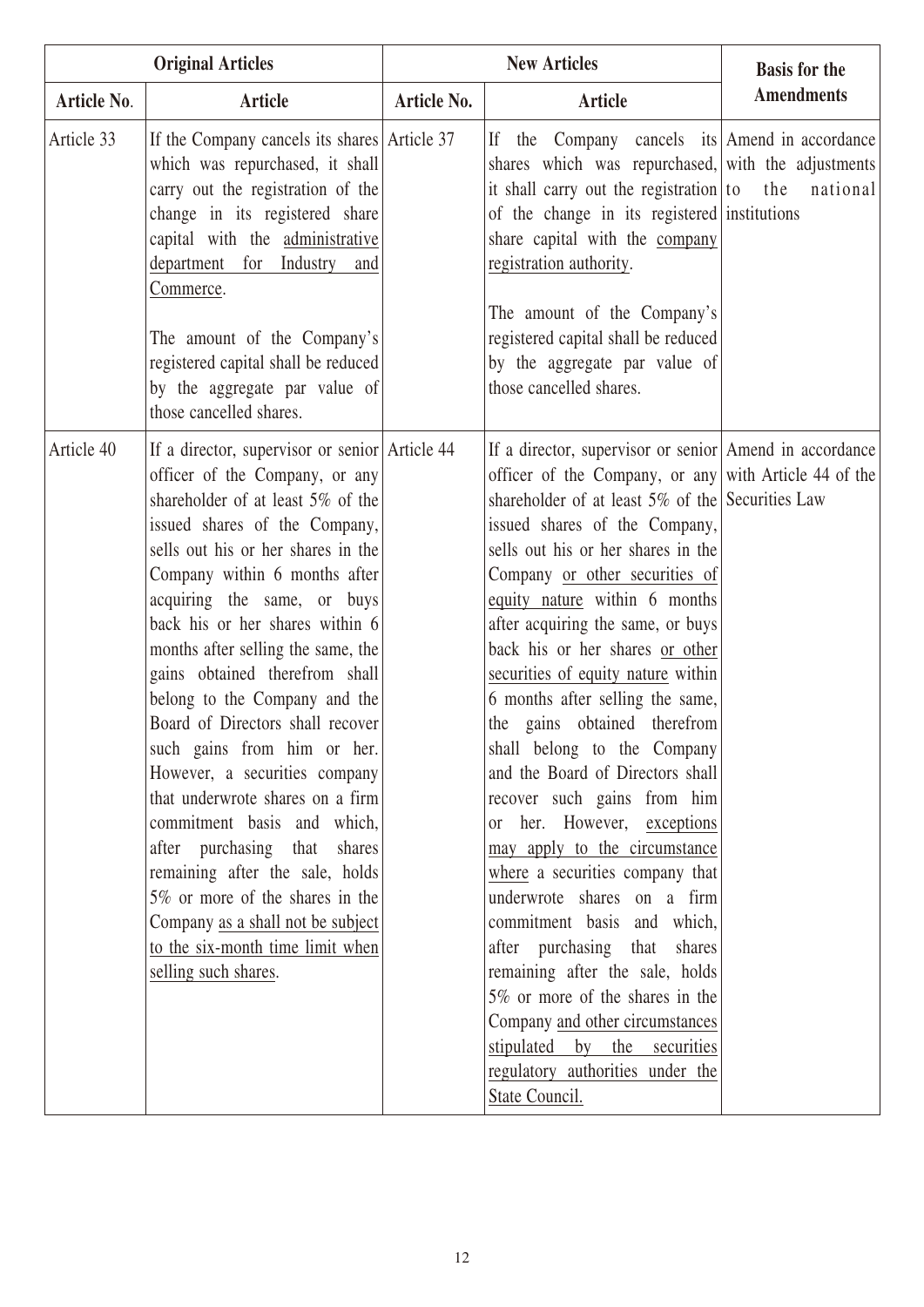| Original Articles | | New Articles | | Basis for the Amendments |
|---|---|---|---|---|
| Article No. | Article | Article No. | Article | |
| Article 33 | If the Company cancels its shares which was repurchased, it shall carry out the registration of the change in its registered share capital with the administrative department for Industry and Commerce.<br><br>The amount of the Company's registered capital shall be reduced by the aggregate par value of those cancelled shares. | Article 37 | If the Company cancels its shares which was repurchased, it shall carry out the registration of the change in its registered share capital with the company registration authority.<br><br>The amount of the Company's registered capital shall be reduced by the aggregate par value of those cancelled shares. | Amend in accordance with the adjustments to the national institutions |
| Article 40 | If a director, supervisor or senior officer of the Company, or any shareholder of at least 5% of the issued shares of the Company, sells out his or her shares in the Company within 6 months after acquiring the same, or buys back his or her shares within 6 months after selling the same, the gains obtained therefrom shall belong to the Company and the Board of Directors shall recover such gains from him or her. However, a securities company that underwrote shares on a firm commitment basis and which, after purchasing that shares remaining after the sale, holds 5% or more of the shares in the Company as a shall not be subject to the six-month time limit when selling such shares. | Article 44 | If a director, supervisor or senior officer of the Company, or any shareholder of at least 5% of the issued shares of the Company, sells out his or her shares in the Company or other securities of equity nature within 6 months after acquiring the same, or buys back his or her shares or other securities of equity nature within 6 months after selling the same, the gains obtained therefrom shall belong to the Company and the Board of Directors shall recover such gains from him or her. However, exceptions may apply to the circumstance where a securities company that underwrote shares on a firm commitment basis and which, after purchasing that shares remaining after the sale, holds 5% or more of the shares in the Company and other circumstances stipulated by the securities regulatory authorities under the State Council. | Amend in accordance with Article 44 of the Securities Law |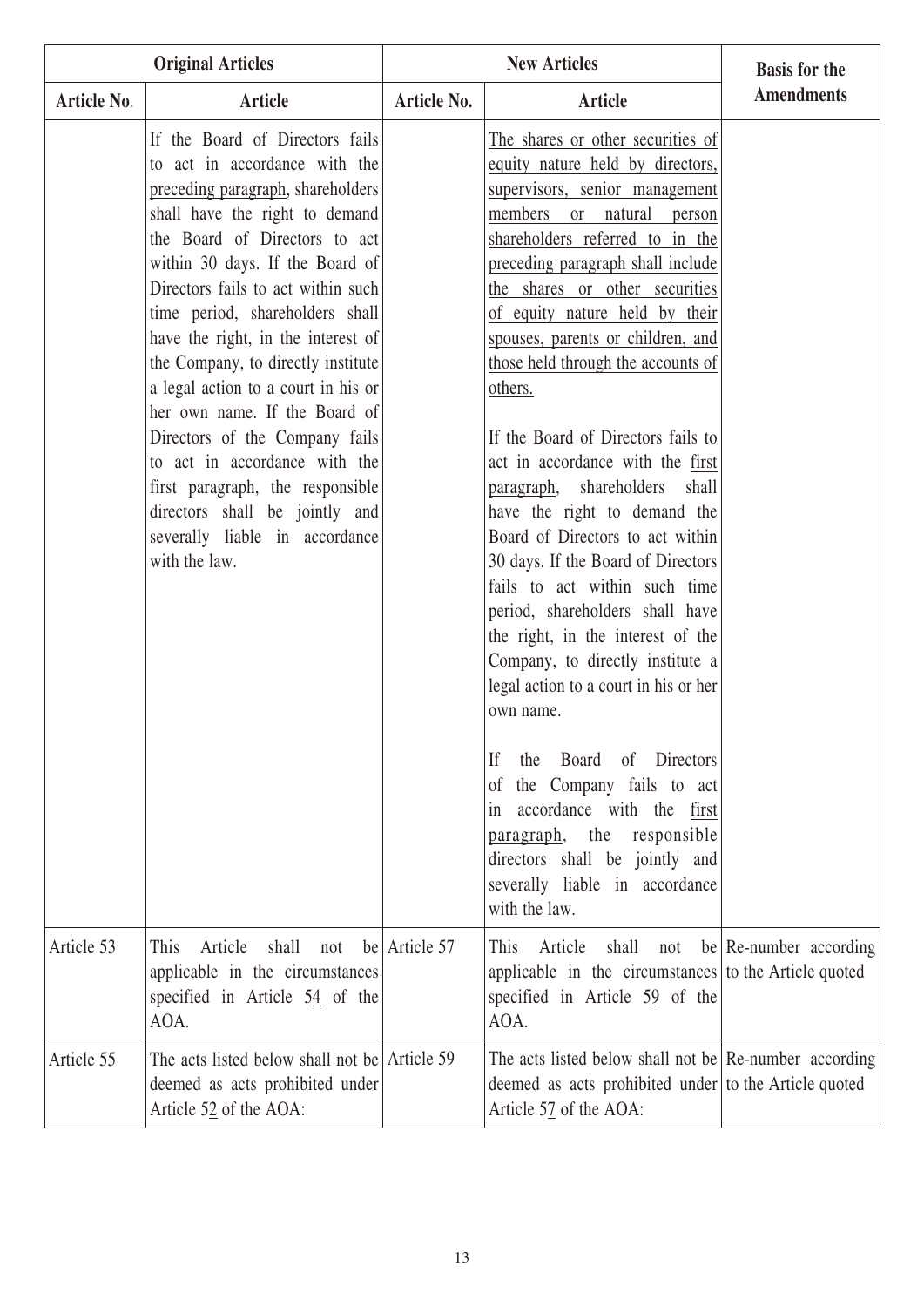| Original Articles | | New Articles | | Basis for the Amendments |
|---|---|---|---|---|
| Article No. | Article | Article No. | Article | |
| | If the Board of Directors fails to act in accordance with the preceding paragraph, shareholders shall have the right to demand the Board of Directors to act within 30 days. If the Board of Directors fails to act within such time period, shareholders shall have the right, in the interest of the Company, to directly institute a legal action to a court in his or her own name. If the Board of Directors of the Company fails to act in accordance with the first paragraph, the responsible directors shall be jointly and severally liable in accordance with the law. | | The shares or other securities of equity nature held by directors, supervisors, senior management members or natural person shareholders referred to in the preceding paragraph shall include the shares or other securities of equity nature held by their spouses, parents or children, and those held through the accounts of others.<br><br>If the Board of Directors fails to act in accordance with the first paragraph, shareholders shall have the right to demand the Board of Directors to act within 30 days. If the Board of Directors fails to act within such time period, shareholders shall have the right, in the interest of the Company, to directly institute a legal action to a court in his or her own name.<br><br>If the Board of Directors of the Company fails to act in accordance with the first paragraph, the responsible directors shall be jointly and severally liable in accordance with the law. | |
| Article 53 | This Article shall not be applicable in the circumstances specified in Article 54 of the AOA. | Article 57 | This Article shall not be applicable in the circumstances specified in Article 59 of the AOA. | Re-number according to the Article quoted |
| Article 55 | The acts listed below shall not be deemed as acts prohibited under Article 52 of the AOA: | Article 59 | The acts listed below shall not be deemed as acts prohibited under Article 57 of the AOA: | Re-number according to the Article quoted |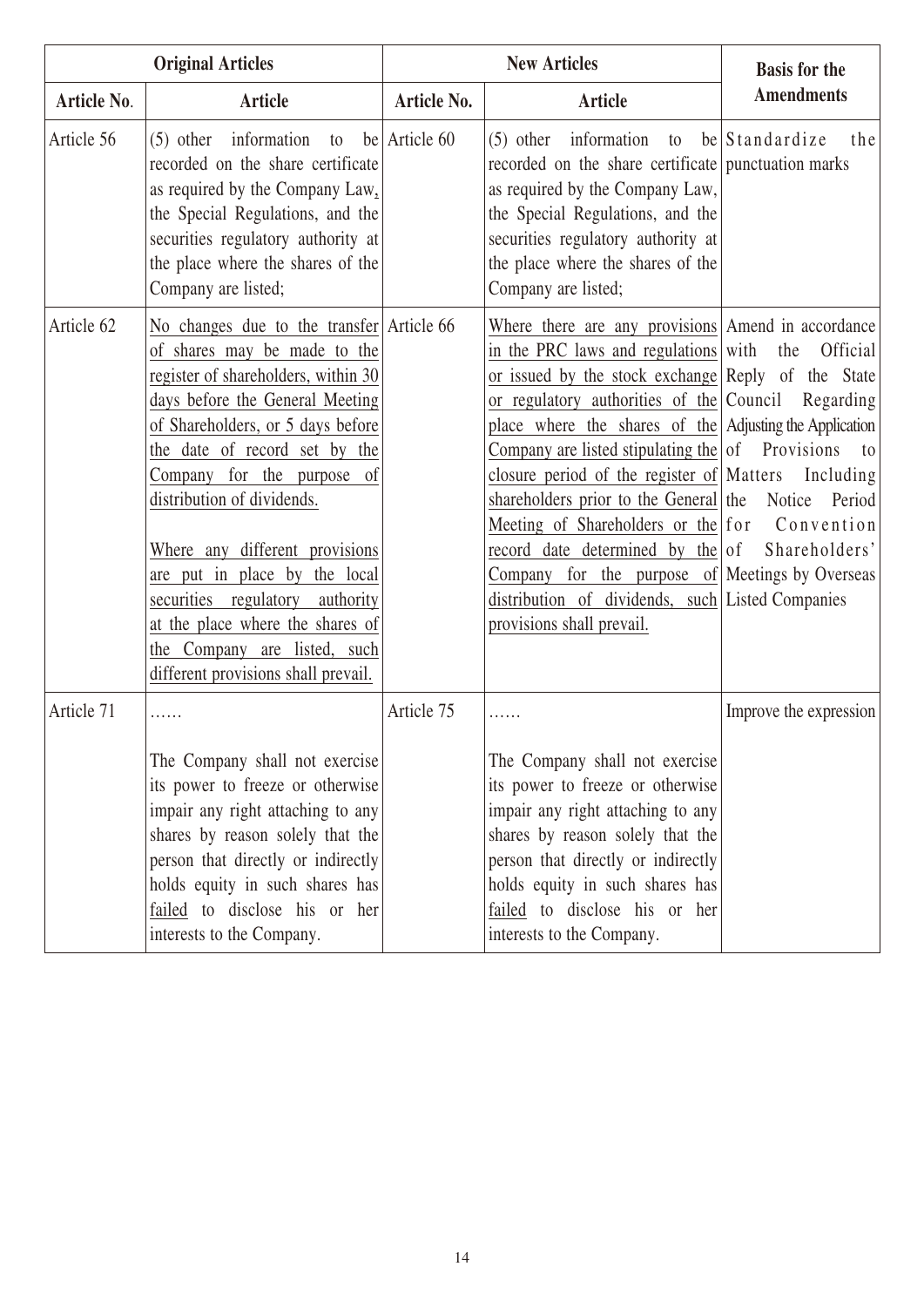| Original Articles | | New Articles | | Basis for the Amendments |
|---|---|---|---|---|
| Article No. | Article | Article No. | Article | |
| Article 56 | (5) other information to be recorded on the share certificate as required by the Company Law, the Special Regulations, and the securities regulatory authority at the place where the shares of the Company are listed; | Article 60 | (5) other information to be recorded on the share certificate as required by the Company Law, the Special Regulations, and the securities regulatory authority at the place where the shares of the Company are listed; | Standardize the punctuation marks |
| Article 62 | No changes due to the transfer of shares may be made to the register of shareholders, within 30 days before the General Meeting of Shareholders, or 5 days before the date of record set by the Company for the purpose of distribution of dividends.<br><br>Where any different provisions are put in place by the local securities regulatory authority at the place where the shares of the Company are listed, such different provisions shall prevail. | Article 66 | Where there are any provisions in the PRC laws and regulations or issued by the stock exchange or regulatory authorities of the place where the shares of the Company are listed stipulating the closure period of the register of shareholders prior to the General Meeting of Shareholders or the record date determined by the Company for the purpose of distribution of dividends, such provisions shall prevail. | Amend in accordance with the Official Reply of the State Council Regarding Adjusting the Application of Provisions to Matters Including the Notice Period for Convention of Shareholders' Meetings by Overseas Listed Companies |
| Article 71 | ……<br><br>The Company shall not exercise its power to freeze or otherwise impair any right attaching to any shares by reason solely that the person that directly or indirectly holds equity in such shares has failed to disclose his or her interests to the Company. | Article 75 | ……<br><br>The Company shall not exercise its power to freeze or otherwise impair any right attaching to any shares by reason solely that the person that directly or indirectly holds equity in such shares has failed to disclose his or her interests to the Company. | Improve the expression |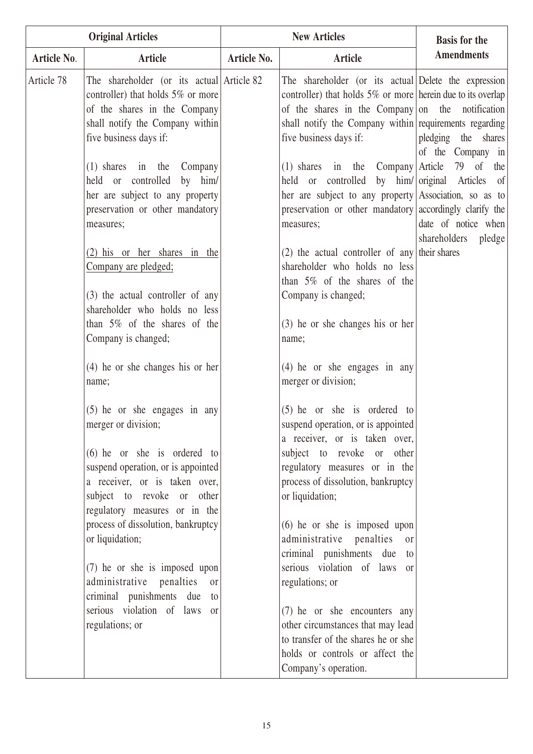| Original Articles | | New Articles | | Basis for the Amendments |
|---|---|---|---|---|
| Article No. | Article | Article No. | Article | |
| Article 78 | The shareholder (or its actual controller) that holds 5% or more of the shares in the Company shall notify the Company within five business days if:<br><br>(1) shares in the Company held or controlled by him/her are subject to any property preservation or other mandatory measures;<br><br>(2) his or her shares in the Company are pledged;<br><br>(3) the actual controller of any shareholder who holds no less than 5% of the shares of the Company is changed;<br><br>(4) he or she changes his or her name;<br><br>(5) he or she engages in any merger or division;<br><br>(6) he or she is ordered to suspend operation, or is appointed a receiver, or is taken over, subject to revoke or other regulatory measures or in the process of dissolution, bankruptcy or liquidation;<br><br>(7) he or she is imposed upon administrative penalties or criminal punishments due to serious violation of laws or regulations; or | Article 82 | The shareholder (or its actual controller) that holds 5% or more of the shares in the Company shall notify the Company within five business days if:<br><br>(1) shares in the Company held or controlled by him/her are subject to any property preservation or other mandatory measures;<br><br>(2) the actual controller of any shareholder who holds no less than 5% of the shares of the Company is changed;<br><br>(3) he or she changes his or her name;<br><br>(4) he or she engages in any merger or division;<br><br>(5) he or she is ordered to suspend operation, or is appointed a receiver, or is taken over, subject to revoke or other regulatory measures or in the process of dissolution, bankruptcy or liquidation;<br><br>(6) he or she is imposed upon administrative penalties or criminal punishments due to serious violation of laws or regulations; or<br><br>(7) he or she encounters any other circumstances that may lead to transfer of the shares he or she holds or controls or affect the Company's operation. | Delete the expression herein due to its overlap on the notification requirements regarding pledging the shares of the Company in Article 79 of the original Articles of Association, so as to accordingly clarify the date of notice when shareholders pledge their shares |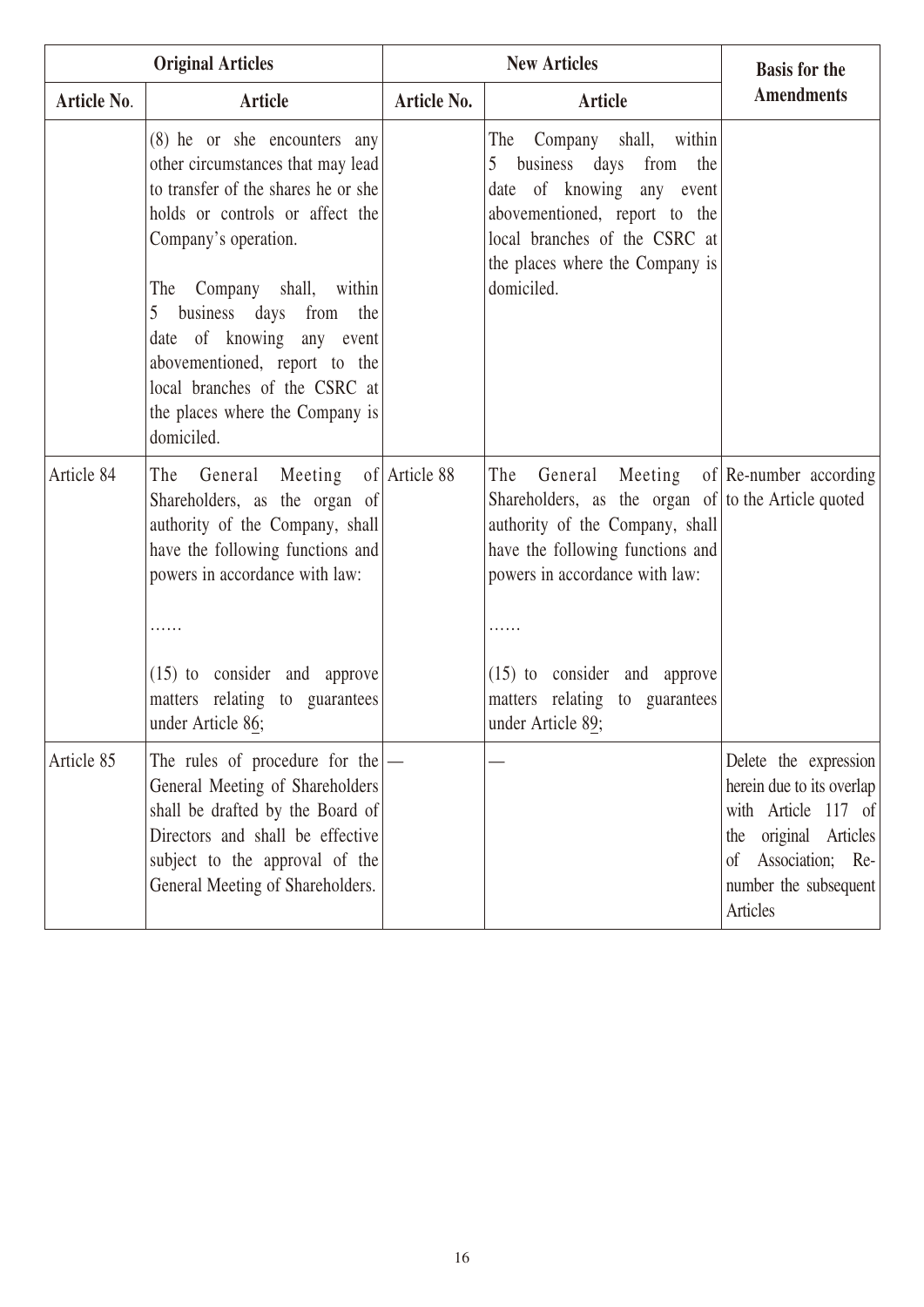| Original Articles | | New Articles | | Basis for the Amendments |
|---|---|---|---|---|
| Article No. | Article | Article No. | Article | |
| | (8) he or she encounters any other circumstances that may lead to transfer of the shares he or she holds or controls or affect the Company's operation.<br><br>The Company shall, within 5 business days from the date of knowing any event abovementioned, report to the local branches of the CSRC at the places where the Company is domiciled. | | The Company shall, within 5 business days from the date of knowing any event abovementioned, report to the local branches of the CSRC at the places where the Company is domiciled. | |
| Article 84 | The General Meeting of Shareholders, as the organ of authority of the Company, shall have the following functions and powers in accordance with law:<br><br>……<br><br>(15) to consider and approve matters relating to guarantees under Article 86; | Article 88 | The General Meeting of Shareholders, as the organ of authority of the Company, shall have the following functions and powers in accordance with law:<br><br>……<br><br>(15) to consider and approve matters relating to guarantees under Article 89; | Re-number according to the Article quoted |
| Article 85 | The rules of procedure for the General Meeting of Shareholders shall be drafted by the Board of Directors and shall be effective subject to the approval of the General Meeting of Shareholders. | — | — | Delete the expression herein due to its overlap with Article 117 of the original Articles of Association; Re-number the subsequent Articles |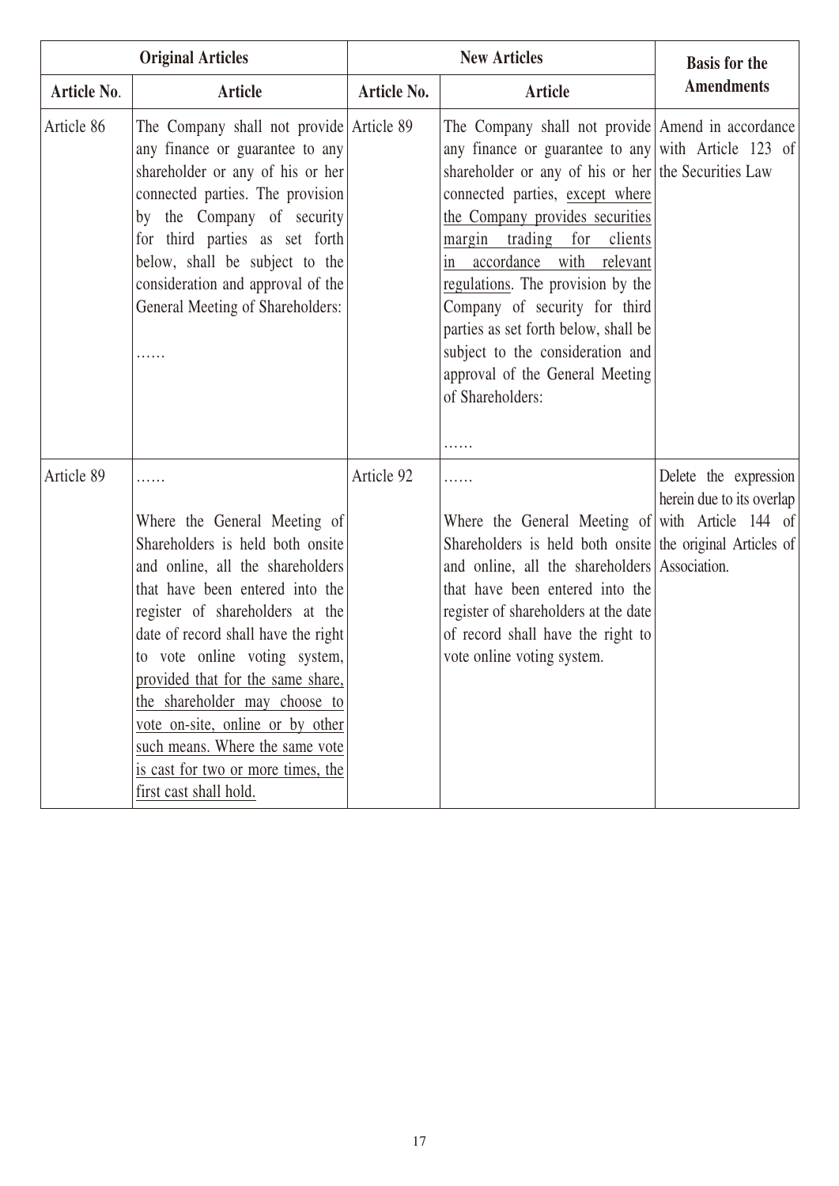| Original Articles | | New Articles | | Basis for the Amendments |
|---|---|---|---|---|
| **Article No.** | **Article** | **Article No.** | **Article** | |
| Article 86 | The Company shall not provide any finance or guarantee to any shareholder or any of his or her connected parties. The provision by the Company of security for third parties as set forth below, shall be subject to the consideration and approval of the General Meeting of Shareholders:<br><br>…… | Article 89 | The Company shall not provide any finance or guarantee to any shareholder or any of his or her connected parties, except where the Company provides securities margin trading for clients in accordance with relevant regulations. The provision by the Company of security for third parties as set forth below, shall be subject to the consideration and approval of the General Meeting of Shareholders:<br><br>…… | Amend in accordance with Article 123 of the Securities Law |
| Article 89 | ……<br><br>Where the General Meeting of Shareholders is held both onsite and online, all the shareholders that have been entered into the register of shareholders at the date of record shall have the right to vote online voting system, provided that for the same share, the shareholder may choose to vote on-site, online or by other such means. Where the same vote is cast for two or more times, the first cast shall hold. | Article 92 | ……<br><br>Where the General Meeting of Shareholders is held both onsite and online, all the shareholders that have been entered into the register of shareholders at the date of record shall have the right to vote online voting system. | Delete the expression herein due to its overlap with Article 144 of the original Articles of Association. |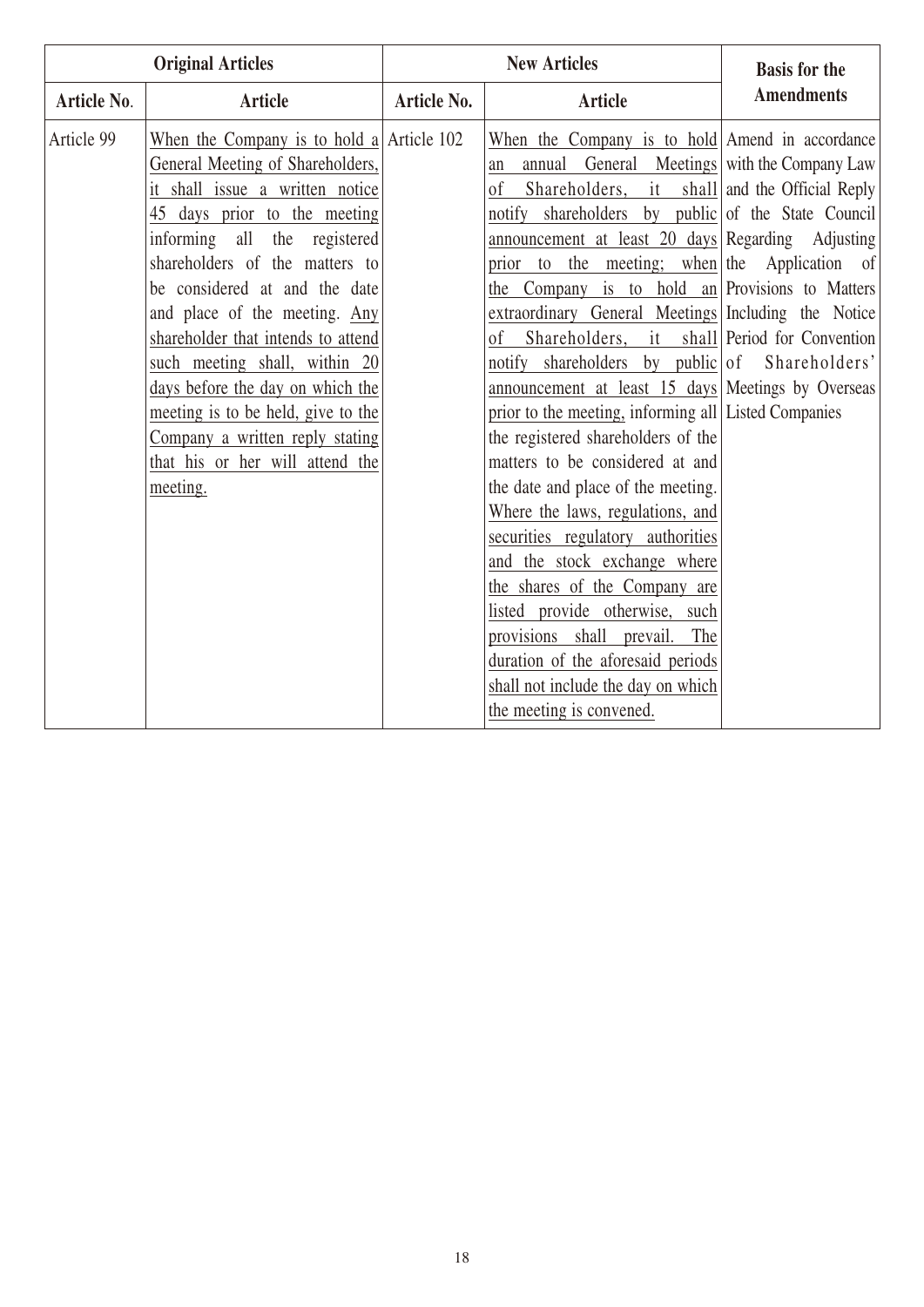| Original Articles | | New Articles | | Basis for the Amendments |
|---|---|---|---|---|
| Article No. | Article | Article No. | Article | |
| Article 99 | When the Company is to hold a General Meeting of Shareholders, it shall issue a written notice 45 days prior to the meeting informing all the registered shareholders of the matters to be considered at and the date and place of the meeting. Any shareholder that intends to attend such meeting shall, within 20 days before the day on which the meeting is to be held, give to the Company a written reply stating that his or her will attend the meeting. | Article 102 | When the Company is to hold an annual General Meetings of Shareholders, it shall notify shareholders by public announcement at least 20 days prior to the meeting; when the Company is to hold an extraordinary General Meetings of Shareholders, it shall notify shareholders by public announcement at least 15 days prior to the meeting, informing all the registered shareholders of the matters to be considered at and the date and place of the meeting. Where the laws, regulations, and securities regulatory authorities and the stock exchange where the shares of the Company are listed provide otherwise, such provisions shall prevail. The duration of the aforesaid periods shall not include the day on which the meeting is convened. | Amend in accordance with the Company Law and the Official Reply of the State Council Regarding Adjusting the Application of Provisions to Matters Including the Notice Period for Convention of Shareholders' Meetings by Overseas Listed Companies |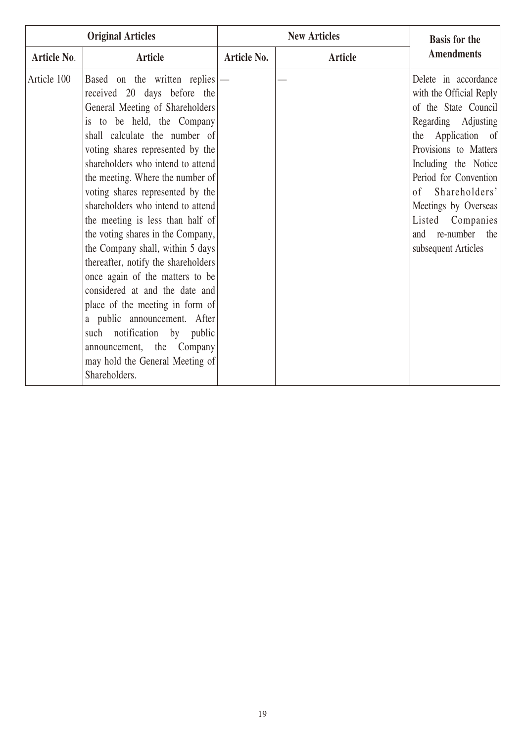| Original Articles | | New Articles | | Basis for the Amendments |
|---|---|---|---|---|
| Article No. | Article | Article No. | Article | |
| Article 100 | Based on the written replies received 20 days before the General Meeting of Shareholders is to be held, the Company shall calculate the number of voting shares represented by the shareholders who intend to attend the meeting. Where the number of voting shares represented by the shareholders who intend to attend the meeting is less than half of the voting shares in the Company, the Company shall, within 5 days thereafter, notify the shareholders once again of the matters to be considered at and the date and place of the meeting in form of a public announcement. After such notification by public announcement, the Company may hold the General Meeting of Shareholders. | — | — | Delete in accordance with the Official Reply of the State Council Regarding Adjusting the Application of Provisions to Matters Including the Notice Period for Convention of Shareholders' Meetings by Overseas Listed Companies and re-number the subsequent Articles |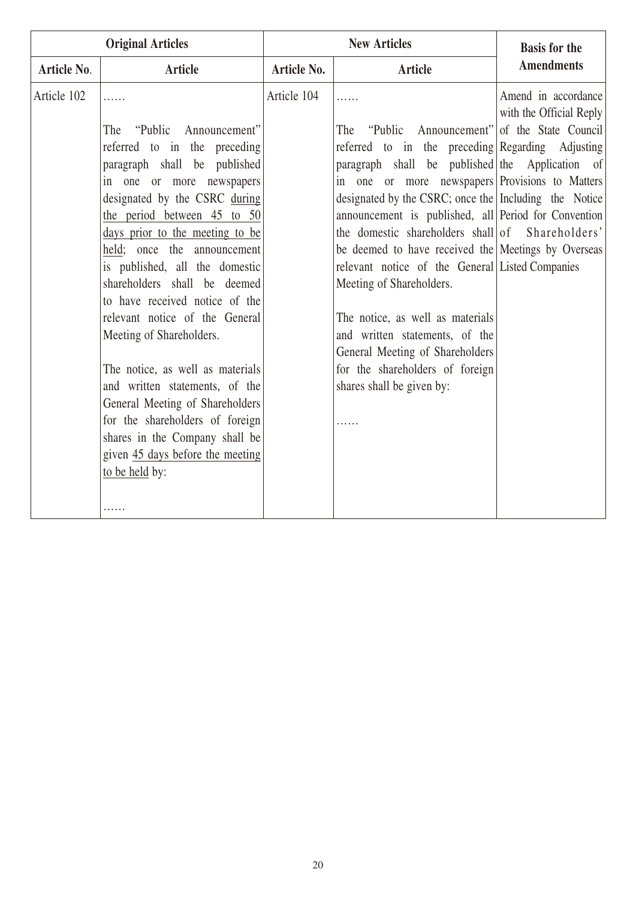| Original Articles | | New Articles | | Basis for the Amendments |
|---|---|---|---|---|
| Article No. | Article | Article No. | Article | |
| Article 102 | ……<br><br>The "Public Announcement" referred to in the preceding paragraph shall be published in one or more newspapers designated by the CSRC during the period between 45 to 50 days prior to the meeting to be held; once the announcement is published, all the domestic shareholders shall be deemed to have received notice of the relevant notice of the General Meeting of Shareholders.<br><br>The notice, as well as materials and written statements, of the General Meeting of Shareholders for the shareholders of foreign shares in the Company shall be given 45 days before the meeting to be held by:<br><br>…… | Article 104 | ……<br><br>The "Public Announcement" referred to in the preceding paragraph shall be published in one or more newspapers designated by the CSRC; once the announcement is published, all the domestic shareholders shall be deemed to have received the relevant notice of the General Meeting of Shareholders.<br><br>The notice, as well as materials and written statements, of the General Meeting of Shareholders for the shareholders of foreign shares shall be given by:<br><br>…… | Amend in accordance with the Official Reply of the State Council Regarding Adjusting the Application of Provisions to Matters Including the Notice Period for Convention of Shareholders' Meetings by Overseas Listed Companies |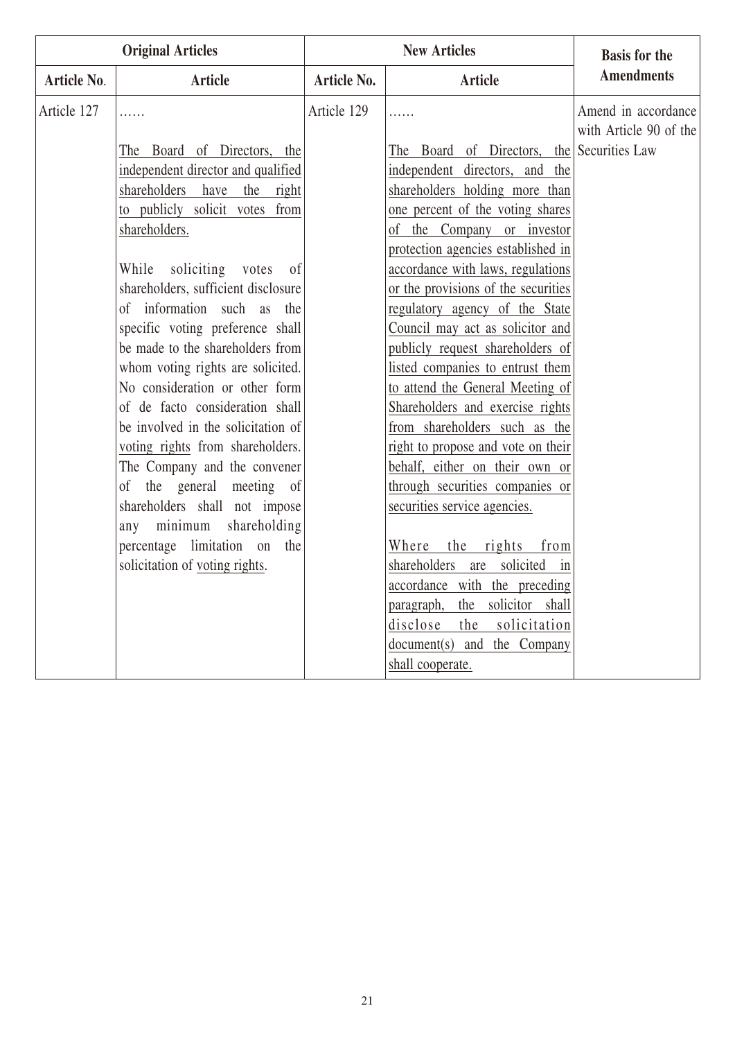| Original Articles | | New Articles | | Basis for the Amendments |
|---|---|---|---|---|
| **Article No.** | **Article** | **Article No.** | **Article** | |
| Article 127 | ……<br><br>The Board of Directors, the independent director and qualified shareholders have the right to publicly solicit votes from shareholders.<br><br>While soliciting votes of shareholders, sufficient disclosure of information such as the specific voting preference shall be made to the shareholders from whom voting rights are solicited. No consideration or other form of de facto consideration shall be involved in the solicitation of voting rights from shareholders. The Company and the convener of the general meeting of shareholders shall not impose any minimum shareholding percentage limitation on the solicitation of voting rights. | Article 129 | ……<br><br>The Board of Directors, the independent directors, and the shareholders holding more than one percent of the voting shares of the Company or investor protection agencies established in accordance with laws, regulations or the provisions of the securities regulatory agency of the State Council may act as solicitor and publicly request shareholders of listed companies to entrust them to attend the General Meeting of Shareholders and exercise rights from shareholders such as the right to propose and vote on their behalf, either on their own or through securities companies or securities service agencies.<br><br>Where the rights from shareholders are solicited in accordance with the preceding paragraph, the solicitor shall disclose the solicitation document(s) and the Company shall cooperate. | Amend in accordance with Article 90 of the Securities Law |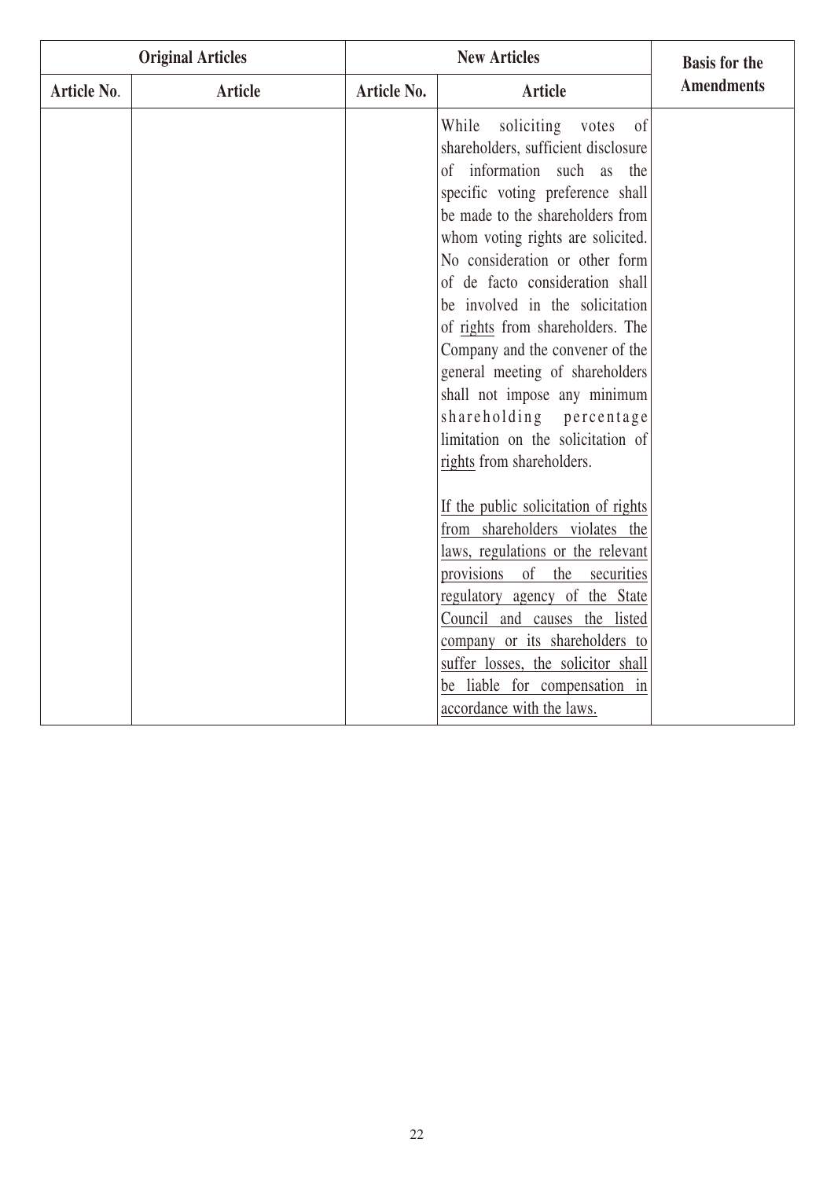| Original Articles | | New Articles | | Basis for the Amendments |
|---|---|---|---|---|
| Article No. | Article | Article No. | Article | |
| | | | While soliciting votes of shareholders, sufficient disclosure of information such as the specific voting preference shall be made to the shareholders from whom voting rights are solicited. No consideration or other form of de facto consideration shall be involved in the solicitation of rights from shareholders. The Company and the convener of the general meeting of shareholders shall not impose any minimum shareholding percentage limitation on the solicitation of rights from shareholders.<br><br>If the public solicitation of rights from shareholders violates the laws, regulations or the relevant provisions of the securities regulatory agency of the State Council and causes the listed company or its shareholders to suffer losses, the solicitor shall be liable for compensation in accordance with the laws. | |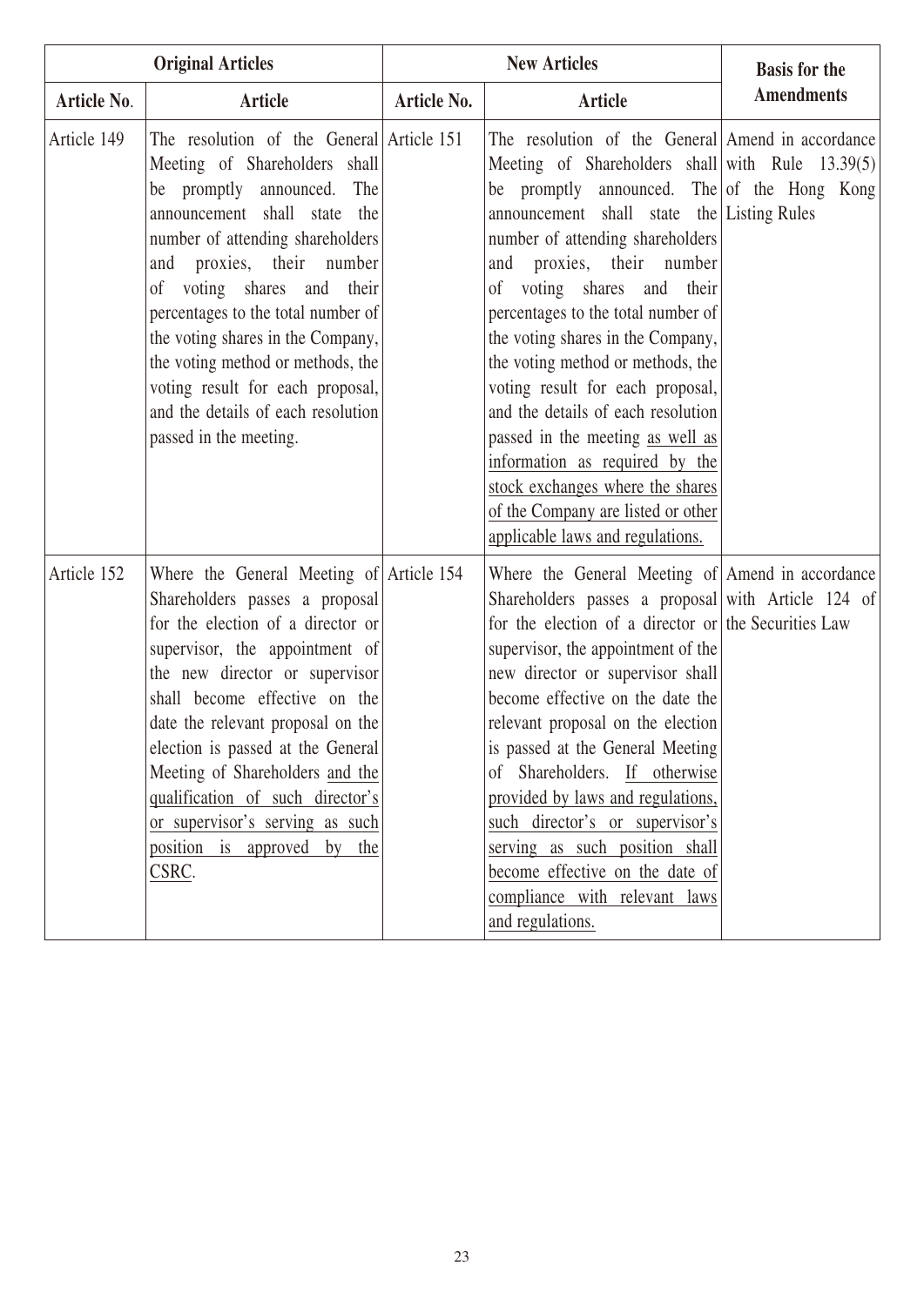| Original Articles | | New Articles | | Basis for the Amendments |
|---|---|---|---|---|
| Article No. | Article | Article No. | Article | |
| Article 149 | The resolution of the General Meeting of Shareholders shall be promptly announced. The announcement shall state the number of attending shareholders and proxies, their number of voting shares and their percentages to the total number of the voting shares in the Company, the voting method or methods, the voting result for each proposal, and the details of each resolution passed in the meeting. | Article 151 | The resolution of the General Meeting of Shareholders shall be promptly announced. The announcement shall state the number of attending shareholders and proxies, their number of voting shares and their percentages to the total number of the voting shares in the Company, the voting method or methods, the voting result for each proposal, and the details of each resolution passed in the meeting <u>as well as information as required by the stock exchanges where the shares of the Company are listed or other applicable laws and regulations.</u> | Amend in accordance with Rule 13.39(5) of the Hong Kong Listing Rules |
| Article 152 | Where the General Meeting of Shareholders passes a proposal for the election of a director or supervisor, the appointment of the new director or supervisor shall become effective on the date the relevant proposal on the election is passed at the General Meeting of Shareholders <u>and the qualification of such director's or supervisor's serving as such position is approved by the CSRC</u>. | Article 154 | Where the General Meeting of Shareholders passes a proposal for the election of a director or supervisor, the appointment of the new director or supervisor shall become effective on the date the relevant proposal on the election is passed at the General Meeting of Shareholders. <u>If otherwise provided by laws and regulations, such director's or supervisor's serving as such position shall become effective on the date of compliance with relevant laws and regulations.</u> | Amend in accordance with Article 124 of the Securities Law |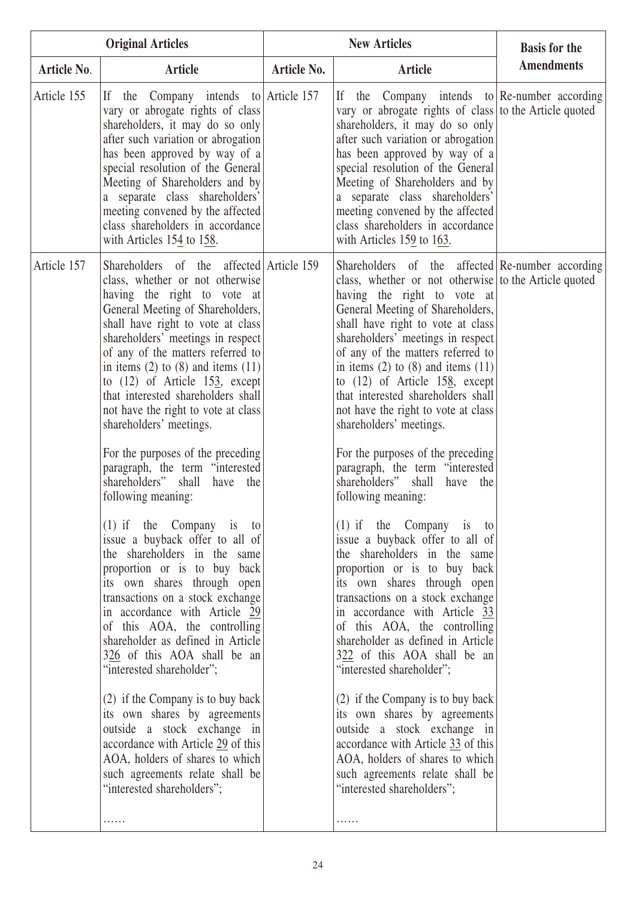| Original Articles | | New Articles | | Basis for the Amendments |
|---|---|---|---|---|
| **Article No.** | **Article** | **Article No.** | **Article** | |
| Article 155 | If the Company intends to vary or abrogate rights of class shareholders, it may do so only after such variation or abrogation has been approved by way of a special resolution of the General Meeting of Shareholders and by a separate class shareholders' meeting convened by the affected class shareholders in accordance with Articles 154 to 158. | Article 157 | If the Company intends to vary or abrogate rights of class shareholders, it may do so only after such variation or abrogation has been approved by way of a special resolution of the General Meeting of Shareholders and by a separate class shareholders' meeting convened by the affected class shareholders in accordance with Articles 159 to 163. | Re-number according to the Article quoted |
| Article 157 | Shareholders of the affected class, whether or not otherwise having the right to vote at General Meeting of Shareholders, shall have right to vote at class shareholders' meetings in respect of any of the matters referred to in items (2) to (8) and items (11) to (12) of Article 153, except that interested shareholders shall not have the right to vote at class shareholders' meetings.<br><br>For the purposes of the preceding paragraph, the term "interested shareholders" shall have the following meaning:<br><br>(1) if the Company is to issue a buyback offer to all of the shareholders in the same proportion or is to buy back its own shares through open transactions on a stock exchange in accordance with Article 29 of this AOA, the controlling shareholder as defined in Article 326 of this AOA shall be an "interested shareholder";<br><br>(2) if the Company is to buy back its own shares by agreements outside a stock exchange in accordance with Article 29 of this AOA, holders of shares to which such agreements relate shall be "interested shareholders";<br><br>…… | Article 159 | Shareholders of the affected class, whether or not otherwise having the right to vote at General Meeting of Shareholders, shall have right to vote at class shareholders' meetings in respect of any of the matters referred to in items (2) to (8) and items (11) to (12) of Article 158, except that interested shareholders shall not have the right to vote at class shareholders' meetings.<br><br>For the purposes of the preceding paragraph, the term "interested shareholders" shall have the following meaning:<br><br>(1) if the Company is to issue a buyback offer to all of the shareholders in the same proportion or is to buy back its own shares through open transactions on a stock exchange in accordance with Article 33 of this AOA, the controlling shareholder as defined in Article 322 of this AOA shall be an "interested shareholder";<br><br>(2) if the Company is to buy back its own shares by agreements outside a stock exchange in accordance with Article 33 of this AOA, holders of shares to which such agreements relate shall be "interested shareholders";<br><br>…… | Re-number according to the Article quoted |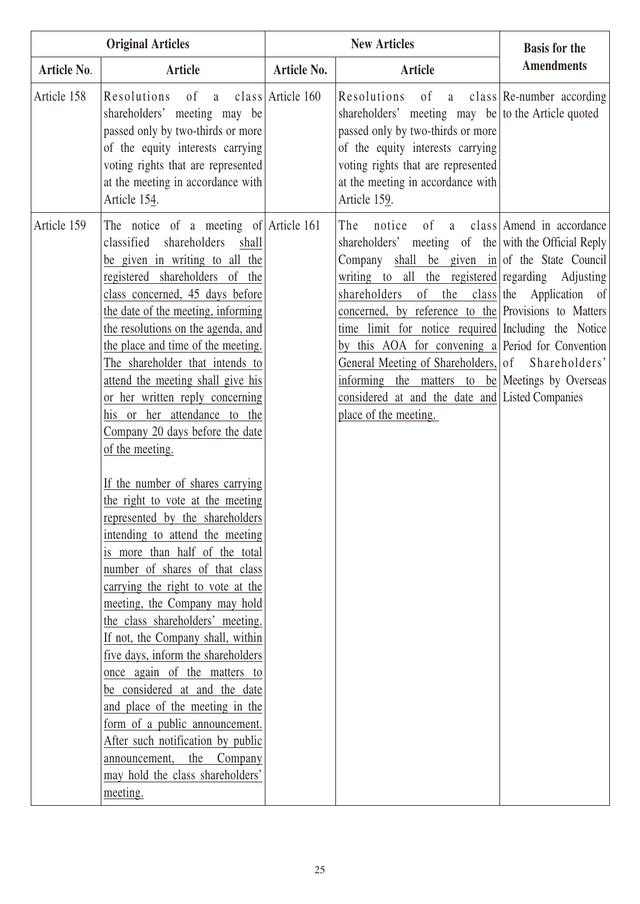| Original Articles | | New Articles | | Basis for the Amendments |
|---|---|---|---|---|
| Article No. | Article | Article No. | Article | |
| Article 158 | Resolutions of a class shareholders' meeting may be passed only by two-thirds or more of the equity interests carrying voting rights that are represented at the meeting in accordance with Article 154. | Article 160 | Resolutions of a class shareholders' meeting may be passed only by two-thirds or more of the equity interests carrying voting rights that are represented at the meeting in accordance with Article 159. | Re-number according to the Article quoted |
| Article 159 | The notice of a meeting of classified shareholders shall be given in writing to all the registered shareholders of the class concerned, 45 days before the date of the meeting, informing the resolutions on the agenda, and the place and time of the meeting. The shareholder that intends to attend the meeting shall give his or her written reply concerning his or her attendance to the Company 20 days before the date of the meeting.<br><br>If the number of shares carrying the right to vote at the meeting represented by the shareholders intending to attend the meeting is more than half of the total number of shares of that class carrying the right to vote at the meeting, the Company may hold the class shareholders' meeting. If not, the Company shall, within five days, inform the shareholders once again of the matters to be considered at and the date and place of the meeting in the form of a public announcement. After such notification by public announcement, the Company may hold the class shareholders' meeting. | Article 161 | The notice of a class shareholders' meeting of the Company shall be given in writing to all the registered shareholders of the class concerned, by reference to the time limit for notice required by this AOA for convening a General Meeting of Shareholders, informing the matters to be considered at and the date and place of the meeting. | Amend in accordance with the Official Reply of the State Council regarding Adjusting the Application of Provisions to Matters Including the Notice Period for Convention of Shareholders' Meetings by Overseas Listed Companies |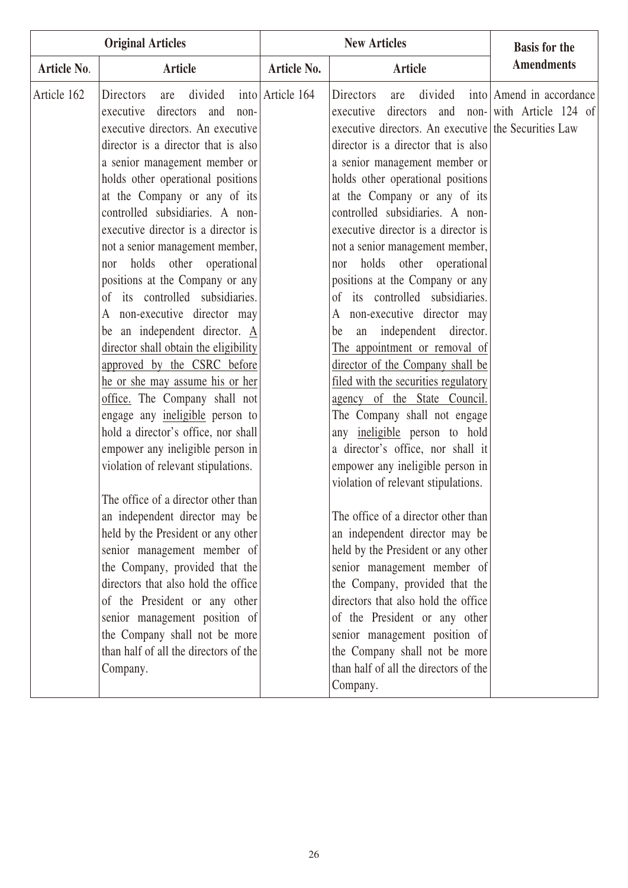| Original Articles | | New Articles | | Basis for the Amendments |
|---|---|---|---|---|
| Article No. | Article | Article No. | Article | |
| Article 162 | Directors are divided into executive directors and non-executive directors. An executive director is a director that is also a senior management member or holds other operational positions at the Company or any of its controlled subsidiaries. A non-executive director is a director is not a senior management member, nor holds other operational positions at the Company or any of its controlled subsidiaries. A non-executive director may be an independent director. A director shall obtain the eligibility approved by the CSRC before he or she may assume his or her office. The Company shall not engage any ineligible person to hold a director's office, nor shall empower any ineligible person in violation of relevant stipulations.<br><br>The office of a director other than an independent director may be held by the President or any other senior management member of the Company, provided that the directors that also hold the office of the President or any other senior management position of the Company shall not be more than half of all the directors of the Company. | Article 164 | Directors are divided into executive directors and non-executive directors. An executive director is a director that is also a senior management member or holds other operational positions at the Company or any of its controlled subsidiaries. A non-executive director is a director is not a senior management member, nor holds other operational positions at the Company or any of its controlled subsidiaries. A non-executive director may be an independent director. The appointment or removal of director of the Company shall be filed with the securities regulatory agency of the State Council. The Company shall not engage any ineligible person to hold a director's office, nor shall it empower any ineligible person in violation of relevant stipulations.<br><br>The office of a director other than an independent director may be held by the President or any other senior management member of the Company, provided that the directors that also hold the office of the President or any other senior management position of the Company shall not be more than half of all the directors of the Company. | Amend in accordance with Article 124 of the Securities Law |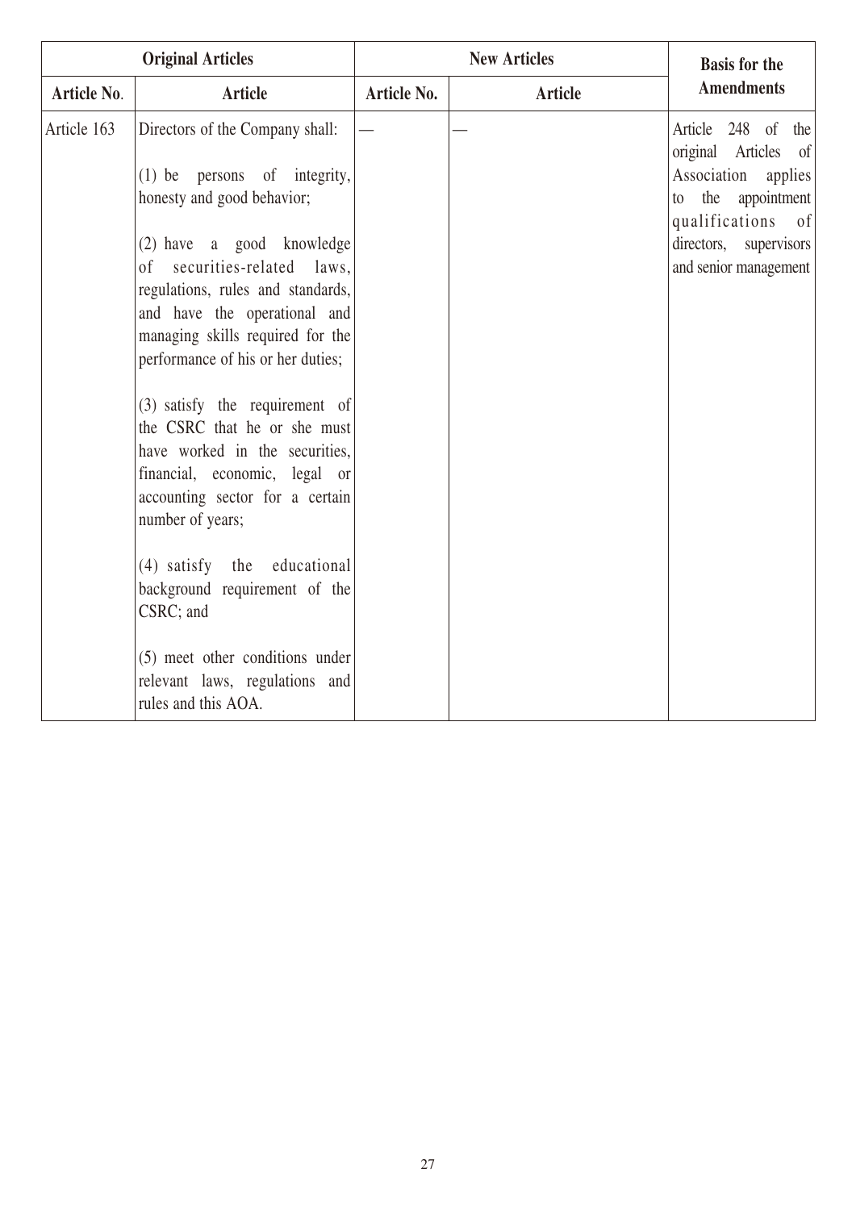| Original Articles | | New Articles | | Basis for the Amendments |
|---|---|---|---|---|
| Article No. | Article | Article No. | Article | |
| Article 163 | Directors of the Company shall:<br><br>(1) be persons of integrity, honesty and good behavior;<br><br>(2) have a good knowledge of securities-related laws, regulations, rules and standards, and have the operational and managing skills required for the performance of his or her duties;<br><br>(3) satisfy the requirement of the CSRC that he or she must have worked in the securities, financial, economic, legal or accounting sector for a certain number of years;<br><br>(4) satisfy the educational background requirement of the CSRC; and<br><br>(5) meet other conditions under relevant laws, regulations and rules and this AOA. | — | — | Article 248 of the original Articles of Association applies to the appointment qualifications of directors, supervisors and senior management |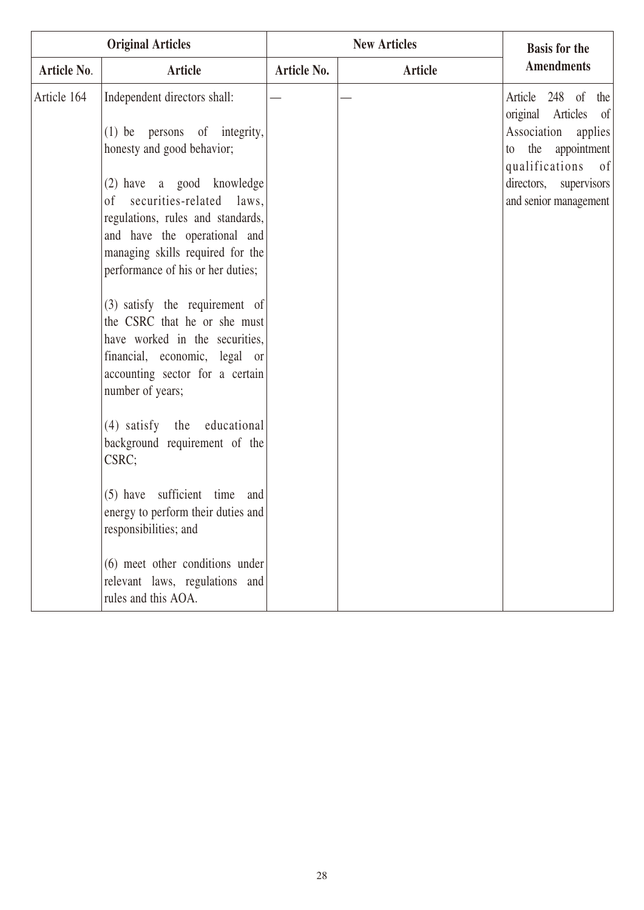| Original Articles | | New Articles | | Basis for the Amendments |
|---|---|---|---|---|
| Article No. | Article | Article No. | Article | |
| Article 164 | Independent directors shall:<br><br>(1) be persons of integrity, honesty and good behavior;<br><br>(2) have a good knowledge of securities-related laws, regulations, rules and standards, and have the operational and managing skills required for the performance of his or her duties;<br><br>(3) satisfy the requirement of the CSRC that he or she must have worked in the securities, financial, economic, legal or accounting sector for a certain number of years;<br><br>(4) satisfy the educational background requirement of the CSRC;<br><br>(5) have sufficient time and energy to perform their duties and responsibilities; and<br><br>(6) meet other conditions under relevant laws, regulations and rules and this AOA. | — | — | Article 248 of the original Articles of Association applies to the appointment qualifications of directors, supervisors and senior management |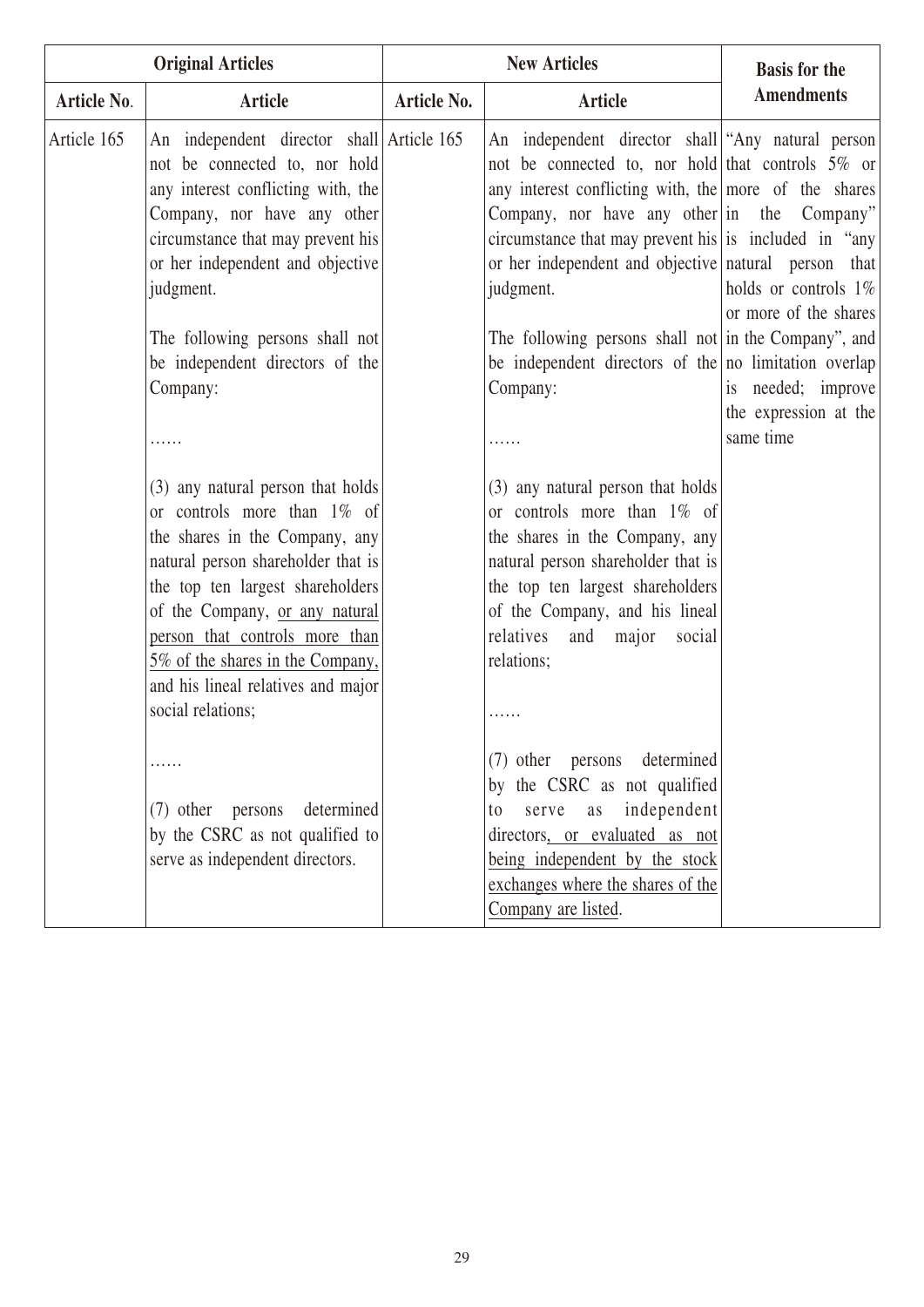| Original Articles | | New Articles | | Basis for the Amendments |
|---|---|---|---|---|
| **Article No.** | **Article** | **Article No.** | **Article** | |
| Article 165 | An independent director shall not be connected to, nor hold any interest conflicting with, the Company, nor have any other circumstance that may prevent his or her independent and objective judgment.<br><br>The following persons shall not be independent directors of the Company:<br><br>……<br><br>(3) any natural person that holds or controls more than 1% of the shares in the Company, any natural person shareholder that is the top ten largest shareholders of the Company, <u>or any natural person that controls more than 5% of the shares in the Company,</u> and his lineal relatives and major social relations;<br><br>……<br><br>(7) other persons determined by the CSRC as not qualified to serve as independent directors. | Article 165 | An independent director shall not be connected to, nor hold any interest conflicting with, the Company, nor have any other circumstance that may prevent his or her independent and objective judgment.<br><br>The following persons shall not be independent directors of the Company:<br><br>……<br><br>(3) any natural person that holds or controls more than 1% of the shares in the Company, any natural person shareholder that is the top ten largest shareholders of the Company, and his lineal relatives and major social relations;<br><br>……<br><br>(7) other persons determined by the CSRC as not qualified to serve as independent directors<u>, or evaluated as not being independent by the stock exchanges where the shares of the Company are listed</u>. | "Any natural person that controls 5% or more of the shares in the Company" is included in "any natural person that holds or controls 1% or more of the shares in the Company", and no limitation overlap is needed; improve the expression at the same time |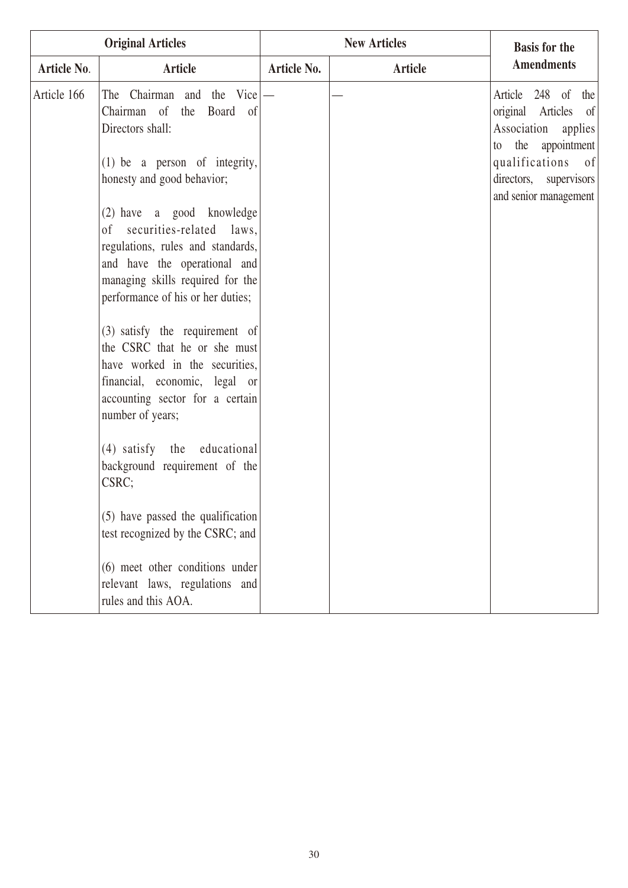| Original Articles | | New Articles | | Basis for the Amendments |
|---|---|---|---|---|
| Article No. | Article | Article No. | Article | |
| Article 166 | The Chairman and the Vice Chairman of the Board of Directors shall:<br><br>(1) be a person of integrity, honesty and good behavior;<br><br>(2) have a good knowledge of securities-related laws, regulations, rules and standards, and have the operational and managing skills required for the performance of his or her duties;<br><br>(3) satisfy the requirement of the CSRC that he or she must have worked in the securities, financial, economic, legal or accounting sector for a certain number of years;<br><br>(4) satisfy the educational background requirement of the CSRC;<br><br>(5) have passed the qualification test recognized by the CSRC; and<br><br>(6) meet other conditions under relevant laws, regulations and rules and this AOA. | — | — | Article 248 of the original Articles of Association applies to the appointment qualifications of directors, supervisors and senior management |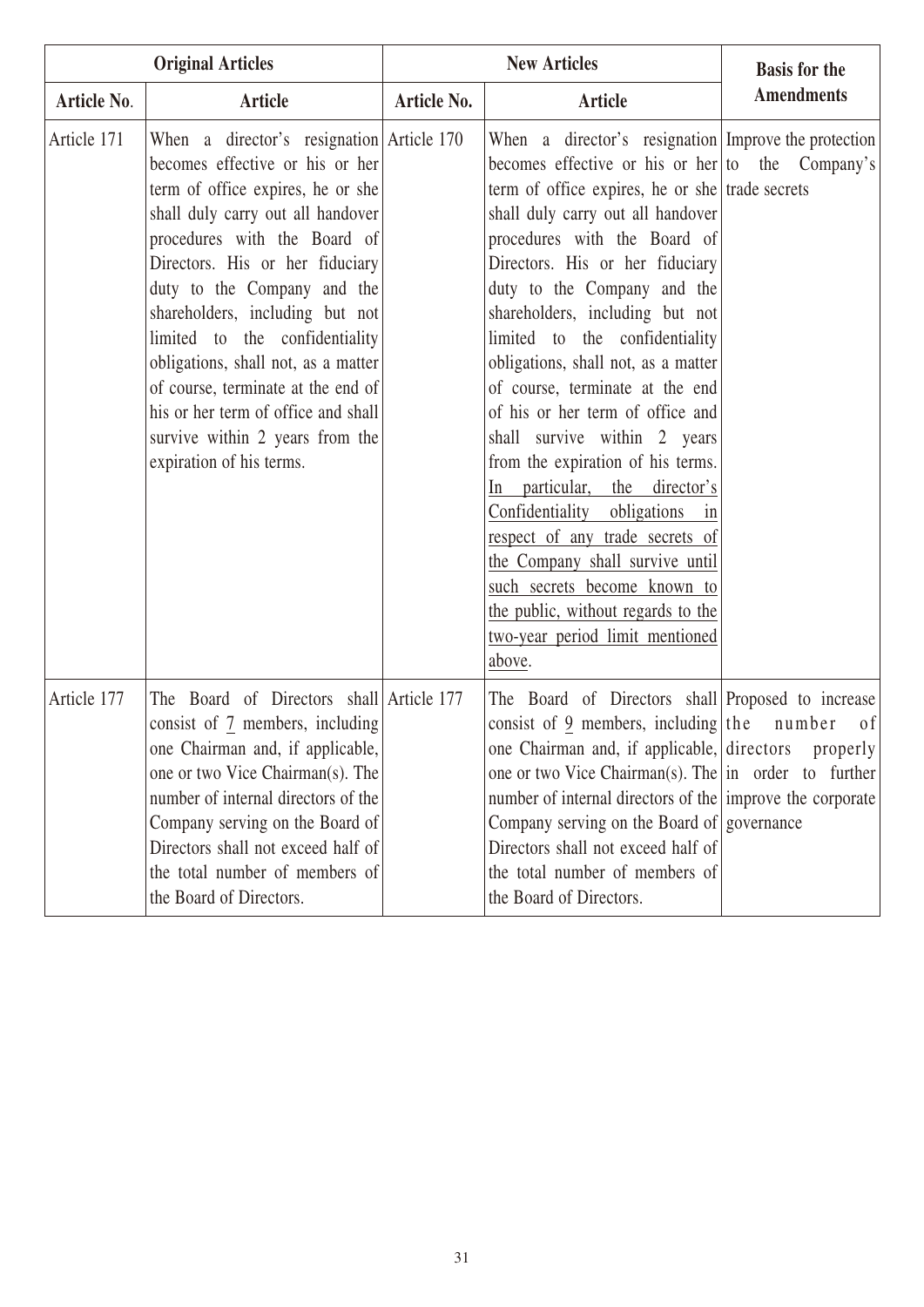| Original Articles | | New Articles | | Basis for the Amendments |
|---|---|---|---|---|
| **Article No.** | **Article** | **Article No.** | **Article** | |
| Article 171 | When a director's resignation becomes effective or his or her term of office expires, he or she shall duly carry out all handover procedures with the Board of Directors. His or her fiduciary duty to the Company and the shareholders, including but not limited to the confidentiality obligations, shall not, as a matter of course, terminate at the end of his or her term of office and shall survive within 2 years from the expiration of his terms. | Article 170 | When a director's resignation becomes effective or his or her term of office expires, he or she shall duly carry out all handover procedures with the Board of Directors. His or her fiduciary duty to the Company and the shareholders, including but not limited to the confidentiality obligations, shall not, as a matter of course, terminate at the end of his or her term of office and shall survive within 2 years from the expiration of his terms. <u>In particular, the director's Confidentiality obligations in respect of any trade secrets of the Company shall survive until such secrets become known to the public, without regards to the two-year period limit mentioned above</u>. | Improve the protection to the Company's trade secrets |
| Article 177 | The Board of Directors shall consist of <u>7</u> members, including one Chairman and, if applicable, one or two Vice Chairman(s). The number of internal directors of the Company serving on the Board of Directors shall not exceed half of the total number of members of the Board of Directors. | Article 177 | The Board of Directors shall consist of <u>9</u> members, including one Chairman and, if applicable, one or two Vice Chairman(s). The number of internal directors of the Company serving on the Board of Directors shall not exceed half of the total number of members of the Board of Directors. | Proposed to increase the number of directors properly in order to further improve the corporate governance |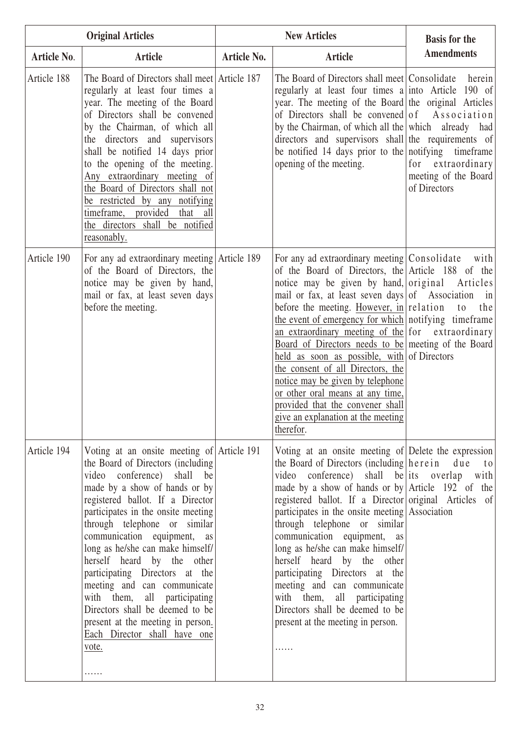| Original Articles | | New Articles | | Basis for the Amendments |
|---|---|---|---|---|
| Article No. | Article | Article No. | Article | |
| Article 188 | The Board of Directors shall meet regularly at least four times a year. The meeting of the Board of Directors shall be convened by the Chairman, of which all the directors and supervisors shall be notified 14 days prior to the opening of the meeting. <u>Any extraordinary meeting of the Board of Directors shall not be restricted by any notifying timeframe, provided that all the directors shall be notified reasonably.</u> | Article 187 | The Board of Directors shall meet regularly at least four times a year. The meeting of the Board of Directors shall be convened by the Chairman, of which all the directors and supervisors shall be notified 14 days prior to the opening of the meeting. | Consolidate herein into Article 190 of the original Articles of Association which already had the requirements of notifying timeframe for extraordinary meeting of the Board of Directors |
| Article 190 | For any ad extraordinary meeting of the Board of Directors, the notice may be given by hand, mail or fax, at least seven days before the meeting. | Article 189 | For any ad extraordinary meeting of the Board of Directors, the notice may be given by hand, mail or fax, at least seven days before the meeting. <u>However, in the event of emergency for which an extraordinary meeting of the Board of Directors needs to be held as soon as possible, with the consent of all Directors, the notice may be given by telephone or other oral means at any time, provided that the convener shall give an explanation at the meeting therefor.</u> | Consolidate with Article 188 of the original Articles of Association in relation to the notifying timeframe for extraordinary meeting of the Board of Directors |
| Article 194 | Voting at an onsite meeting of the Board of Directors (including video conference) shall be made by a show of hands or by registered ballot. If a Director participates in the onsite meeting through telephone or similar communication equipment, as long as he/she can make himself/herself heard by the other participating Directors at the meeting and can communicate with them, all participating Directors shall be deemed to be present at the meeting in person<u>. Each Director shall have one vote.</u><br><br>…… | Article 191 | Voting at an onsite meeting of the Board of Directors (including video conference) shall be made by a show of hands or by registered ballot. If a Director participates in the onsite meeting through telephone or similar communication equipment, as long as he/she can make himself/herself heard by the other participating Directors at the meeting and can communicate with them, all participating Directors shall be deemed to be present at the meeting in person.<br><br>…… | Delete the expression herein due to its overlap with Article 192 of the original Articles of Association |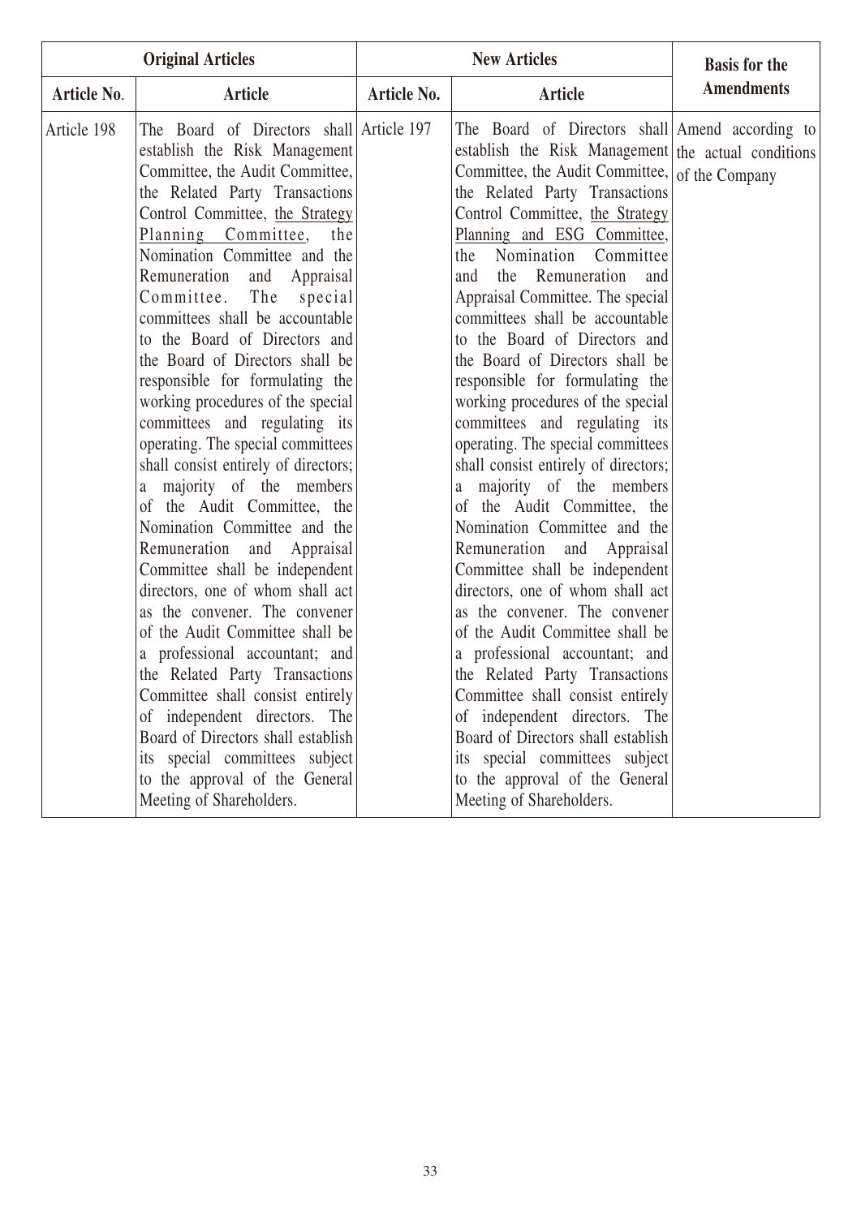| Original Articles | | New Articles | | Basis for the Amendments |
|---|---|---|---|---|
| Article No. | Article | Article No. | Article | |
| Article 198 | The Board of Directors shall establish the Risk Management Committee, the Audit Committee, the Related Party Transactions Control Committee, <u>the Strategy Planning Committee</u>, the Nomination Committee and the Remuneration and Appraisal Committee. The special committees shall be accountable to the Board of Directors and the Board of Directors shall be responsible for formulating the working procedures of the special committees and regulating its operating. The special committees shall consist entirely of directors; a majority of the members of the Audit Committee, the Nomination Committee and the Remuneration and Appraisal Committee shall be independent directors, one of whom shall act as the convener. The convener of the Audit Committee shall be a professional accountant; and the Related Party Transactions Committee shall consist entirely of independent directors. The Board of Directors shall establish its special committees subject to the approval of the General Meeting of Shareholders. | Article 197 | The Board of Directors shall establish the Risk Management Committee, the Audit Committee, the Related Party Transactions Control Committee, <u>the Strategy Planning and ESG Committee</u>, the Nomination Committee and the Remuneration and Appraisal Committee. The special committees shall be accountable to the Board of Directors and the Board of Directors shall be responsible for formulating the working procedures of the special committees and regulating its operating. The special committees shall consist entirely of directors; a majority of the members of the Audit Committee, the Nomination Committee and the Remuneration and Appraisal Committee shall be independent directors, one of whom shall act as the convener. The convener of the Audit Committee shall be a professional accountant; and the Related Party Transactions Committee shall consist entirely of independent directors. The Board of Directors shall establish its special committees subject to the approval of the General Meeting of Shareholders. | Amend according to the actual conditions of the Company |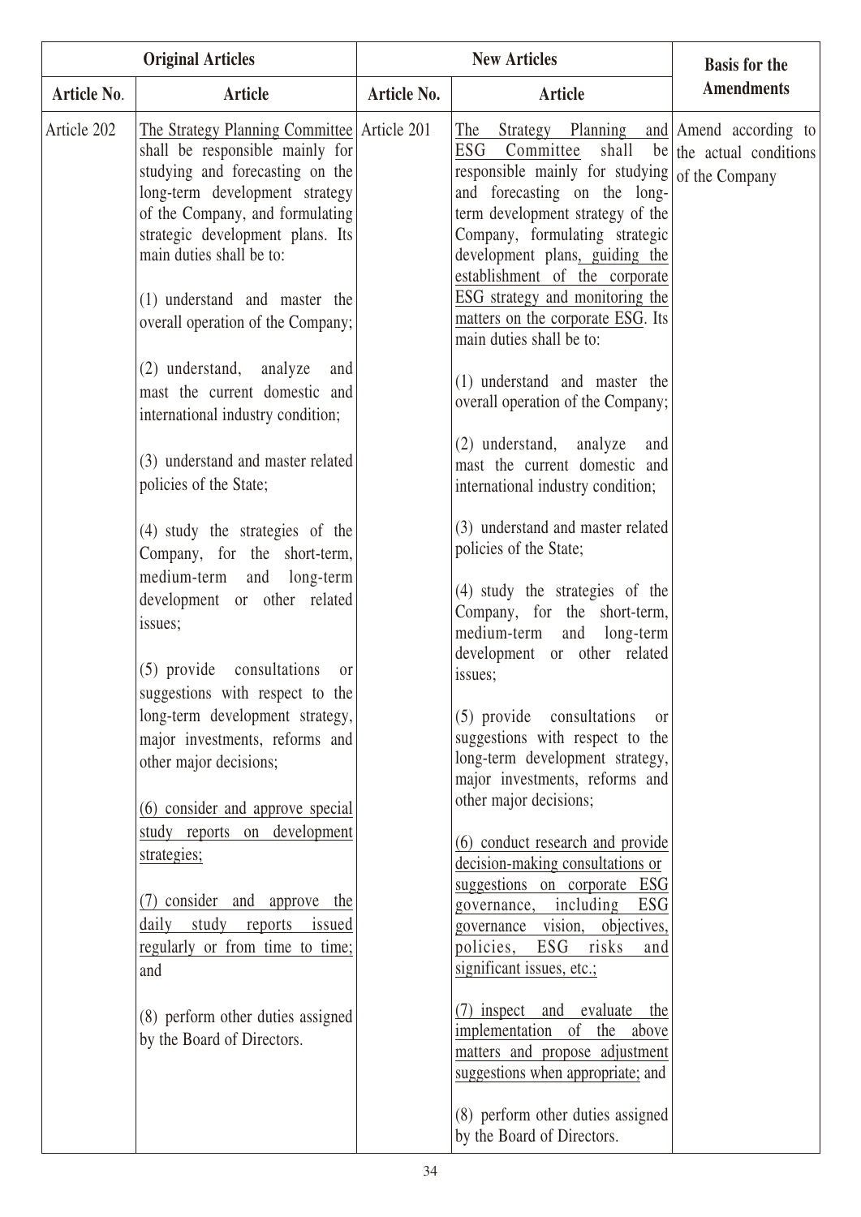| Original Articles | | New Articles | | Basis for the Amendments |
|---|---|---|---|---|
| Article No. | Article | Article No. | Article | |
| Article 202 | The Strategy Planning Committee shall be responsible mainly for studying and forecasting on the long-term development strategy of the Company, and formulating strategic development plans. Its main duties shall be to:<br><br>(1) understand and master the overall operation of the Company;<br><br>(2) understand, analyze and mast the current domestic and international industry condition;<br><br>(3) understand and master related policies of the State;<br><br>(4) study the strategies of the Company, for the short-term, medium-term and long-term development or other related issues;<br><br>(5) provide consultations or suggestions with respect to the long-term development strategy, major investments, reforms and other major decisions;<br><br>(6) consider and approve special study reports on development strategies;<br><br>(7) consider and approve the daily study reports issued regularly or from time to time; and<br><br>(8) perform other duties assigned by the Board of Directors. | Article 201 | The Strategy Planning and ESG Committee shall be responsible mainly for studying and forecasting on the long-term development strategy of the Company, formulating strategic development plans, guiding the establishment of the corporate ESG strategy and monitoring the matters on the corporate ESG. Its main duties shall be to:<br><br>(1) understand and master the overall operation of the Company;<br><br>(2) understand, analyze and mast the current domestic and international industry condition;<br><br>(3) understand and master related policies of the State;<br><br>(4) study the strategies of the Company, for the short-term, medium-term and long-term development or other related issues;<br><br>(5) provide consultations or suggestions with respect to the long-term development strategy, major investments, reforms and other major decisions;<br><br>(6) conduct research and provide decision-making consultations or suggestions on corporate ESG governance, including ESG governance vision, objectives, policies, ESG risks and significant issues, etc.;<br><br>(7) inspect and evaluate the implementation of the above matters and propose adjustment suggestions when appropriate; and<br><br>(8) perform other duties assigned by the Board of Directors. | Amend according to the actual conditions of the Company |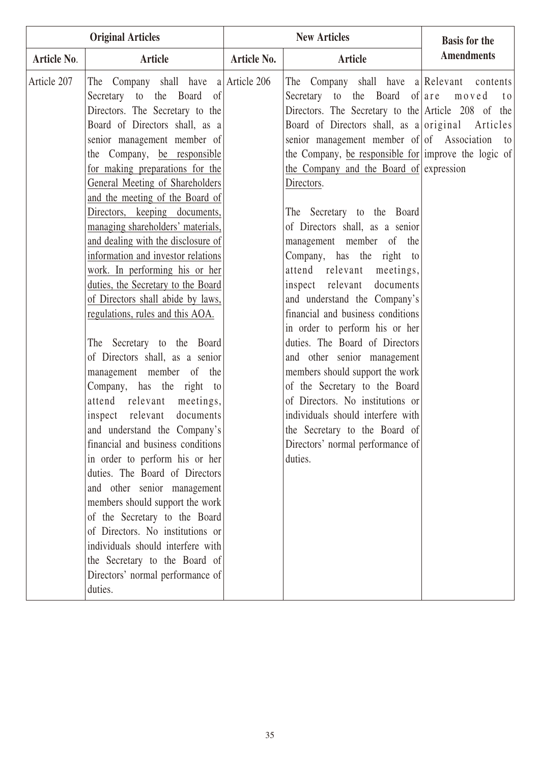| Original Articles | | New Articles | | Basis for the Amendments |
|---|---|---|---|---|
| Article No. | Article | Article No. | Article | |
| Article 207 | The Company shall have a Secretary to the Board of Directors. The Secretary to the Board of Directors shall, as a senior management member of the Company, be responsible for making preparations for the General Meeting of Shareholders and the meeting of the Board of Directors, keeping documents, managing shareholders' materials, and dealing with the disclosure of information and investor relations work. In performing his or her duties, the Secretary to the Board of Directors shall abide by laws, regulations, rules and this AOA.<br><br>The Secretary to the Board of Directors shall, as a senior management member of the Company, has the right to attend relevant meetings, inspect relevant documents and understand the Company's financial and business conditions in order to perform his or her duties. The Board of Directors and other senior management members should support the work of the Secretary to the Board of Directors. No institutions or individuals should interfere with the Secretary to the Board of Directors' normal performance of duties. | Article 206 | The Company shall have a Secretary to the Board of Directors. The Secretary to the Board of Directors shall, as a senior management member of the Company, be responsible for the Company and the Board of Directors.<br><br>The Secretary to the Board of Directors shall, as a senior management member of the Company, has the right to attend relevant meetings, inspect relevant documents and understand the Company's financial and business conditions in order to perform his or her duties. The Board of Directors and other senior management members should support the work of the Secretary to the Board of Directors. No institutions or individuals should interfere with the Secretary to the Board of Directors' normal performance of duties. | Relevant contents are moved to Article 208 of the original Articles of Association to improve the logic of expression |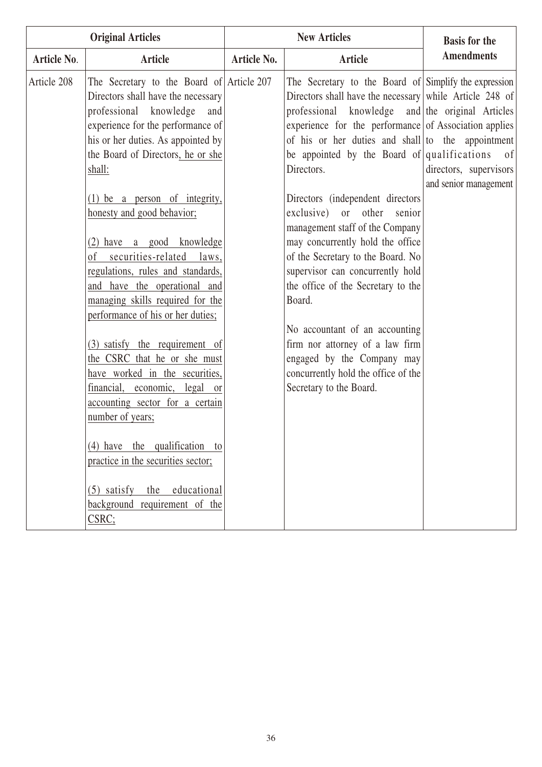| Original Articles | | New Articles | | Basis for the Amendments |
|---|---|---|---|---|
| Article No. | Article | Article No. | Article | |
| Article 208 | The Secretary to the Board of Directors shall have the necessary professional knowledge and experience for the performance of his or her duties. As appointed by the Board of Directors, he or she shall:<br><br>(1) be a person of integrity, honesty and good behavior;<br><br>(2) have a good knowledge of securities-related laws, regulations, rules and standards, and have the operational and managing skills required for the performance of his or her duties;<br><br>(3) satisfy the requirement of the CSRC that he or she must have worked in the securities, financial, economic, legal or accounting sector for a certain number of years;<br><br>(4) have the qualification to practice in the securities sector;<br><br>(5) satisfy the educational background requirement of the CSRC; | Article 207 | The Secretary to the Board of Directors shall have the necessary professional knowledge and experience for the performance of his or her duties and shall be appointed by the Board of Directors.<br><br>Directors (independent directors exclusive) or other senior management staff of the Company may concurrently hold the office of the Secretary to the Board. No supervisor can concurrently hold the office of the Secretary to the Board.<br><br>No accountant of an accounting firm nor attorney of a law firm engaged by the Company may concurrently hold the office of the Secretary to the Board. | Simplify the expression while Article 248 of the original Articles of Association applies to the appointment qualifications of directors, supervisors and senior management |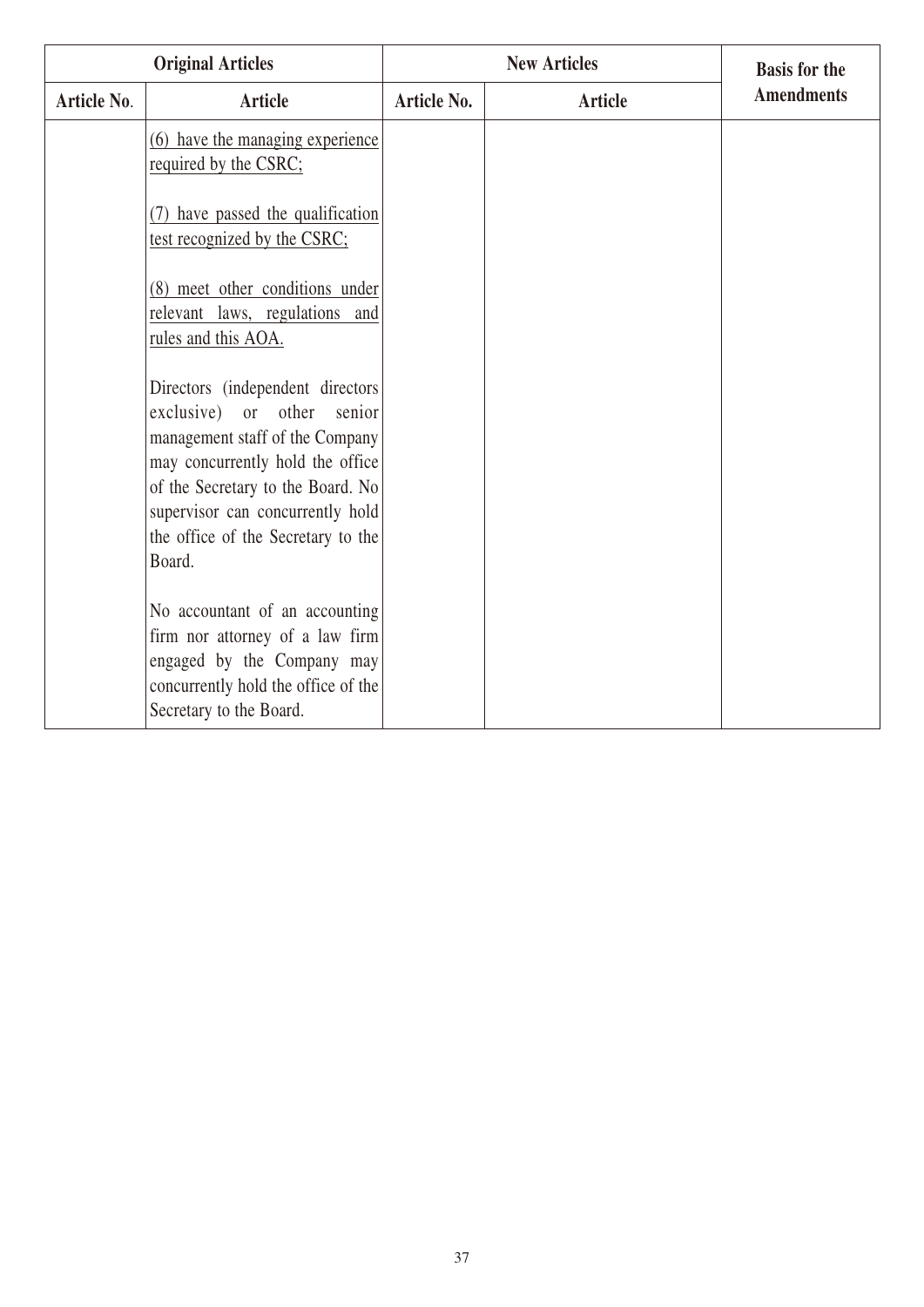| Original Articles | | New Articles | | Basis for the Amendments |
|---|---|---|---|---|
| Article No. | Article | Article No. | Article | |
| | (6) have the managing experience required by the CSRC;<br><br>(7) have passed the qualification test recognized by the CSRC;<br><br>(8) meet other conditions under relevant laws, regulations and rules and this AOA.<br><br>Directors (independent directors exclusive) or other senior management staff of the Company may concurrently hold the office of the Secretary to the Board. No supervisor can concurrently hold the office of the Secretary to the Board.<br><br>No accountant of an accounting firm nor attorney of a law firm engaged by the Company may concurrently hold the office of the Secretary to the Board. | | | |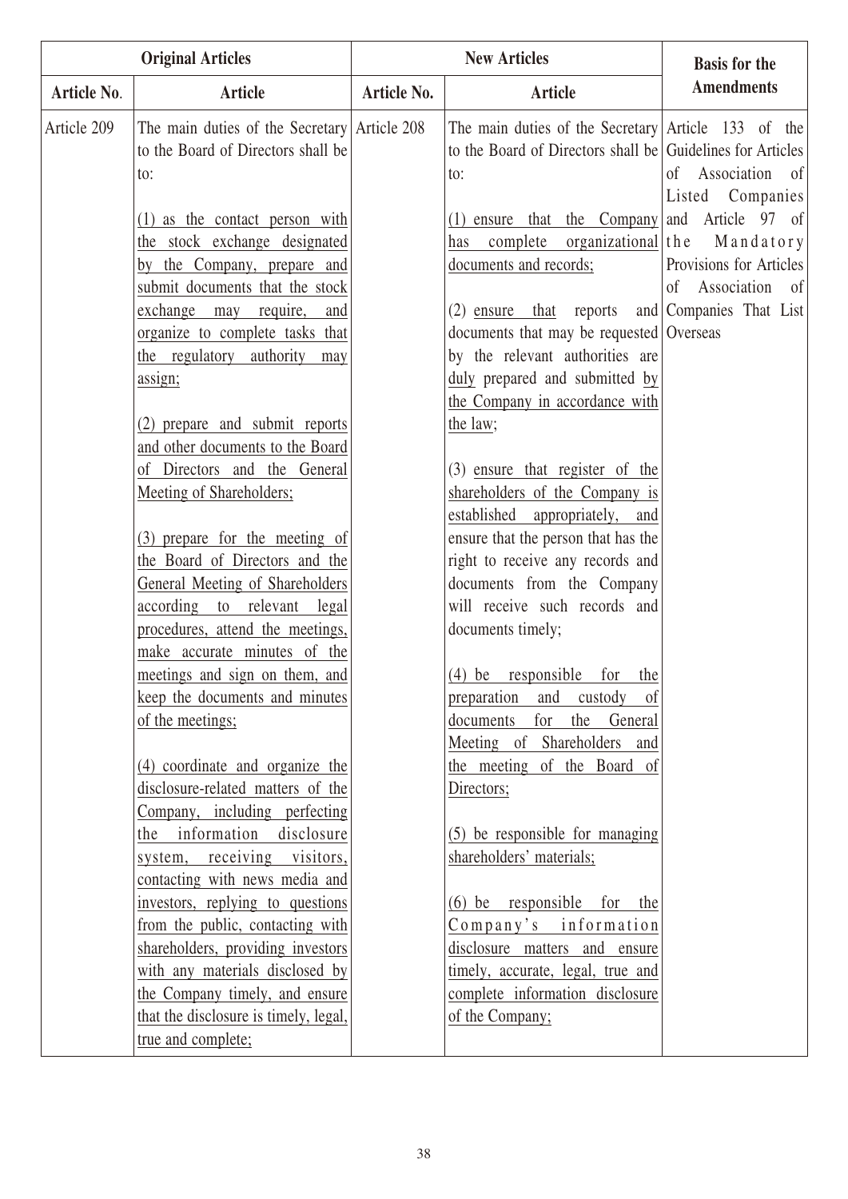| Original Articles | | New Articles | | Basis for the Amendments |
|---|---|---|---|---|
| Article No. | Article | Article No. | Article | |
| Article 209 | The main duties of the Secretary to the Board of Directors shall be to:<br><br>(1) as the contact person with the stock exchange designated by the Company, prepare and submit documents that the stock exchange may require, and organize to complete tasks that the regulatory authority may assign;<br><br>(2) prepare and submit reports and other documents to the Board of Directors and the General Meeting of Shareholders;<br><br>(3) prepare for the meeting of the Board of Directors and the General Meeting of Shareholders according to relevant legal procedures, attend the meetings, make accurate minutes of the meetings and sign on them, and keep the documents and minutes of the meetings;<br><br>(4) coordinate and organize the disclosure-related matters of the Company, including perfecting the information disclosure system, receiving visitors, contacting with news media and investors, replying to questions from the public, contacting with shareholders, providing investors with any materials disclosed by the Company timely, and ensure that the disclosure is timely, legal, true and complete; | Article 208 | The main duties of the Secretary to the Board of Directors shall be to:<br><br>(1) ensure that the Company has complete organizational documents and records;<br><br>(2) ensure that reports and documents that may be requested by the relevant authorities are duly prepared and submitted by the Company in accordance with the law;<br><br>(3) ensure that register of the shareholders of the Company is established appropriately, and ensure that the person that has the right to receive any records and documents from the Company will receive such records and documents timely;<br><br>(4) be responsible for the preparation and custody of documents for the General Meeting of Shareholders and the meeting of the Board of Directors;<br><br>(5) be responsible for managing shareholders' materials;<br><br>(6) be responsible for the Company's information disclosure matters and ensure timely, accurate, legal, true and complete information disclosure of the Company; | Article 133 of the Guidelines for Articles of Association of Listed Companies and Article 97 of the Mandatory Provisions for Articles of Association of Companies That List Overseas |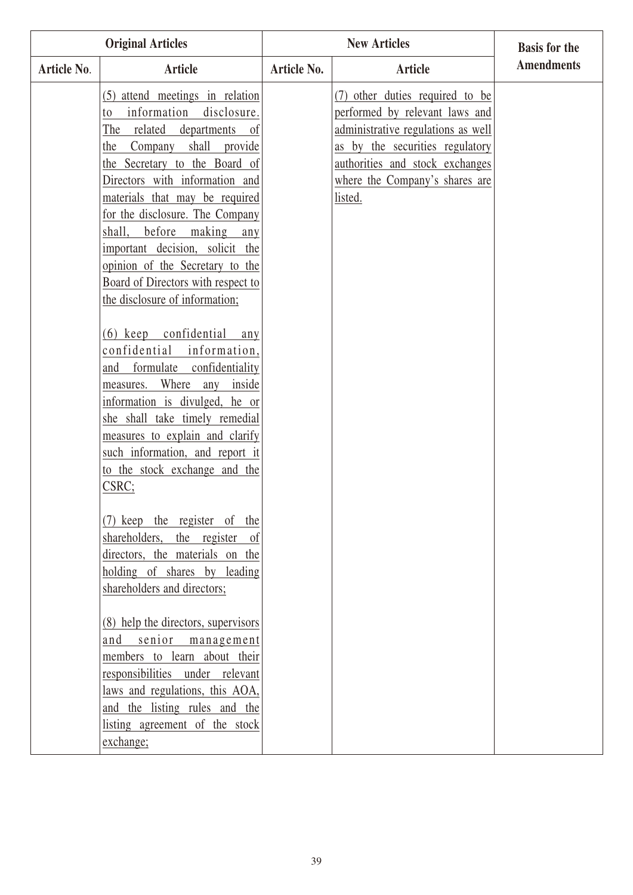| Original Articles | | New Articles | | Basis for the Amendments |
|---|---|---|---|---|
| Article No. | Article | Article No. | Article | |
| | (5) attend meetings in relation to information disclosure. The related departments of the Company shall provide the Secretary to the Board of Directors with information and materials that may be required for the disclosure. The Company shall, before making any important decision, solicit the opinion of the Secretary to the Board of Directors with respect to the disclosure of information;<br><br>(6) keep confidential any confidential information, and formulate confidentiality measures. Where any inside information is divulged, he or she shall take timely remedial measures to explain and clarify such information, and report it to the stock exchange and the CSRC;<br><br>(7) keep the register of the shareholders, the register of directors, the materials on the holding of shares by leading shareholders and directors;<br><br>(8) help the directors, supervisors and senior management members to learn about their responsibilities under relevant laws and regulations, this AOA, and the listing rules and the listing agreement of the stock exchange; | | (7) other duties required to be performed by relevant laws and administrative regulations as well as by the securities regulatory authorities and stock exchanges where the Company's shares are listed. | |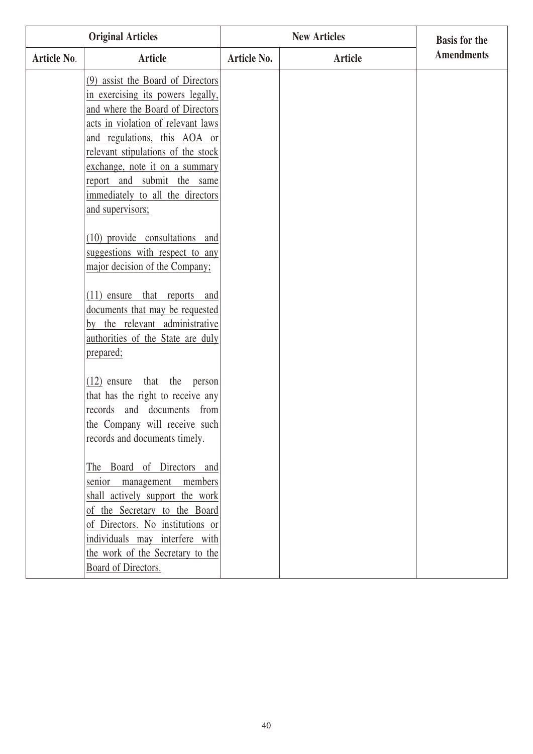| Original Articles | | New Articles | | Basis for the Amendments |
|---|---|---|---|---|
| Article No. | Article | Article No. | Article | |
| | (9) assist the Board of Directors in exercising its powers legally, and where the Board of Directors acts in violation of relevant laws and regulations, this AOA or relevant stipulations of the stock exchange, note it on a summary report and submit the same immediately to all the directors and supervisors;<br><br>(10) provide consultations and suggestions with respect to any major decision of the Company;<br><br>(11) ensure that reports and documents that may be requested by the relevant administrative authorities of the State are duly prepared;<br><br>(12) ensure that the person that has the right to receive any records and documents from the Company will receive such records and documents timely.<br><br>The Board of Directors and senior management members shall actively support the work of the Secretary to the Board of Directors. No institutions or individuals may interfere with the work of the Secretary to the Board of Directors. | | | |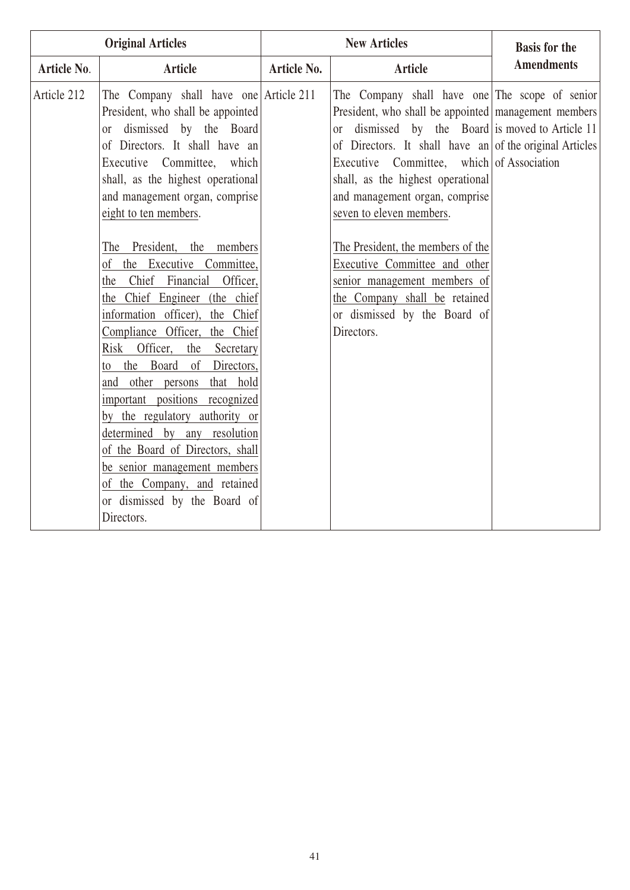| Original Articles | | New Articles | | Basis for the Amendments |
|---|---|---|---|---|
| **Article No.** | **Article** | **Article No.** | **Article** | |
| Article 212 | The Company shall have one President, who shall be appointed or dismissed by the Board of Directors. It shall have an Executive Committee, which shall, as the highest operational and management organ, comprise eight to ten members.<br><br>The President, the members of the Executive Committee, the Chief Financial Officer, the Chief Engineer (the chief information officer), the Chief Compliance Officer, the Chief Risk Officer, the Secretary to the Board of Directors, and other persons that hold important positions recognized by the regulatory authority or determined by any resolution of the Board of Directors, shall be senior management members of the Company, and retained or dismissed by the Board of Directors. | Article 211 | The Company shall have one President, who shall be appointed or dismissed by the Board of Directors. It shall have an Executive Committee, which shall, as the highest operational and management organ, comprise seven to eleven members.<br><br>The President, the members of the Executive Committee and other senior management members of the Company shall be retained or dismissed by the Board of Directors. | The scope of senior management members is moved to Article 11 of the original Articles of Association |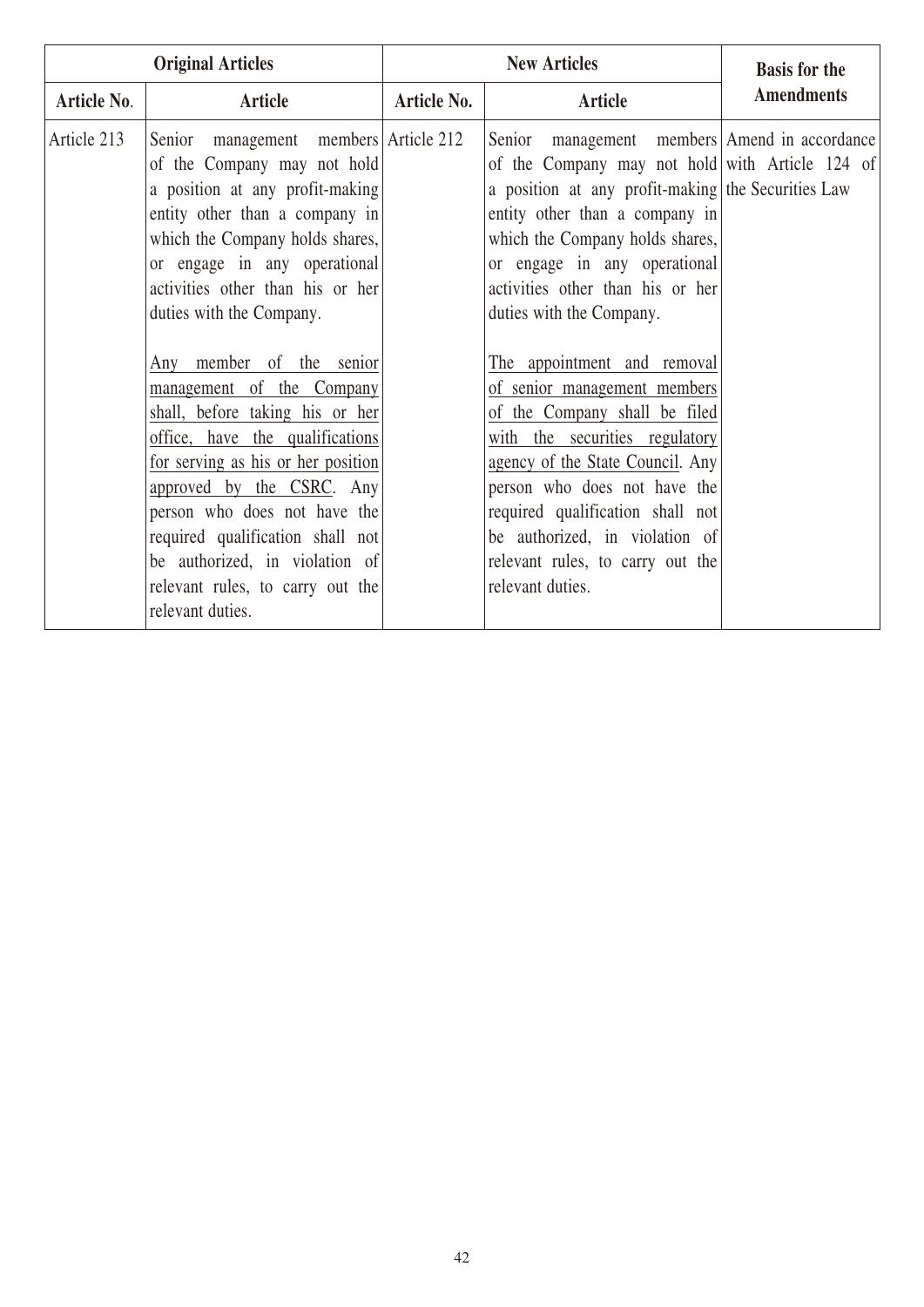| Original Articles | | New Articles | | Basis for the Amendments |
|---|---|---|---|---|
| Article No. | Article | Article No. | Article | |
| Article 213 | Senior management members of the Company may not hold a position at any profit-making entity other than a company in which the Company holds shares, or engage in any operational activities other than his or her duties with the Company.<br><br><u>Any member of the senior management of the Company shall, before taking his or her office, have the qualifications for serving as his or her position approved by the CSRC</u>. Any person who does not have the required qualification shall not be authorized, in violation of relevant rules, to carry out the relevant duties. | Article 212 | Senior management members of the Company may not hold a position at any profit-making entity other than a company in which the Company holds shares, or engage in any operational activities other than his or her duties with the Company.<br><br><u>The appointment and removal of senior management members of the Company shall be filed with the securities regulatory agency of the State Council</u>. Any person who does not have the required qualification shall not be authorized, in violation of relevant rules, to carry out the relevant duties. | Amend in accordance with Article 124 of the Securities Law |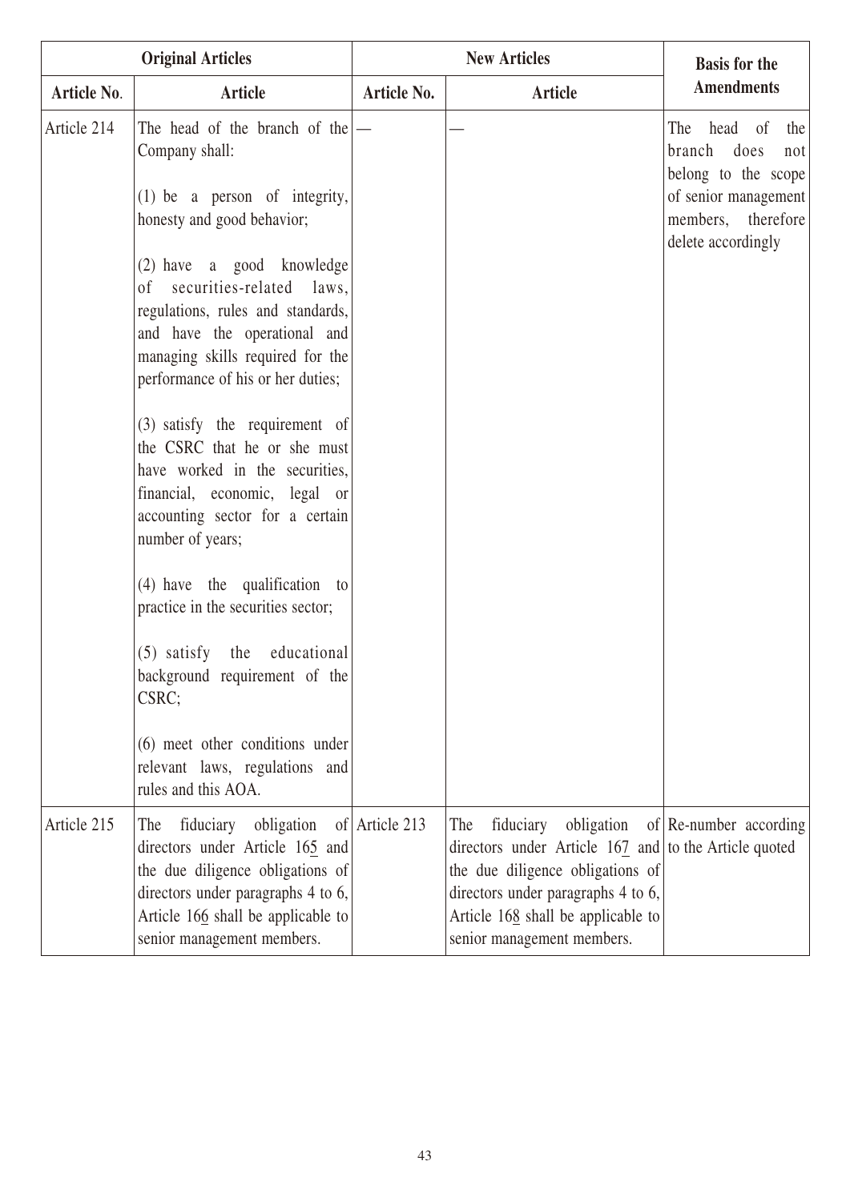| Original Articles | | New Articles | | Basis for the Amendments |
|---|---|---|---|---|
| Article No. | Article | Article No. | Article | |
| Article 214 | The head of the branch of the Company shall:<br><br>(1) be a person of integrity, honesty and good behavior;<br><br>(2) have a good knowledge of securities-related laws, regulations, rules and standards, and have the operational and managing skills required for the performance of his or her duties;<br><br>(3) satisfy the requirement of the CSRC that he or she must have worked in the securities, financial, economic, legal or accounting sector for a certain number of years;<br><br>(4) have the qualification to practice in the securities sector;<br><br>(5) satisfy the educational background requirement of the CSRC;<br><br>(6) meet other conditions under relevant laws, regulations and rules and this AOA. | — | — | The head of the branch does not belong to the scope of senior management members, therefore delete accordingly |
| Article 215 | The fiduciary obligation of directors under Article 165 and the due diligence obligations of directors under paragraphs 4 to 6, Article 166 shall be applicable to senior management members. | Article 213 | The fiduciary obligation of directors under Article 167 and the due diligence obligations of directors under paragraphs 4 to 6, Article 168 shall be applicable to senior management members. | Re-number according to the Article quoted |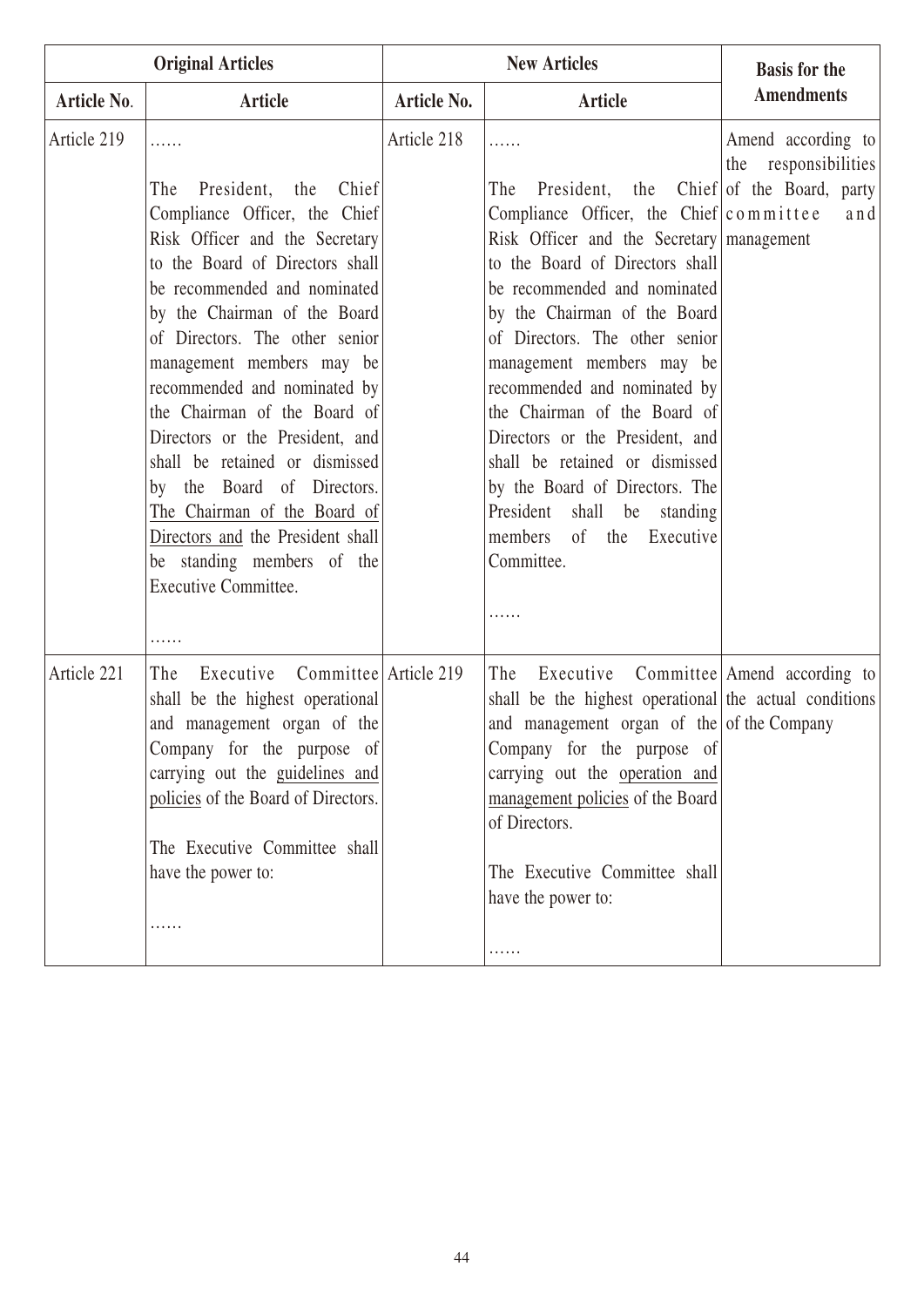| Original Articles | | New Articles | | Basis for the Amendments |
|---|---|---|---|---|
| **Article No.** | **Article** | **Article No.** | **Article** | |
| Article 219 | ……<br><br>The President, the Chief Compliance Officer, the Chief Risk Officer and the Secretary to the Board of Directors shall be recommended and nominated by the Chairman of the Board of Directors. The other senior management members may be recommended and nominated by the Chairman of the Board of Directors or the President, and shall be retained or dismissed by the Board of Directors. The Chairman of the Board of Directors and the President shall be standing members of the Executive Committee.<br><br>…… | Article 218 | ……<br><br>The President, the Chief Compliance Officer, the Chief Risk Officer and the Secretary to the Board of Directors shall be recommended and nominated by the Chairman of the Board of Directors. The other senior management members may be recommended and nominated by the Chairman of the Board of Directors or the President, and shall be retained or dismissed by the Board of Directors. The President shall be standing members of the Executive Committee.<br><br>…… | Amend according to the responsibilities of the Board, party committee and management |
| Article 221 | The Executive Committee shall be the highest operational and management organ of the Company for the purpose of carrying out the guidelines and policies of the Board of Directors.<br><br>The Executive Committee shall have the power to:<br><br>…… | Article 219 | The Executive Committee shall be the highest operational and management organ of the Company for the purpose of carrying out the operation and management policies of the Board of Directors.<br><br>The Executive Committee shall have the power to:<br><br>…… | Amend according to the actual conditions of the Company |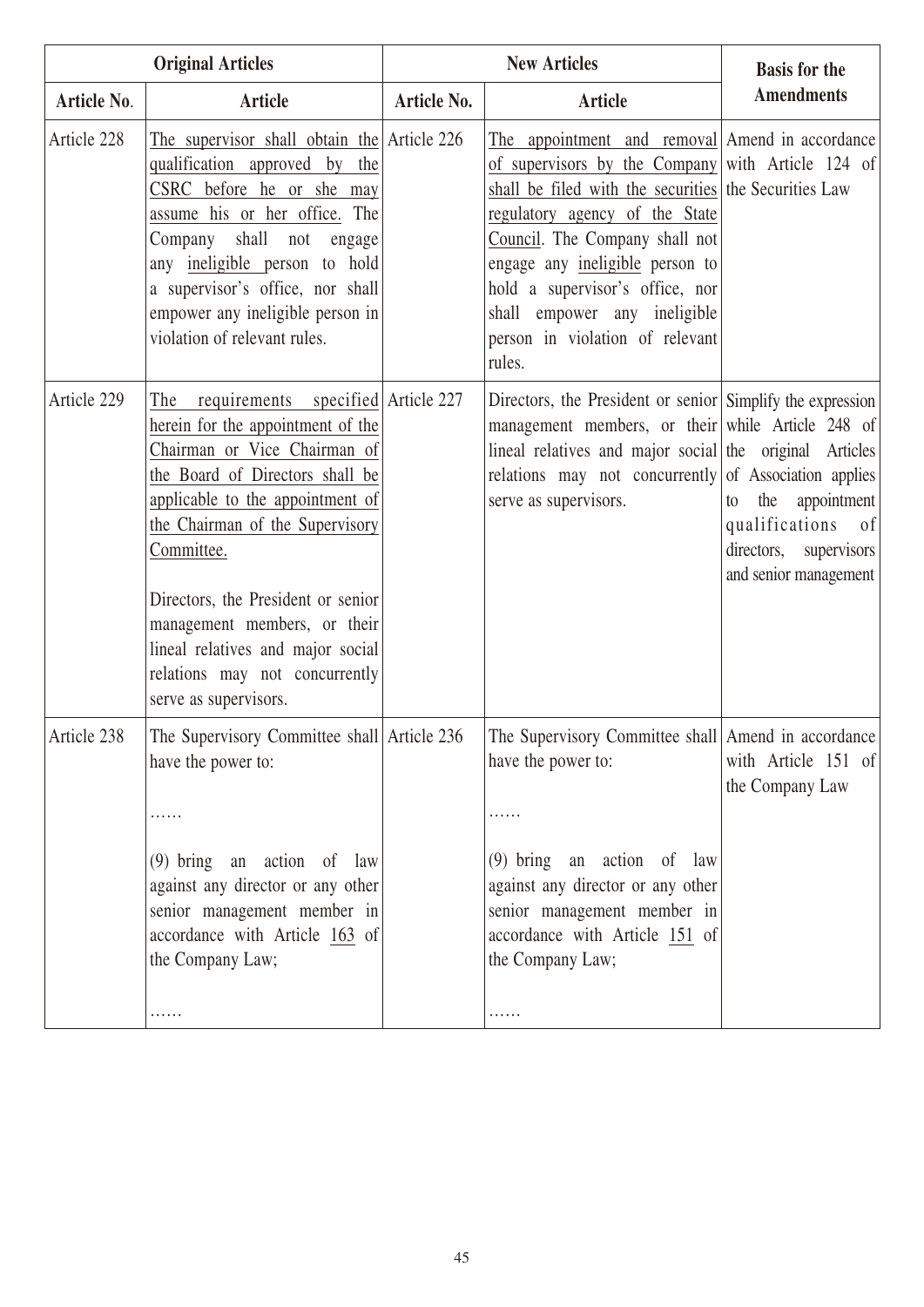| Original Articles | | New Articles | | Basis for the Amendments |
|---|---|---|---|---|
| Article No. | Article | Article No. | Article | |
| Article 228 | The supervisor shall obtain the qualification approved by the CSRC before he or she may assume his or her office. The Company shall not engage any ineligible person to hold a supervisor's office, nor shall empower any ineligible person in violation of relevant rules. | Article 226 | The appointment and removal of supervisors by the Company shall be filed with the securities regulatory agency of the State Council. The Company shall not engage any ineligible person to hold a supervisor's office, nor shall empower any ineligible person in violation of relevant rules. | Amend in accordance with Article 124 of the Securities Law |
| Article 229 | The requirements specified herein for the appointment of the Chairman or Vice Chairman of the Board of Directors shall be applicable to the appointment of the Chairman of the Supervisory Committee.<br><br>Directors, the President or senior management members, or their lineal relatives and major social relations may not concurrently serve as supervisors. | Article 227 | Directors, the President or senior management members, or their lineal relatives and major social relations may not concurrently serve as supervisors. | Simplify the expression while Article 248 of the original Articles of Association applies to the appointment qualifications of directors, supervisors and senior management |
| Article 238 | The Supervisory Committee shall have the power to:<br><br>……<br><br>(9) bring an action of law against any director or any other senior management member in accordance with Article 163 of the Company Law;<br><br>…… | Article 236 | The Supervisory Committee shall have the power to:<br><br>……<br><br>(9) bring an action of law against any director or any other senior management member in accordance with Article 151 of the Company Law;<br><br>…… | Amend in accordance with Article 151 of the Company Law |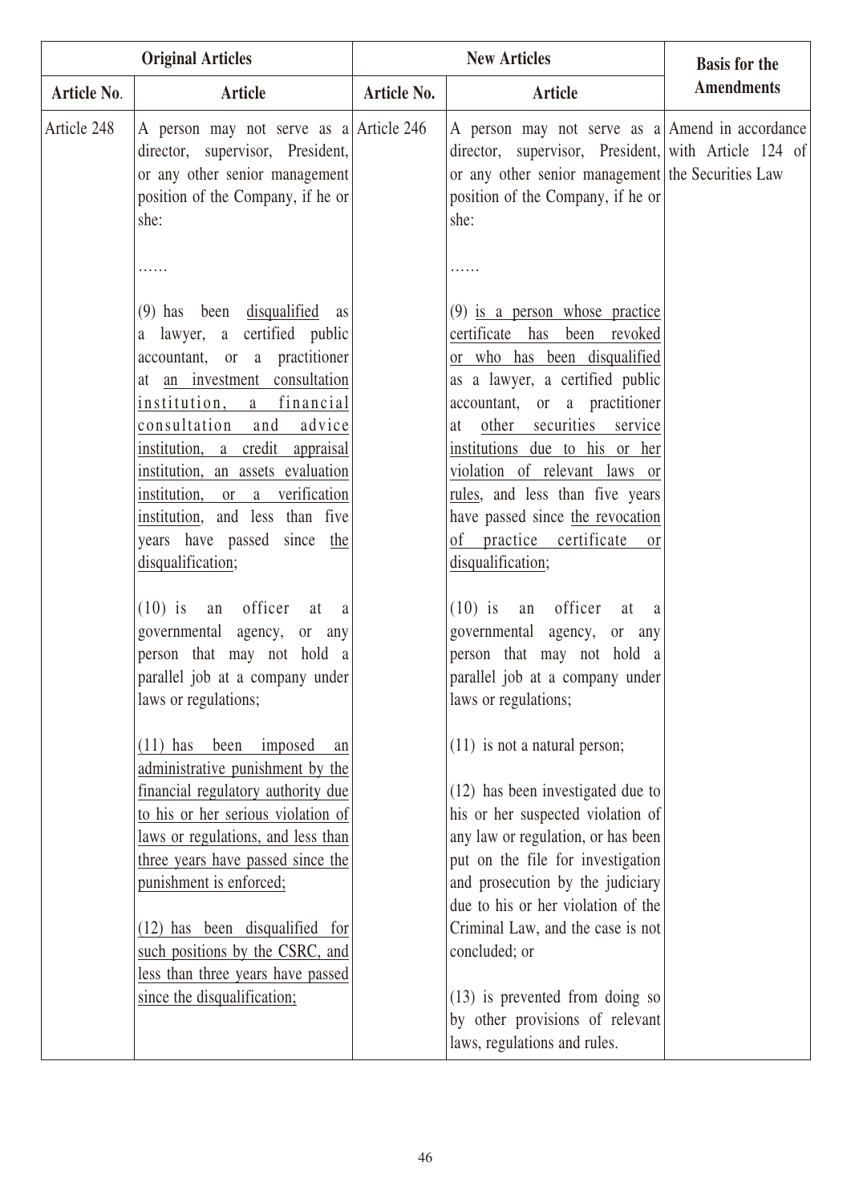| Original Articles | | New Articles | | Basis for the Amendments |
|---|---|---|---|---|
| Article No. | Article | Article No. | Article | |
| Article 248 | A person may not serve as a director, supervisor, President, or any other senior management position of the Company, if he or she:<br><br>……<br><br>(9) has been disqualified as a lawyer, a certified public accountant, or a practitioner at an investment consultation institution, a financial consultation and advice institution, a credit appraisal institution, an assets evaluation institution, or a verification institution, and less than five years have passed since the disqualification;<br><br>(10) is an officer at a governmental agency, or any person that may not hold a parallel job at a company under laws or regulations;<br><br>(11) has been imposed an administrative punishment by the financial regulatory authority due to his or her serious violation of laws or regulations, and less than three years have passed since the punishment is enforced;<br><br>(12) has been disqualified for such positions by the CSRC, and less than three years have passed since the disqualification; | Article 246 | A person may not serve as a director, supervisor, President, or any other senior management position of the Company, if he or she:<br><br>……<br><br>(9) is a person whose practice certificate has been revoked or who has been disqualified as a lawyer, a certified public accountant, or a practitioner at other securities service institutions due to his or her violation of relevant laws or rules, and less than five years have passed since the revocation of practice certificate or disqualification;<br><br>(10) is an officer at a governmental agency, or any person that may not hold a parallel job at a company under laws or regulations;<br><br>(11) is not a natural person;<br><br>(12) has been investigated due to his or her suspected violation of any law or regulation, or has been put on the file for investigation and prosecution by the judiciary due to his or her violation of the Criminal Law, and the case is not concluded; or<br><br>(13) is prevented from doing so by other provisions of relevant laws, regulations and rules. | Amend in accordance with Article 124 of the Securities Law |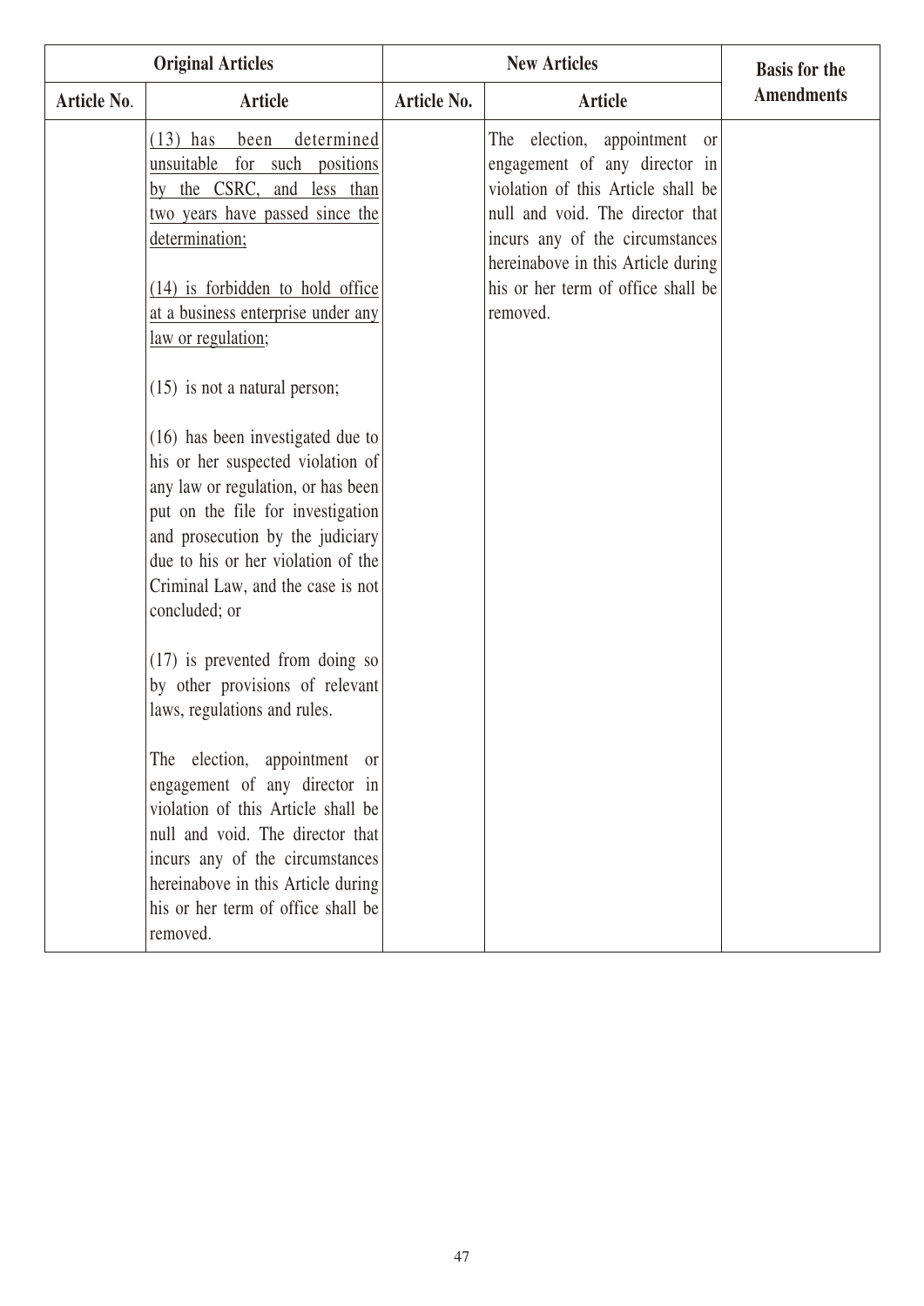| Original Articles | | New Articles | | Basis for the Amendments |
|---|---|---|---|---|
| Article No. | Article | Article No. | Article | |
| | (13) has been determined unsuitable for such positions by the CSRC, and less than two years have passed since the determination;<br><br>(14) is forbidden to hold office at a business enterprise under any law or regulation;<br><br>(15) is not a natural person;<br><br>(16) has been investigated due to his or her suspected violation of any law or regulation, or has been put on the file for investigation and prosecution by the judiciary due to his or her violation of the Criminal Law, and the case is not concluded; or<br><br>(17) is prevented from doing so by other provisions of relevant laws, regulations and rules.<br><br>The election, appointment or engagement of any director in violation of this Article shall be null and void. The director that incurs any of the circumstances hereinabove in this Article during his or her term of office shall be removed. | | The election, appointment or engagement of any director in violation of this Article shall be null and void. The director that incurs any of the circumstances hereinabove in this Article during his or her term of office shall be removed. | |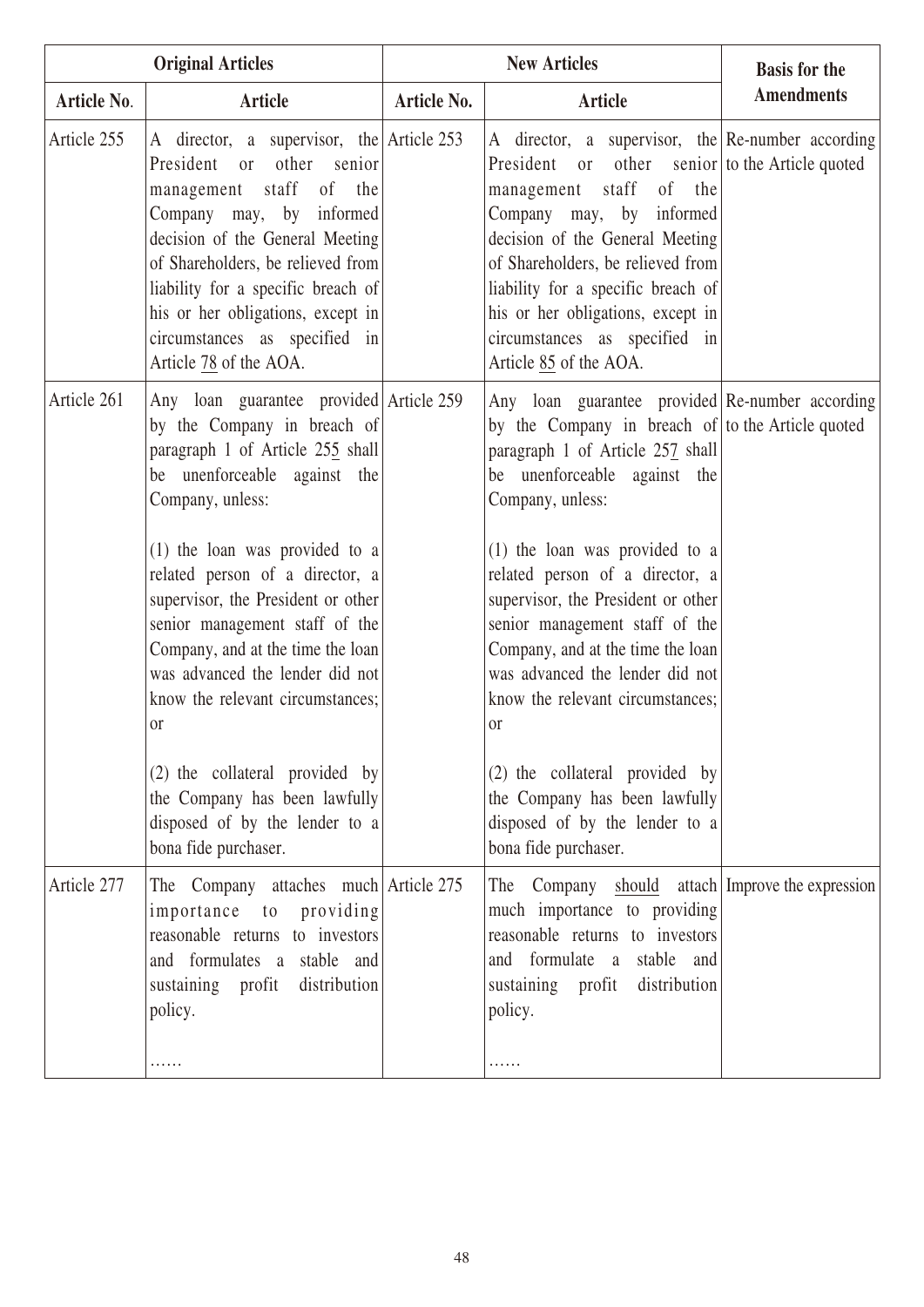| Original Articles | | New Articles | | Basis for the Amendments |
|---|---|---|---|---|
| Article No. | Article | Article No. | Article | |
| Article 255 | A director, a supervisor, the President or other senior management staff of the Company may, by informed decision of the General Meeting of Shareholders, be relieved from liability for a specific breach of his or her obligations, except in circumstances as specified in Article 78 of the AOA. | Article 253 | A director, a supervisor, the President or other senior management staff of the Company may, by informed decision of the General Meeting of Shareholders, be relieved from liability for a specific breach of his or her obligations, except in circumstances as specified in Article 85 of the AOA. | Re-number according to the Article quoted |
| Article 261 | Any loan guarantee provided by the Company in breach of paragraph 1 of Article 255 shall be unenforceable against the Company, unless:<br><br>(1) the loan was provided to a related person of a director, a supervisor, the President or other senior management staff of the Company, and at the time the loan was advanced the lender did not know the relevant circumstances; or<br><br>(2) the collateral provided by the Company has been lawfully disposed of by the lender to a bona fide purchaser. | Article 259 | Any loan guarantee provided by the Company in breach of paragraph 1 of Article 257 shall be unenforceable against the Company, unless:<br><br>(1) the loan was provided to a related person of a director, a supervisor, the President or other senior management staff of the Company, and at the time the loan was advanced the lender did not know the relevant circumstances; or<br><br>(2) the collateral provided by the Company has been lawfully disposed of by the lender to a bona fide purchaser. | Re-number according to the Article quoted |
| Article 277 | The Company attaches much importance to providing reasonable returns to investors and formulates a stable and sustaining profit distribution policy.<br><br>…… | Article 275 | The Company should attach much importance to providing reasonable returns to investors and formulate a stable and sustaining profit distribution policy.<br><br>…… | Improve the expression |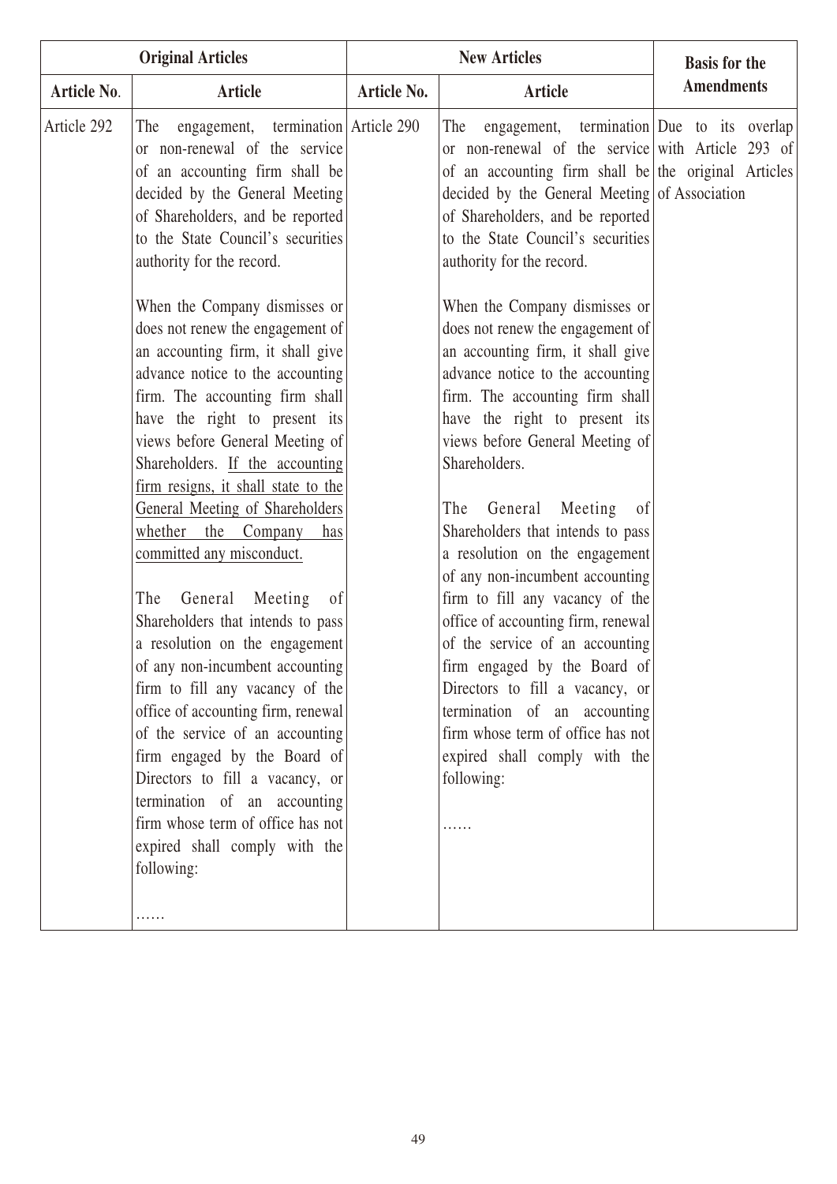| Original Articles | | New Articles | | Basis for the Amendments |
|---|---|---|---|---|
| Article No. | Article | Article No. | Article | |
| Article 292 | The engagement, termination or non-renewal of the service of an accounting firm shall be decided by the General Meeting of Shareholders, and be reported to the State Council's securities authority for the record.<br><br>When the Company dismisses or does not renew the engagement of an accounting firm, it shall give advance notice to the accounting firm. The accounting firm shall have the right to present its views before General Meeting of Shareholders. <u>If the accounting firm resigns, it shall state to the General Meeting of Shareholders whether the Company has committed any misconduct.</u><br><br>The General Meeting of Shareholders that intends to pass a resolution on the engagement of any non-incumbent accounting firm to fill any vacancy of the office of accounting firm, renewal of the service of an accounting firm engaged by the Board of Directors to fill a vacancy, or termination of an accounting firm whose term of office has not expired shall comply with the following:<br><br>…… | Article 290 | The engagement, termination or non-renewal of the service of an accounting firm shall be decided by the General Meeting of Shareholders, and be reported to the State Council's securities authority for the record.<br><br>When the Company dismisses or does not renew the engagement of an accounting firm, it shall give advance notice to the accounting firm. The accounting firm shall have the right to present its views before General Meeting of Shareholders.<br><br>The General Meeting of Shareholders that intends to pass a resolution on the engagement of any non-incumbent accounting firm to fill any vacancy of the office of accounting firm, renewal of the service of an accounting firm engaged by the Board of Directors to fill a vacancy, or termination of an accounting firm whose term of office has not expired shall comply with the following:<br><br>…… | Due to its overlap with Article 293 of the original Articles of Association |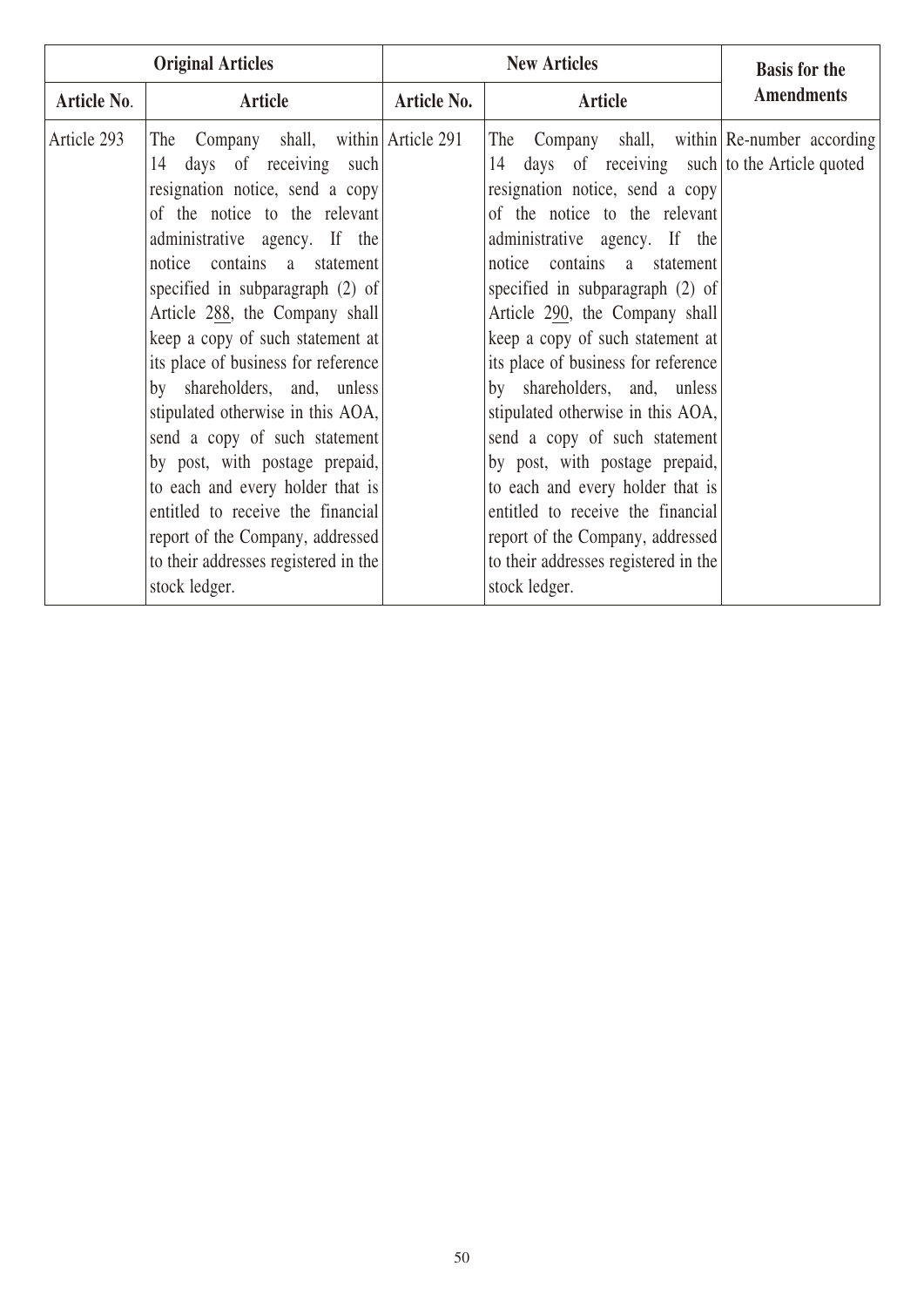| Original Articles | | New Articles | | Basis for the Amendments |
|---|---|---|---|---|
| Article No. | Article | Article No. | Article | |
| Article 293 | The Company shall, within 14 days of receiving such resignation notice, send a copy of the notice to the relevant administrative agency. If the notice contains a statement specified in subparagraph (2) of Article 288, the Company shall keep a copy of such statement at its place of business for reference by shareholders, and, unless stipulated otherwise in this AOA, send a copy of such statement by post, with postage prepaid, to each and every holder that is entitled to receive the financial report of the Company, addressed to their addresses registered in the stock ledger. | Article 291 | The Company shall, within 14 days of receiving such resignation notice, send a copy of the notice to the relevant administrative agency. If the notice contains a statement specified in subparagraph (2) of Article 290, the Company shall keep a copy of such statement at its place of business for reference by shareholders, and, unless stipulated otherwise in this AOA, send a copy of such statement by post, with postage prepaid, to each and every holder that is entitled to receive the financial report of the Company, addressed to their addresses registered in the stock ledger. | Re-number according to the Article quoted |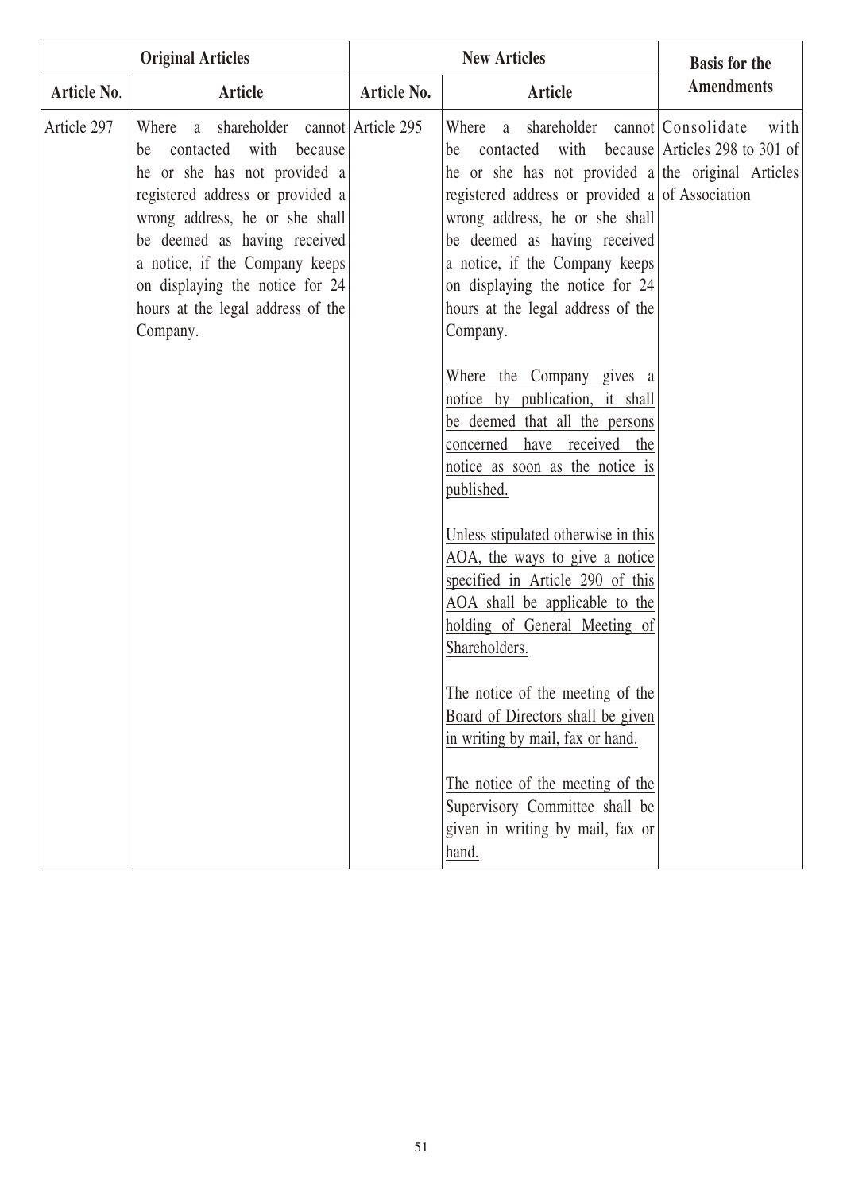| Original Articles | | New Articles | | Basis for the Amendments |
|---|---|---|---|---|
| Article No. | Article | Article No. | Article | |
| Article 297 | Where a shareholder cannot be contacted with because he or she has not provided a registered address or provided a wrong address, he or she shall be deemed as having received a notice, if the Company keeps on displaying the notice for 24 hours at the legal address of the Company. | Article 295 | Where a shareholder cannot be contacted with because he or she has not provided a registered address or provided a wrong address, he or she shall be deemed as having received a notice, if the Company keeps on displaying the notice for 24 hours at the legal address of the Company.<br><br><u>Where the Company gives a notice by publication, it shall be deemed that all the persons concerned have received the notice as soon as the notice is published.</u><br><br><u>Unless stipulated otherwise in this AOA, the ways to give a notice specified in Article 290 of this AOA shall be applicable to the holding of General Meeting of Shareholders.</u><br><br><u>The notice of the meeting of the Board of Directors shall be given in writing by mail, fax or hand.</u><br><br><u>The notice of the meeting of the Supervisory Committee shall be given in writing by mail, fax or hand.</u> | Consolidate with Articles 298 to 301 of the original Articles of Association |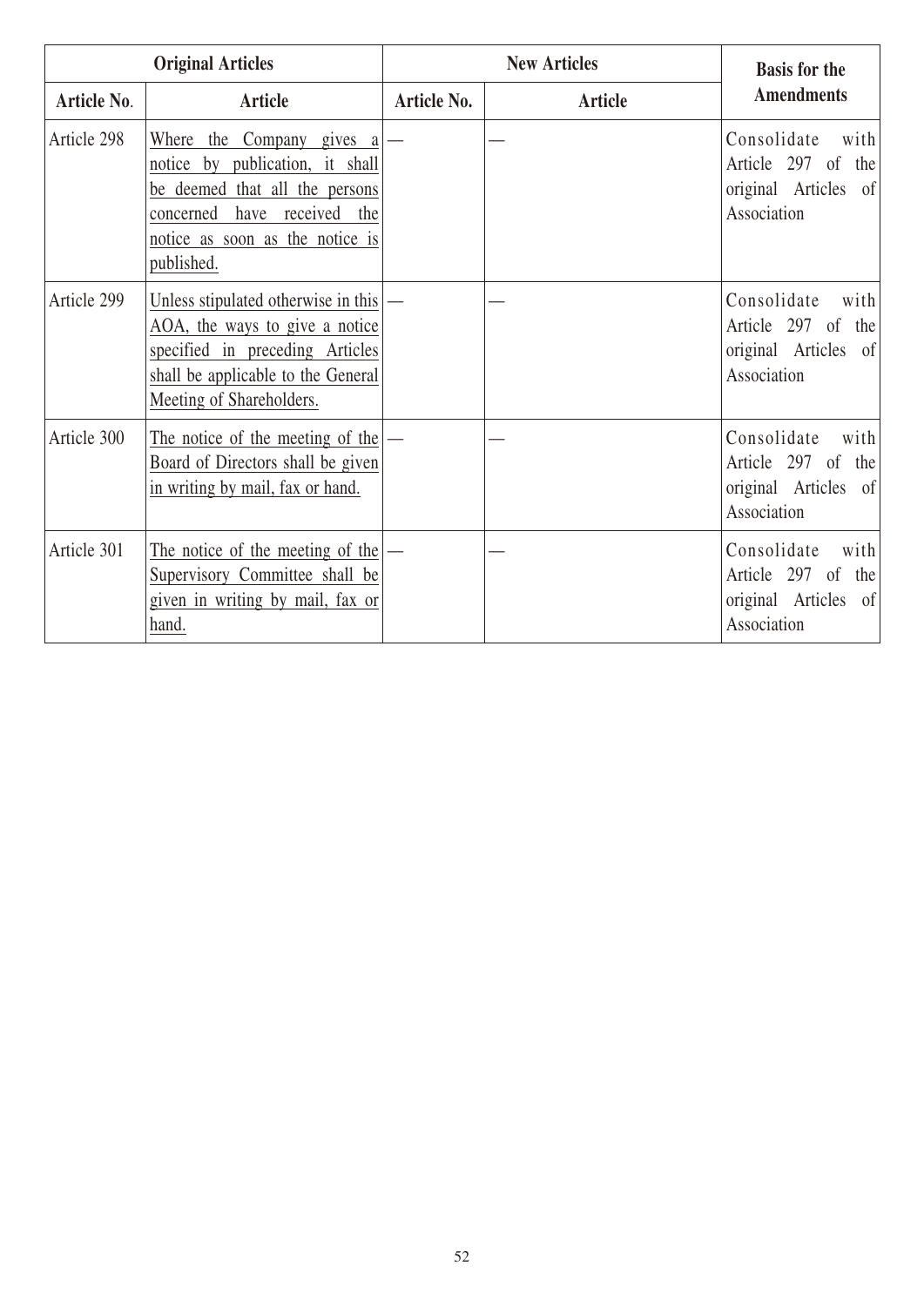| Original Articles | | New Articles | | Basis for the Amendments |
|---|---|---|---|---|
| Article No. | Article | Article No. | Article | |
| Article 298 | Where the Company gives a notice by publication, it shall be deemed that all the persons concerned have received the notice as soon as the notice is published. | — | — | Consolidate with Article 297 of the original Articles of Association |
| Article 299 | Unless stipulated otherwise in this AOA, the ways to give a notice specified in preceding Articles shall be applicable to the General Meeting of Shareholders. | — | — | Consolidate with Article 297 of the original Articles of Association |
| Article 300 | The notice of the meeting of the Board of Directors shall be given in writing by mail, fax or hand. | — | — | Consolidate with Article 297 of the original Articles of Association |
| Article 301 | The notice of the meeting of the Supervisory Committee shall be given in writing by mail, fax or hand. | — | — | Consolidate with Article 297 of the original Articles of Association |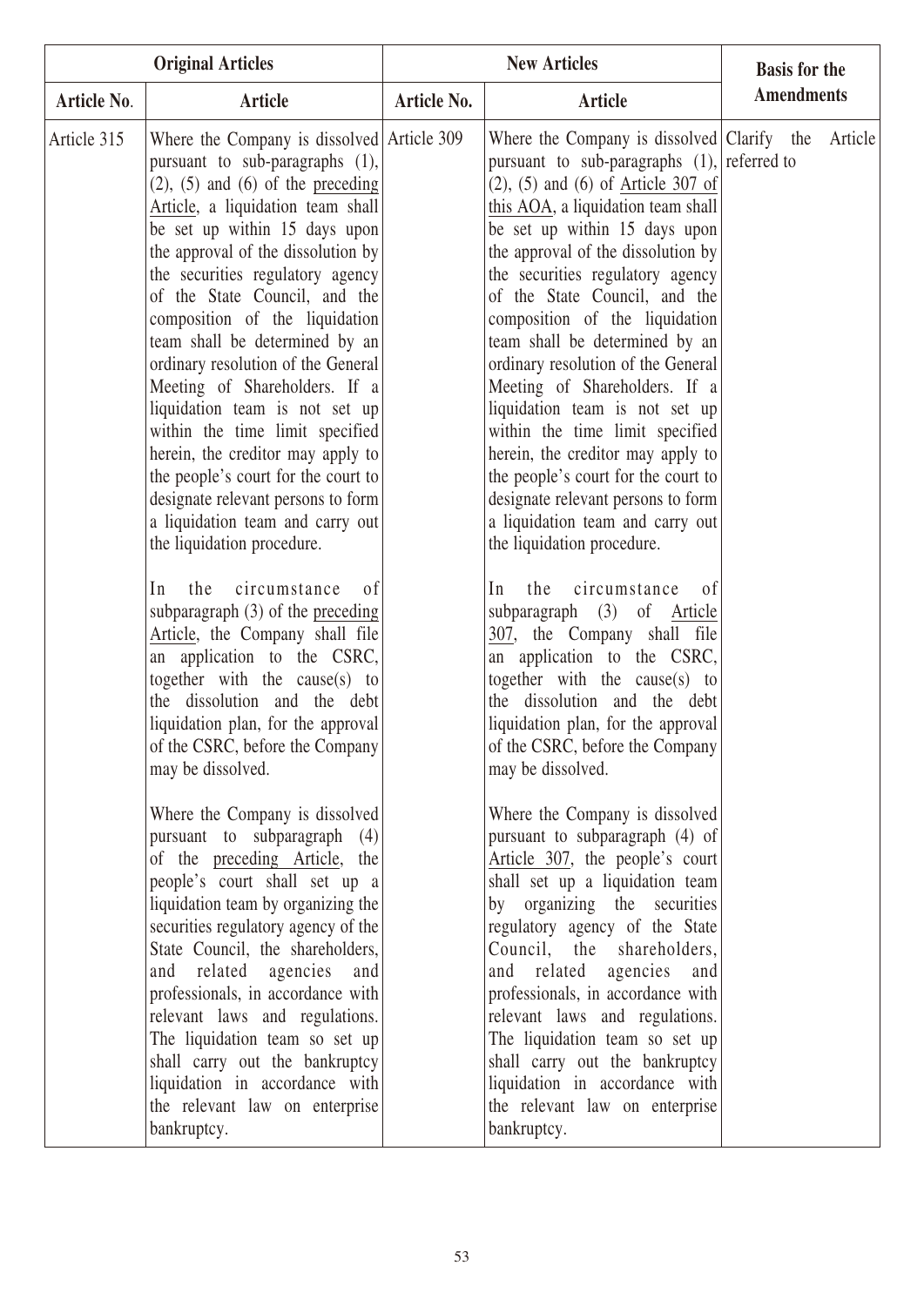| Original Articles | | New Articles | | Basis for the Amendments |
|---|---|---|---|---|
| Article No. | Article | Article No. | Article | |
| Article 315 | Where the Company is dissolved pursuant to sub-paragraphs (1), (2), (5) and (6) of the preceding Article, a liquidation team shall be set up within 15 days upon the approval of the dissolution by the securities regulatory agency of the State Council, and the composition of the liquidation team shall be determined by an ordinary resolution of the General Meeting of Shareholders. If a liquidation team is not set up within the time limit specified herein, the creditor may apply to the people's court for the court to designate relevant persons to form a liquidation team and carry out the liquidation procedure.<br><br>In the circumstance of subparagraph (3) of the preceding Article, the Company shall file an application to the CSRC, together with the cause(s) to the dissolution and the debt liquidation plan, for the approval of the CSRC, before the Company may be dissolved.<br><br>Where the Company is dissolved pursuant to subparagraph (4) of the preceding Article, the people's court shall set up a liquidation team by organizing the securities regulatory agency of the State Council, the shareholders, and related agencies and professionals, in accordance with relevant laws and regulations. The liquidation team so set up shall carry out the bankruptcy liquidation in accordance with the relevant law on enterprise bankruptcy. | Article 309 | Where the Company is dissolved pursuant to sub-paragraphs (1), (2), (5) and (6) of Article 307 of this AOA, a liquidation team shall be set up within 15 days upon the approval of the dissolution by the securities regulatory agency of the State Council, and the composition of the liquidation team shall be determined by an ordinary resolution of the General Meeting of Shareholders. If a liquidation team is not set up within the time limit specified herein, the creditor may apply to the people's court for the court to designate relevant persons to form a liquidation team and carry out the liquidation procedure.<br><br>In the circumstance of subparagraph (3) of Article 307, the Company shall file an application to the CSRC, together with the cause(s) to the dissolution and the debt liquidation plan, for the approval of the CSRC, before the Company may be dissolved.<br><br>Where the Company is dissolved pursuant to subparagraph (4) of Article 307, the people's court shall set up a liquidation team by organizing the securities regulatory agency of the State Council, the shareholders, and related agencies and professionals, in accordance with relevant laws and regulations. The liquidation team so set up shall carry out the bankruptcy liquidation in accordance with the relevant law on enterprise bankruptcy. | Clarify the Article referred to |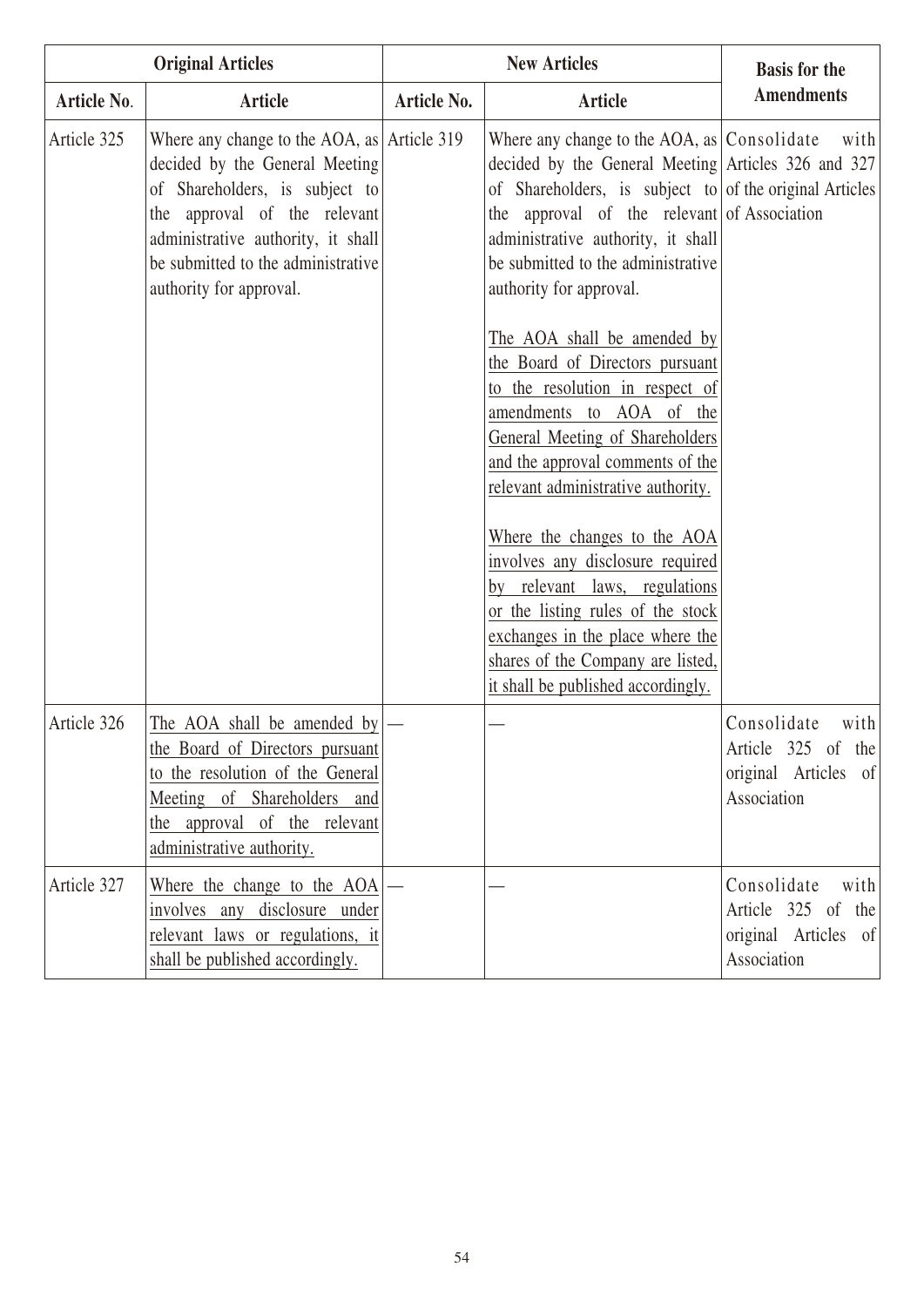| Original Articles | | New Articles | | Basis for the Amendments |
|---|---|---|---|---|
| Article No. | Article | Article No. | Article | |
| Article 325 | Where any change to the AOA, as decided by the General Meeting of Shareholders, is subject to the approval of the relevant administrative authority, it shall be submitted to the administrative authority for approval. | Article 319 | Where any change to the AOA, as decided by the General Meeting of Shareholders, is subject to the approval of the relevant administrative authority, it shall be submitted to the administrative authority for approval.<br><br>The AOA shall be amended by the Board of Directors pursuant to the resolution in respect of amendments to AOA of the General Meeting of Shareholders and the approval comments of the relevant administrative authority.<br><br>Where the changes to the AOA involves any disclosure required by relevant laws, regulations or the listing rules of the stock exchanges in the place where the shares of the Company are listed, it shall be published accordingly. | Consolidate with Articles 326 and 327 of the original Articles of Association |
| Article 326 | The AOA shall be amended by the Board of Directors pursuant to the resolution of the General Meeting of Shareholders and the approval of the relevant administrative authority. | — | — | Consolidate with Article 325 of the original Articles of Association |
| Article 327 | Where the change to the AOA involves any disclosure under relevant laws or regulations, it shall be published accordingly. | — | — | Consolidate with Article 325 of the original Articles of Association |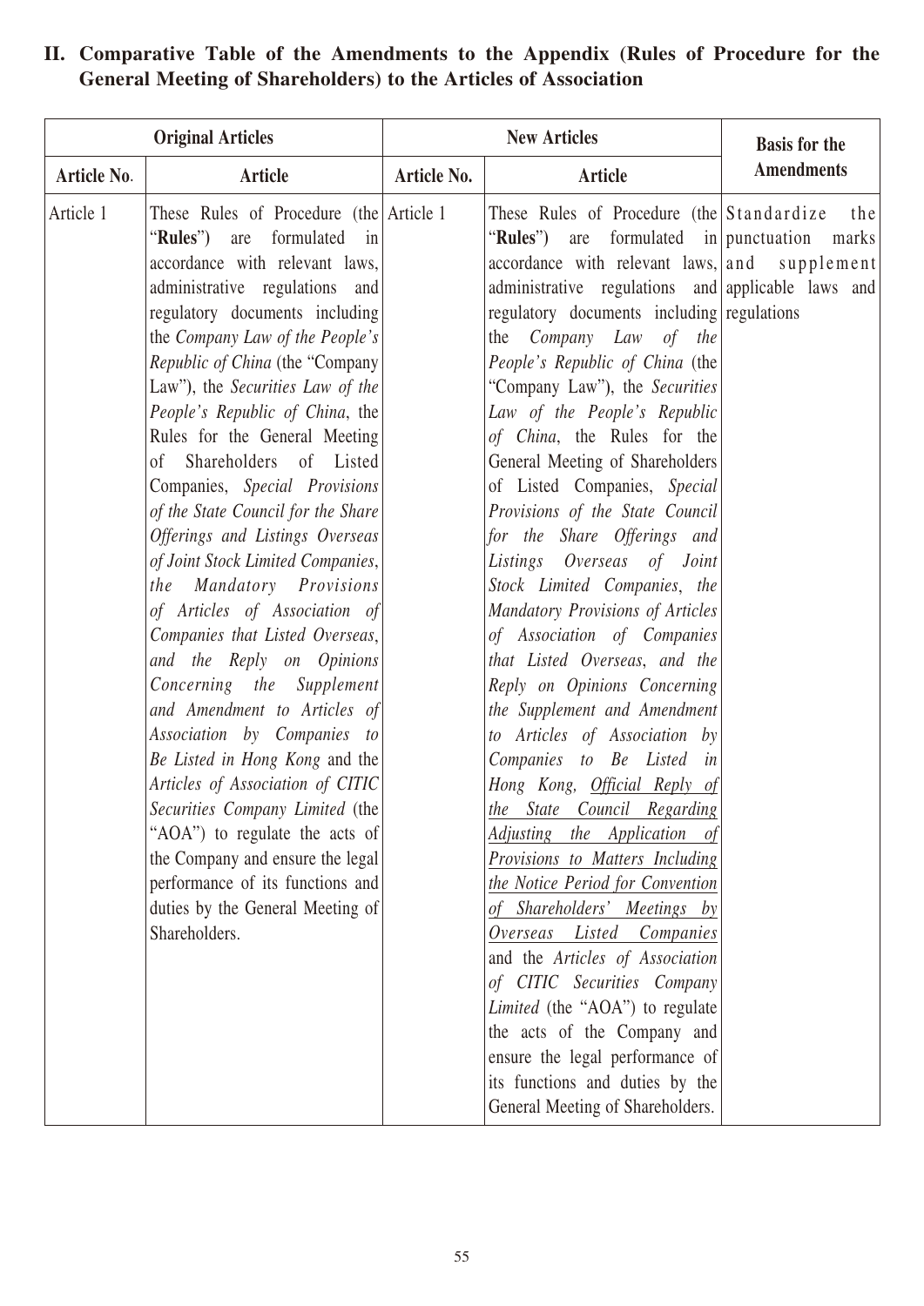## II. Comparative Table of the Amendments to the Appendix (Rules of Procedure for the General Meeting of Shareholders) to the Articles of Association

| Original Articles | | New Articles | | Basis for the Amendments |
|---|---|---|---|---|
| **Article No.** | **Article** | **Article No.** | **Article** | |
| Article 1 | These Rules of Procedure (the "**Rules**") are formulated in accordance with relevant laws, administrative regulations and regulatory documents including the *Company Law of the People's Republic of China* (the "Company Law"), the *Securities Law of the People's Republic of China*, the Rules for the General Meeting of Shareholders of Listed Companies, *Special Provisions of the State Council for the Share Offerings and Listings Overseas of Joint Stock Limited Companies*, *the Mandatory Provisions of Articles of Association of Companies that Listed Overseas*, and *the Reply on Opinions Concerning the Supplement and Amendment to Articles of Association by Companies to Be Listed in Hong Kong* and the *Articles of Association of CITIC Securities Company Limited* (the "AOA") to regulate the acts of the Company and ensure the legal performance of its functions and duties by the General Meeting of Shareholders. | Article 1 | These Rules of Procedure (the "**Rules**") are formulated in accordance with relevant laws, administrative regulations and regulatory documents including the *Company Law of the People's Republic of China* (the "Company Law"), the *Securities Law of the People's Republic of China*, the Rules for the General Meeting of Shareholders of Listed Companies, *Special Provisions of the State Council for the Share Offerings and Listings Overseas of Joint Stock Limited Companies*, *the Mandatory Provisions of Articles of Association of Companies that Listed Overseas*, and *the Reply on Opinions Concerning the Supplement and Amendment to Articles of Association by Companies to Be Listed in Hong Kong*, *Official Reply of the State Council Regarding Adjusting the Application of Provisions to Matters Including the Notice Period for Convention of Shareholders' Meetings by Overseas Listed Companies* and the *Articles of Association of CITIC Securities Company Limited* (the "AOA") to regulate the acts of the Company and ensure the legal performance of its functions and duties by the General Meeting of Shareholders. | Standardize the punctuation marks and supplement applicable laws and regulations |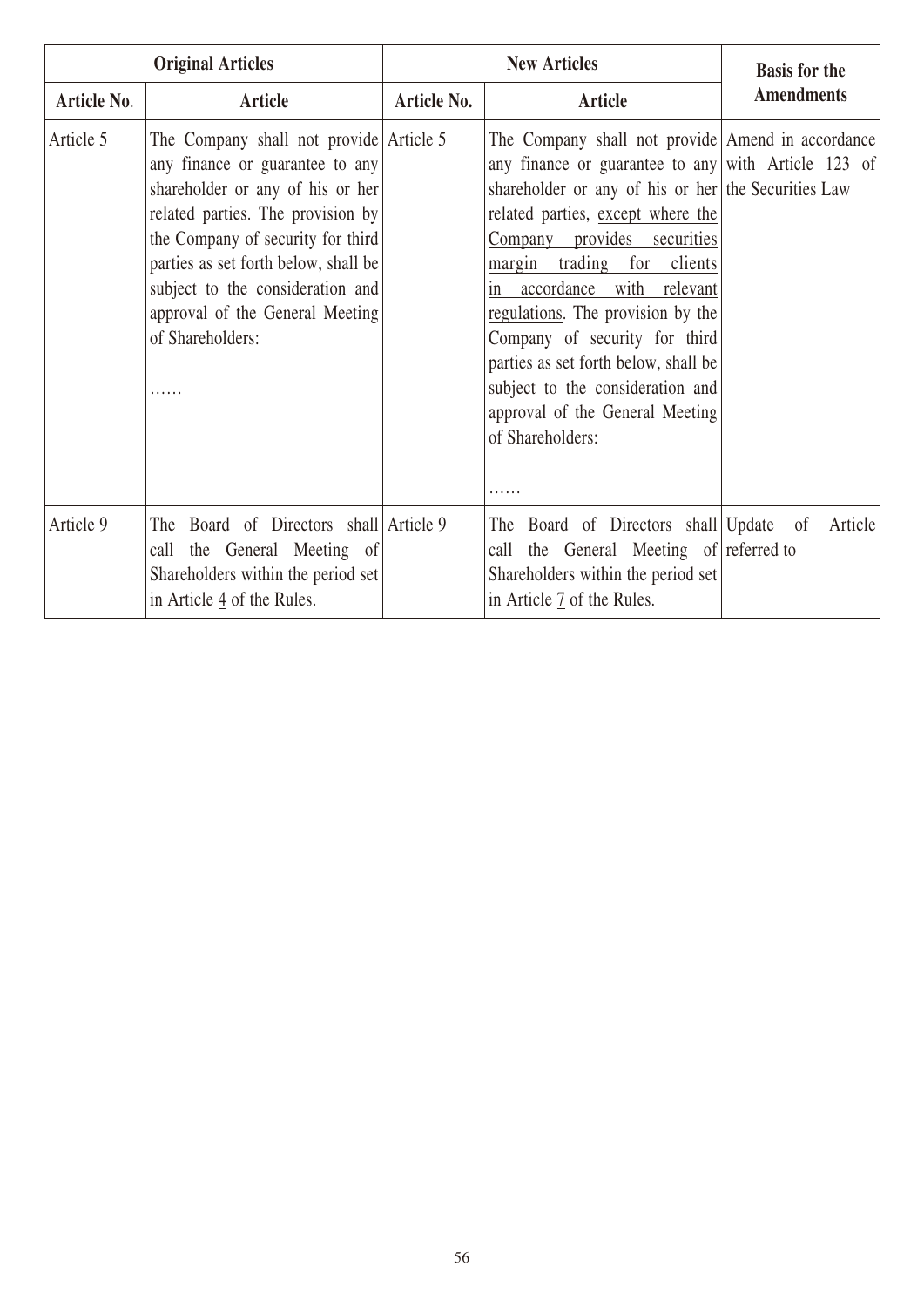| Original Articles | | New Articles | | Basis for the Amendments |
|---|---|---|---|---|
| Article No. | Article | Article No. | Article | |
| Article 5 | The Company shall not provide any finance or guarantee to any shareholder or any of his or her related parties. The provision by the Company of security for third parties as set forth below, shall be subject to the consideration and approval of the General Meeting of Shareholders: …… | Article 5 | The Company shall not provide any finance or guarantee to any shareholder or any of his or her related parties, except where the Company provides securities margin trading for clients in accordance with relevant regulations. The provision by the Company of security for third parties as set forth below, shall be subject to the consideration and approval of the General Meeting of Shareholders: …… | Amend in accordance with Article 123 of the Securities Law |
| Article 9 | The Board of Directors shall call the General Meeting of Shareholders within the period set in Article 4 of the Rules. | Article 9 | The Board of Directors shall call the General Meeting of Shareholders within the period set in Article 7 of the Rules. | Update of Article referred to |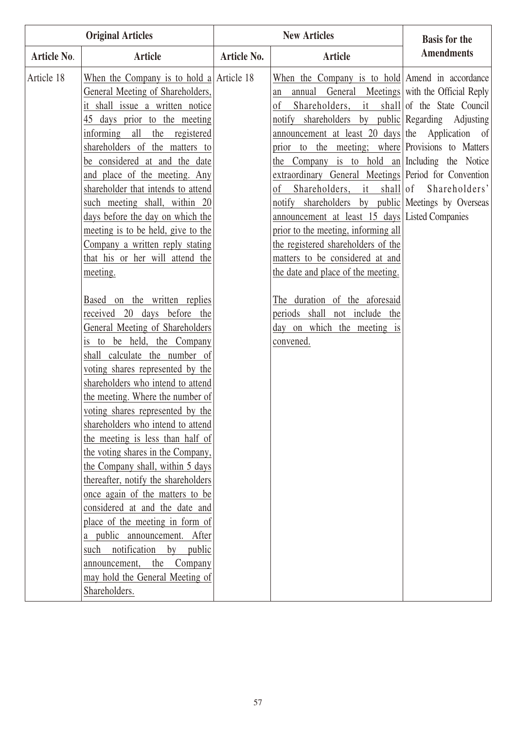| Original Articles | | New Articles | | Basis for the Amendments |
|---|---|---|---|---|
| Article No. | Article | Article No. | Article | |
| Article 18 | When the Company is to hold a General Meeting of Shareholders, it shall issue a written notice 45 days prior to the meeting informing all the registered shareholders of the matters to be considered at and the date and place of the meeting. Any shareholder that intends to attend such meeting shall, within 20 days before the day on which the meeting is to be held, give to the Company a written reply stating that his or her will attend the meeting.<br><br>Based on the written replies received 20 days before the General Meeting of Shareholders is to be held, the Company shall calculate the number of voting shares represented by the shareholders who intend to attend the meeting. Where the number of voting shares represented by the shareholders who intend to attend the meeting is less than half of the voting shares in the Company, the Company shall, within 5 days thereafter, notify the shareholders once again of the matters to be considered at and the date and place of the meeting in form of a public announcement. After such notification by public announcement, the Company may hold the General Meeting of Shareholders. | Article 18 | When the Company is to hold an annual General Meetings of Shareholders, it shall notify shareholders by public announcement at least 20 days prior to the meeting; where the Company is to hold an extraordinary General Meetings of Shareholders, it shall notify shareholders by public announcement at least 15 days prior to the meeting, informing all the registered shareholders of the matters to be considered at and the date and place of the meeting.<br><br>The duration of the aforesaid periods shall not include the day on which the meeting is convened. | Amend in accordance with the Official Reply of the State Council Regarding Adjusting the Application of Provisions to Matters Including the Notice Period for Convention of Shareholders' Meetings by Overseas Listed Companies |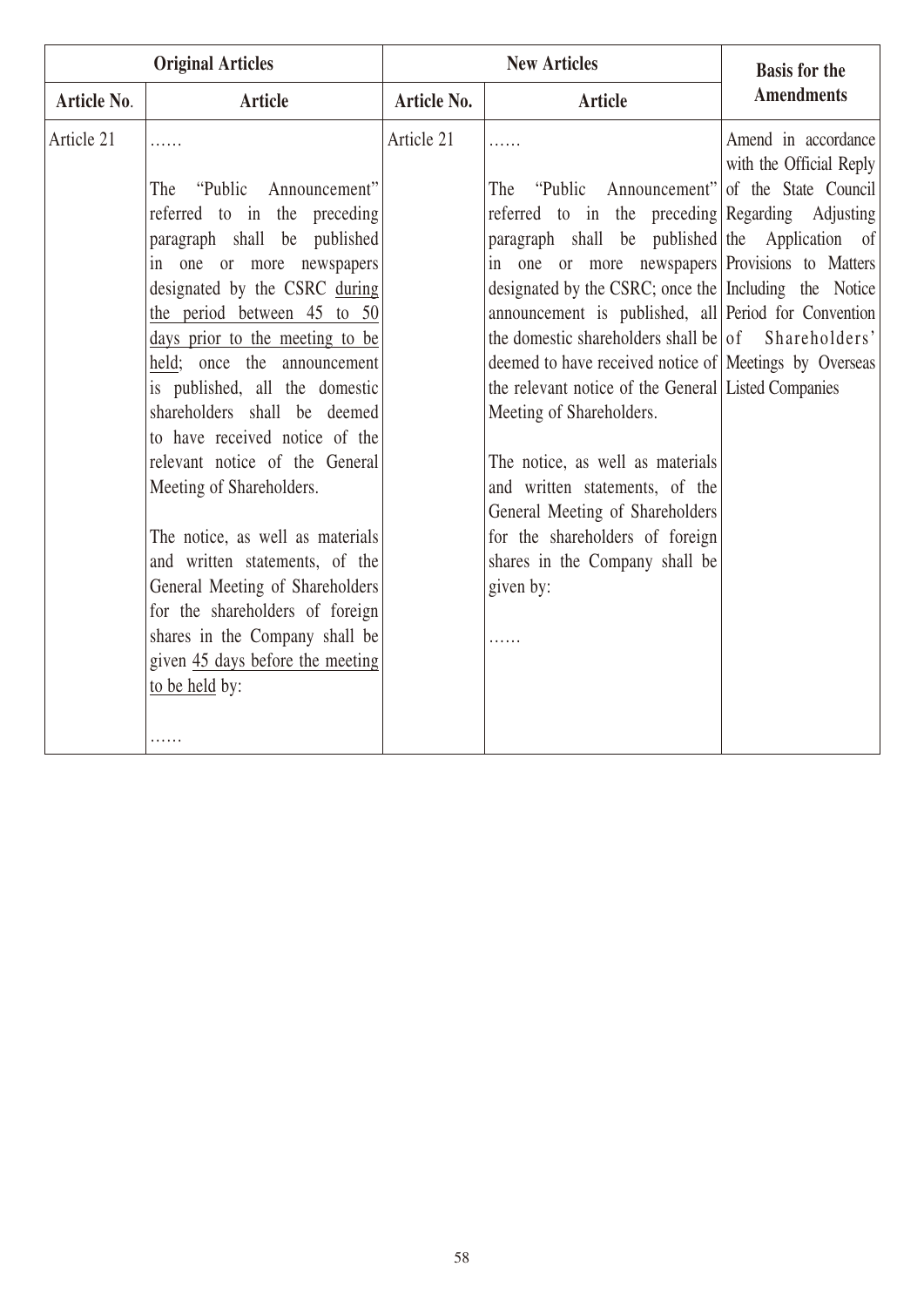| Original Articles | | New Articles | | Basis for the Amendments |
|---|---|---|---|---|
| Article No. | Article | Article No. | Article | |
| Article 21 | ……<br><br>The "Public Announcement" referred to in the preceding paragraph shall be published in one or more newspapers designated by the CSRC during the period between 45 to 50 days prior to the meeting to be held; once the announcement is published, all the domestic shareholders shall be deemed to have received notice of the relevant notice of the General Meeting of Shareholders.<br><br>The notice, as well as materials and written statements, of the General Meeting of Shareholders for the shareholders of foreign shares in the Company shall be given 45 days before the meeting to be held by:<br><br>…… | Article 21 | ……<br><br>The "Public Announcement" referred to in the preceding paragraph shall be published in one or more newspapers designated by the CSRC; once the announcement is published, all the domestic shareholders shall be deemed to have received notice of the relevant notice of the General Meeting of Shareholders.<br><br>The notice, as well as materials and written statements, of the General Meeting of Shareholders for the shareholders of foreign shares in the Company shall be given by:<br><br>…… | Amend in accordance with the Official Reply of the State Council Regarding Adjusting the Application of Provisions to Matters Including the Notice Period for Convention of Shareholders' Meetings by Overseas Listed Companies |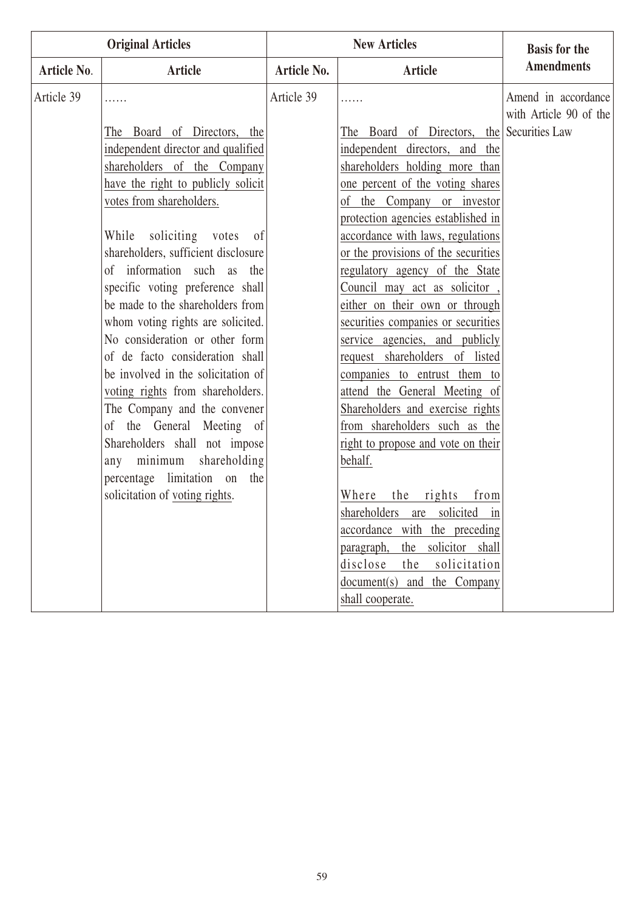| Original Articles | | New Articles | | Basis for the Amendments |
|---|---|---|---|---|
| Article No. | Article | Article No. | Article | |
| Article 39 | ……<br><br>The Board of Directors, the independent director and qualified shareholders of the Company have the right to publicly solicit votes from shareholders.<br><br>While soliciting votes of shareholders, sufficient disclosure of information such as the specific voting preference shall be made to the shareholders from whom voting rights are solicited. No consideration or other form of de facto consideration shall be involved in the solicitation of voting rights from shareholders. The Company and the convener of the General Meeting of Shareholders shall not impose any minimum shareholding percentage limitation on the solicitation of voting rights. | Article 39 | ……<br><br>The Board of Directors, the independent directors, and the shareholders holding more than one percent of the voting shares of the Company or investor protection agencies established in accordance with laws, regulations or the provisions of the securities regulatory agency of the State Council may act as solicitor , either on their own or through securities companies or securities service agencies, and publicly request shareholders of listed companies to entrust them to attend the General Meeting of Shareholders and exercise rights from shareholders such as the right to propose and vote on their behalf.<br><br>Where the rights from shareholders are solicited in accordance with the preceding paragraph, the solicitor shall disclose the solicitation document(s) and the Company shall cooperate. | Amend in accordance with Article 90 of the Securities Law |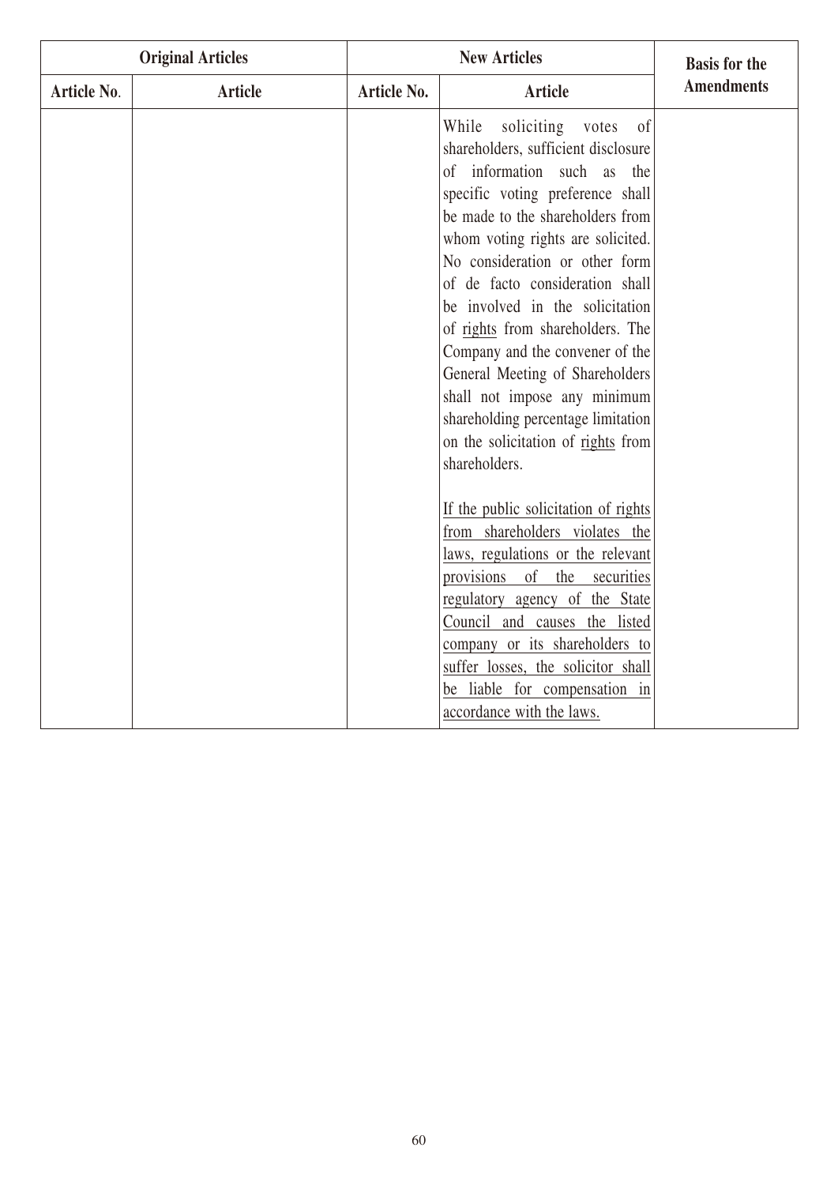| Original Articles | | New Articles | | Basis for the Amendments |
|---|---|---|---|---|
| Article No. | Article | Article No. | Article | |
| | | | While soliciting votes of shareholders, sufficient disclosure of information such as the specific voting preference shall be made to the shareholders from whom voting rights are solicited. No consideration or other form of de facto consideration shall be involved in the solicitation of rights from shareholders. The Company and the convener of the General Meeting of Shareholders shall not impose any minimum shareholding percentage limitation on the solicitation of rights from shareholders.<br><br>If the public solicitation of rights from shareholders violates the laws, regulations or the relevant provisions of the securities regulatory agency of the State Council and causes the listed company or its shareholders to suffer losses, the solicitor shall be liable for compensation in accordance with the laws. | |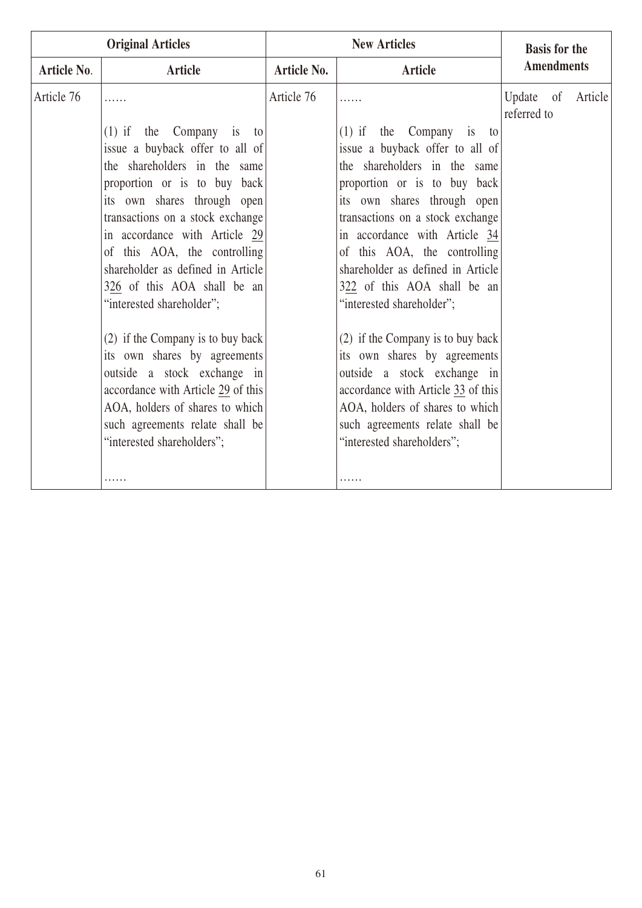| Original Articles | | New Articles | | Basis for the Amendments |
|---|---|---|---|---|
| Article No. | Article | Article No. | Article | |
| Article 76 | ……<br><br>(1) if the Company is to issue a buyback offer to all of the shareholders in the same proportion or is to buy back its own shares through open transactions on a stock exchange in accordance with Article 29 of this AOA, the controlling shareholder as defined in Article 326 of this AOA shall be an "interested shareholder";<br><br>(2) if the Company is to buy back its own shares by agreements outside a stock exchange in accordance with Article 29 of this AOA, holders of shares to which such agreements relate shall be "interested shareholders";<br><br>…… | Article 76 | ……<br><br>(1) if the Company is to issue a buyback offer to all of the shareholders in the same proportion or is to buy back its own shares through open transactions on a stock exchange in accordance with Article 34 of this AOA, the controlling shareholder as defined in Article 322 of this AOA shall be an "interested shareholder";<br><br>(2) if the Company is to buy back its own shares by agreements outside a stock exchange in accordance with Article 33 of this AOA, holders of shares to which such agreements relate shall be "interested shareholders";<br><br>…… | Update of Article referred to |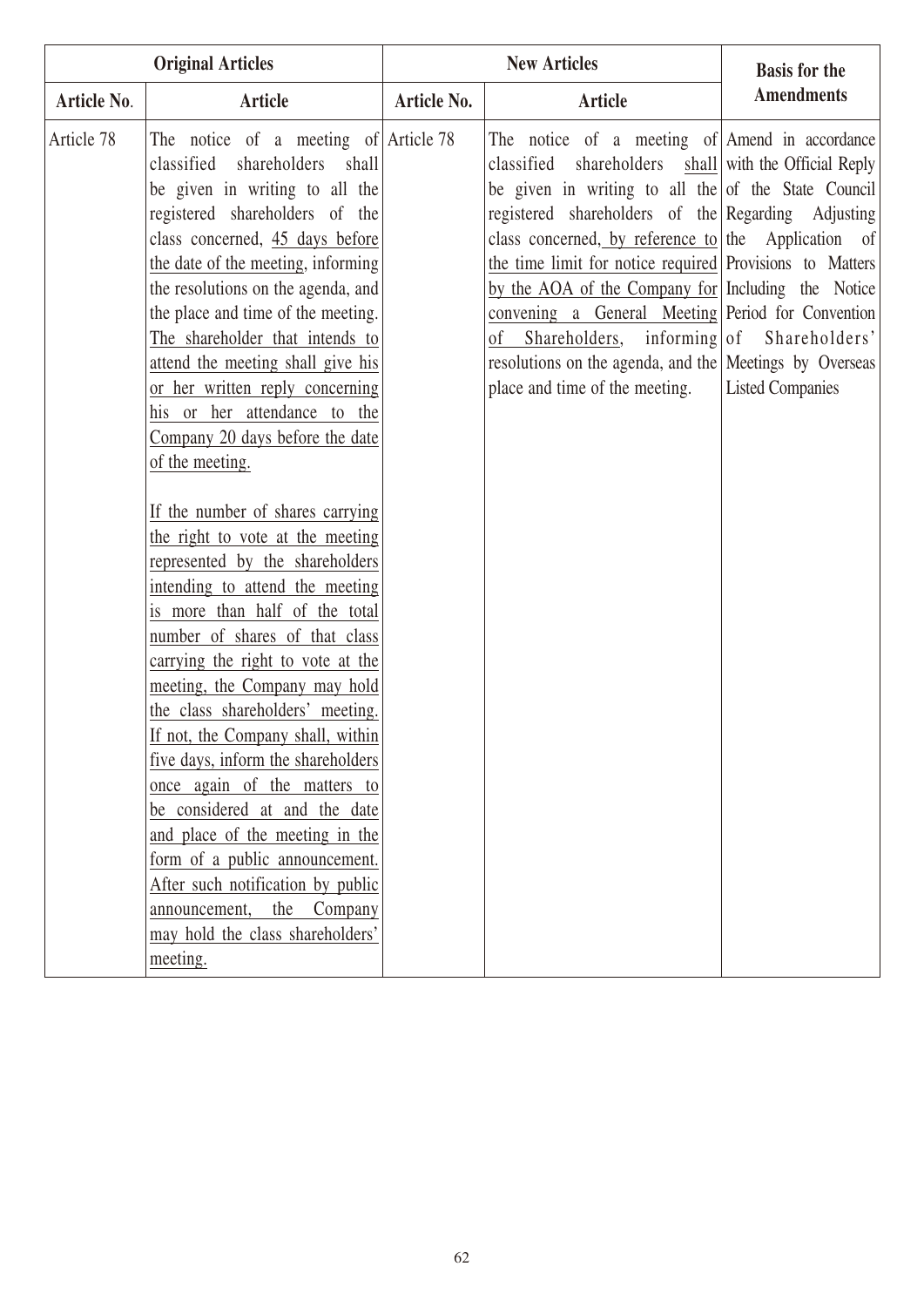| Original Articles | | New Articles | | Basis for the Amendments |
|---|---|---|---|---|
| Article No. | Article | Article No. | Article | |
| Article 78 | The notice of a meeting of classified shareholders shall be given in writing to all the registered shareholders of the class concerned, 45 days before the date of the meeting, informing the resolutions on the agenda, and the place and time of the meeting. The shareholder that intends to attend the meeting shall give his or her written reply concerning his or her attendance to the Company 20 days before the date of the meeting.<br><br>If the number of shares carrying the right to vote at the meeting represented by the shareholders intending to attend the meeting is more than half of the total number of shares of that class carrying the right to vote at the meeting, the Company may hold the class shareholders' meeting. If not, the Company shall, within five days, inform the shareholders once again of the matters to be considered at and the date and place of the meeting in the form of a public announcement. After such notification by public announcement, the Company may hold the class shareholders' meeting. | Article 78 | The notice of a meeting of classified shareholders shall be given in writing to all the registered shareholders of the class concerned, by reference to the time limit for notice required by the AOA of the Company for convening a General Meeting of Shareholders, informing resolutions on the agenda, and the place and time of the meeting. | Amend in accordance with the Official Reply of the State Council Regarding Adjusting the Application of Provisions to Matters Including the Notice Period for Convention of Shareholders' Meetings by Overseas Listed Companies |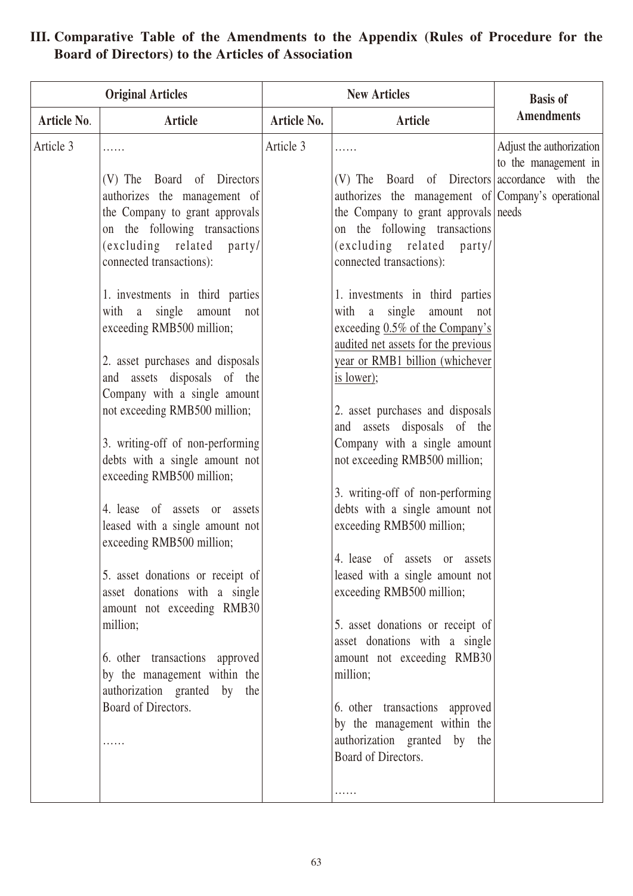## III. Comparative Table of the Amendments to the Appendix (Rules of Procedure for the Board of Directors) to the Articles of Association

| Original Articles | | New Articles | | Basis of Amendments |
|---|---|---|---|---|
| Article No. | Article | Article No. | Article | |
| Article 3 | ……<br><br>(V) The Board of Directors authorizes the management of the Company to grant approvals on the following transactions (excluding related party/ connected transactions):<br><br>1. investments in third parties with a single amount not exceeding RMB500 million;<br><br>2. asset purchases and disposals and assets disposals of the Company with a single amount not exceeding RMB500 million;<br><br>3. writing-off of non-performing debts with a single amount not exceeding RMB500 million;<br><br>4. lease of assets or assets leased with a single amount not exceeding RMB500 million;<br><br>5. asset donations or receipt of asset donations with a single amount not exceeding RMB30 million;<br><br>6. other transactions approved by the management within the authorization granted by the Board of Directors.<br><br>…… | Article 3 | ……<br><br>(V) The Board of Directors authorizes the management of the Company to grant approvals on the following transactions (excluding related party/ connected transactions):<br><br>1. investments in third parties with a single amount not exceeding <u>0.5% of the Company's audited net assets for the previous year or RMB1 billion (whichever is lower)</u>;<br><br>2. asset purchases and disposals and assets disposals of the Company with a single amount not exceeding RMB500 million;<br><br>3. writing-off of non-performing debts with a single amount not exceeding RMB500 million;<br><br>4. lease of assets or assets leased with a single amount not exceeding RMB500 million;<br><br>5. asset donations or receipt of asset donations with a single amount not exceeding RMB30 million;<br><br>6. other transactions approved by the management within the authorization granted by the Board of Directors.<br><br>…… | Adjust the authorization to the management in accordance with the Company's operational needs |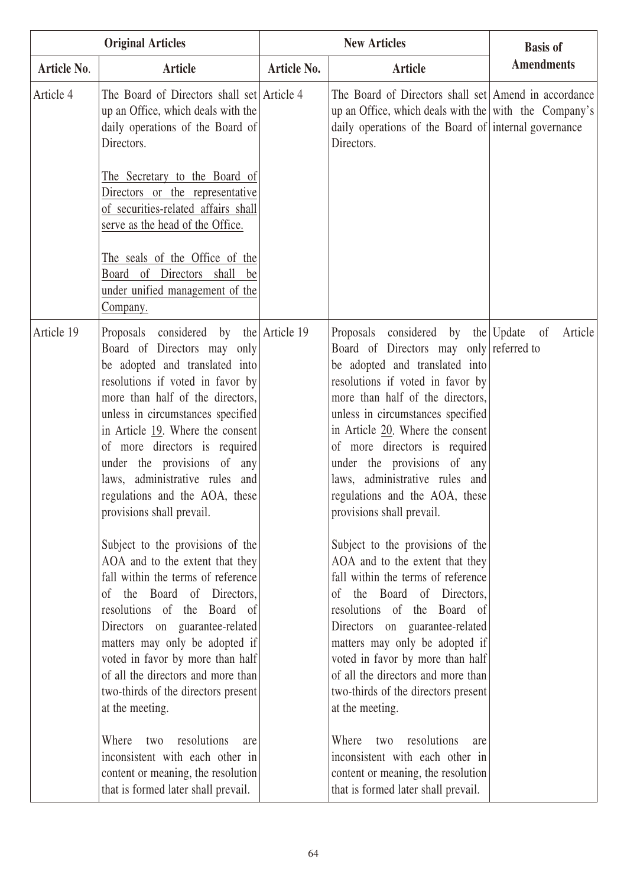| Original Articles | | New Articles | | Basis of Amendments |
|---|---|---|---|---|
| Article No. | Article | Article No. | Article | |
| Article 4 | The Board of Directors shall set up an Office, which deals with the daily operations of the Board of Directors.<br><br>The Secretary to the Board of Directors or the representative of securities-related affairs shall serve as the head of the Office.<br><br>The seals of the Office of the Board of Directors shall be under unified management of the Company. | Article 4 | The Board of Directors shall set up an Office, which deals with the daily operations of the Board of Directors. | Amend in accordance with the Company's internal governance |
| Article 19 | Proposals considered by the Board of Directors may only be adopted and translated into resolutions if voted in favor by more than half of the directors, unless in circumstances specified in Article 19. Where the consent of more directors is required under the provisions of any laws, administrative rules and regulations and the AOA, these provisions shall prevail.<br><br>Subject to the provisions of the AOA and to the extent that they fall within the terms of reference of the Board of Directors, resolutions of the Board of Directors on guarantee-related matters may only be adopted if voted in favor by more than half of all the directors and more than two-thirds of the directors present at the meeting.<br><br>Where two resolutions are inconsistent with each other in content or meaning, the resolution that is formed later shall prevail. | Article 19 | Proposals considered by the Board of Directors may only be adopted and translated into resolutions if voted in favor by more than half of the directors, unless in circumstances specified in Article 20. Where the consent of more directors is required under the provisions of any laws, administrative rules and regulations and the AOA, these provisions shall prevail.<br><br>Subject to the provisions of the AOA and to the extent that they fall within the terms of reference of the Board of Directors, resolutions of the Board of Directors on guarantee-related matters may only be adopted if voted in favor by more than half of all the directors and more than two-thirds of the directors present at the meeting.<br><br>Where two resolutions are inconsistent with each other in content or meaning, the resolution that is formed later shall prevail. | Update of Article referred to |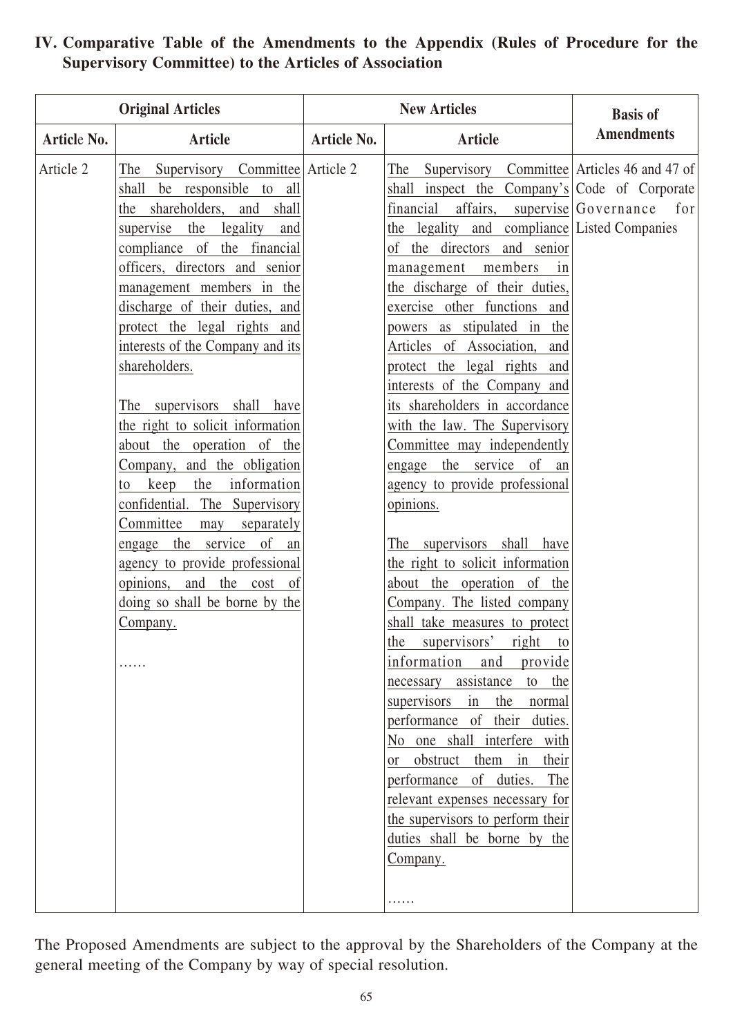## IV. Comparative Table of the Amendments to the Appendix (Rules of Procedure for the Supervisory Committee) to the Articles of Association

| Original Articles | | New Articles | | Basis of Amendments |
|---|---|---|---|---|
| **Article No.** | **Article** | **Article No.** | **Article** | |
| Article 2 | The Supervisory Committee shall be responsible to all the shareholders, and shall supervise the legality and compliance of the financial officers, directors and senior management members in the discharge of their duties, and protect the legal rights and interests of the Company and its shareholders.<br><br>The supervisors shall have the right to solicit information about the operation of the Company, and the obligation to keep the information confidential. The Supervisory Committee may separately engage the service of an agency to provide professional opinions, and the cost of doing so shall be borne by the Company.<br><br>…… | Article 2 | The Supervisory Committee shall inspect the Company's financial affairs, supervise the legality and compliance of the directors and senior management members in the discharge of their duties, exercise other functions and powers as stipulated in the Articles of Association, and protect the legal rights and interests of the Company and its shareholders in accordance with the law. The Supervisory Committee may independently engage the service of an agency to provide professional opinions.<br><br>The supervisors shall have the right to solicit information about the operation of the Company. The listed company shall take measures to protect the supervisors' right to information and provide necessary assistance to the supervisors in the normal performance of their duties. No one shall interfere with or obstruct them in their performance of duties. The relevant expenses necessary for the supervisors to perform their duties shall be borne by the Company.<br><br>…… | Articles 46 and 47 of Code of Corporate Governance for Listed Companies |

The Proposed Amendments are subject to the approval by the Shareholders of the Company at the general meeting of the Company by way of special resolution.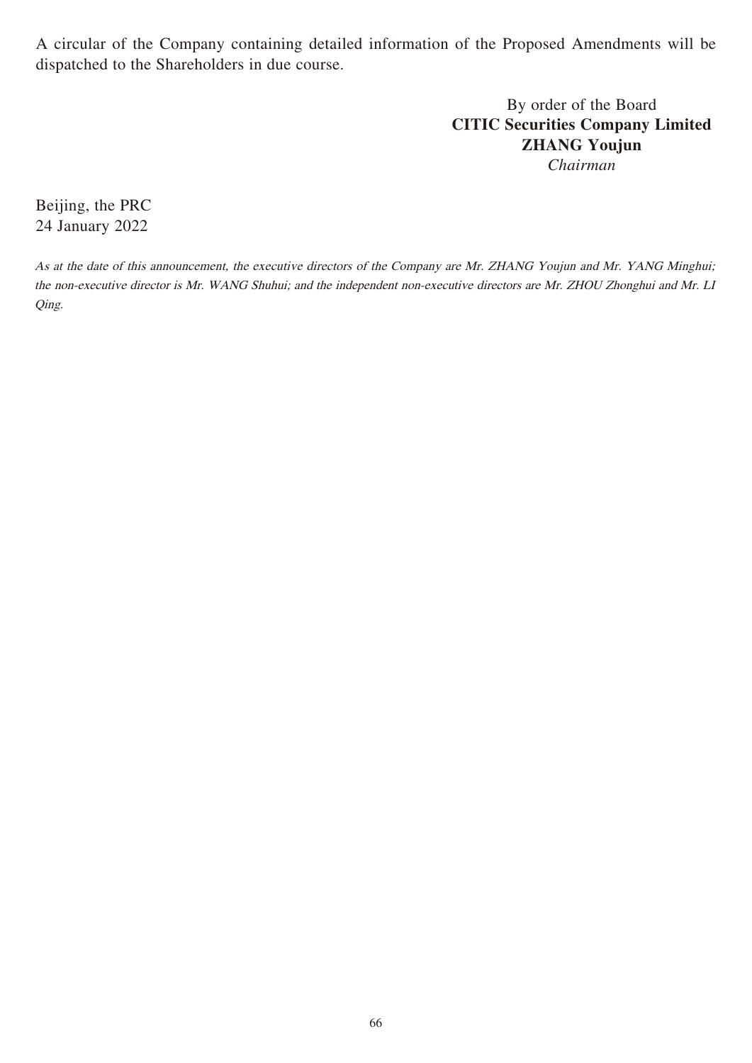A circular of the Company containing detailed information of the Proposed Amendments will be dispatched to the Shareholders in due course.

By order of the Board
**CITIC Securities Company Limited**
**ZHANG Youjun**
*Chairman*

Beijing, the PRC
24 January 2022

*As at the date of this announcement, the executive directors of the Company are Mr. ZHANG Youjun and Mr. YANG Minghui; the non-executive director is Mr. WANG Shuhui; and the independent non-executive directors are Mr. ZHOU Zhonghui and Mr. LI Qing.*